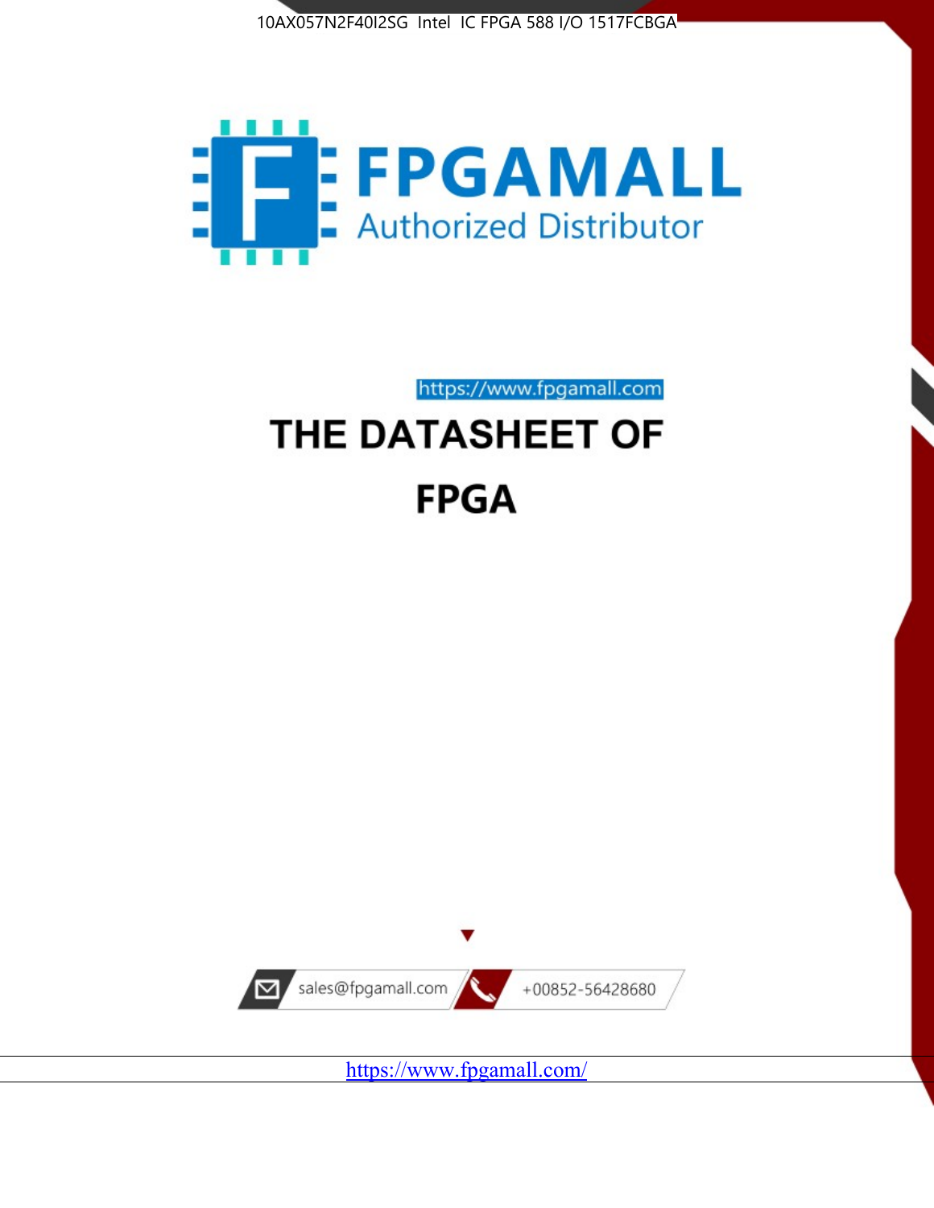10AX057N2F40I2SG Intel IC FPGA 588 I/O 1517FCBGA

FPGAMALL

Authorized Distributor

https://www.fpgamall.com

# THE DATASHEET OF

# FPGA

sales@fpgamall.com

+00852-56428680

https://www.fpgamall.com/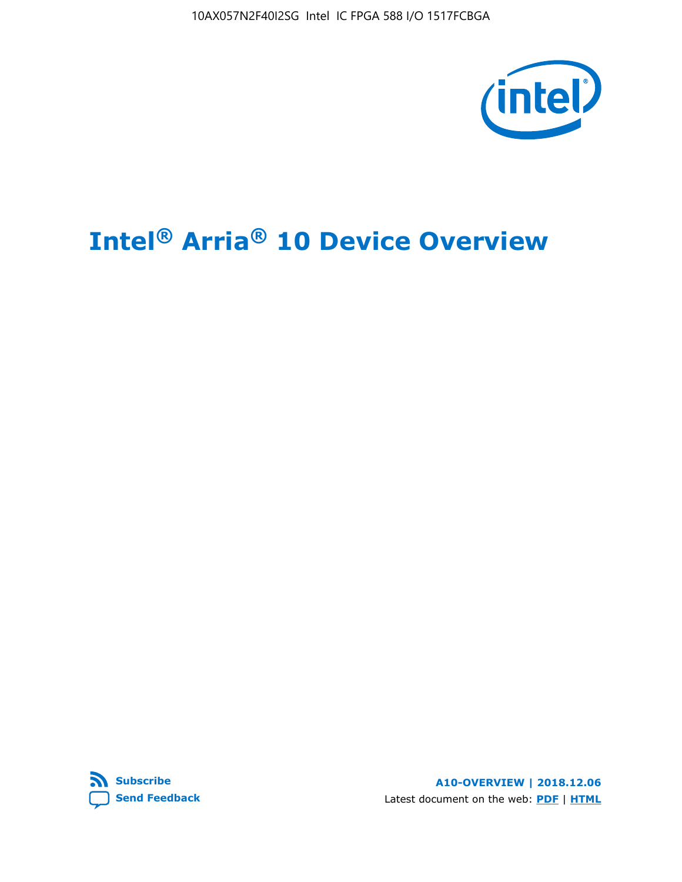# Intel® Arria® 10 Device Overview

**A10-OVERVIEW | 2018.12.06**

Latest document on the web: **PDF** | **HTML**

**Subscribe**

**Send Feedback**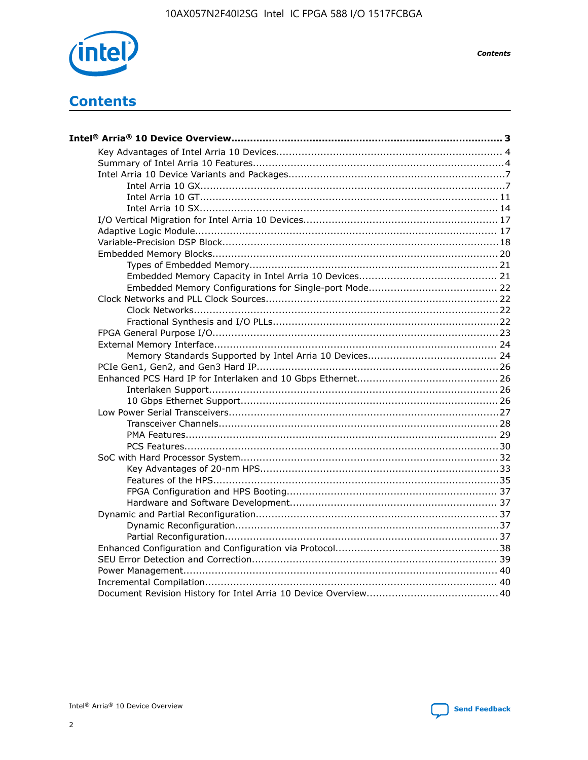# Contents

**Intel® Arria® 10 Device Overview...... 3**

- Key Advantages of Intel Arria 10 Devices...... 4
- Summary of Intel Arria 10 Features...... 4
- Intel Arria 10 Device Variants and Packages...... 7
  - Intel Arria 10 GX...... 7
  - Intel Arria 10 GT...... 11
  - Intel Arria 10 SX...... 14
- I/O Vertical Migration for Intel Arria 10 Devices...... 17
- Adaptive Logic Module...... 17
- Variable-Precision DSP Block...... 18
- Embedded Memory Blocks...... 20
  - Types of Embedded Memory...... 21
  - Embedded Memory Capacity in Intel Arria 10 Devices...... 21
  - Embedded Memory Configurations for Single-port Mode...... 22
- Clock Networks and PLL Clock Sources...... 22
  - Clock Networks...... 22
  - Fractional Synthesis and I/O PLLs...... 22
- FPGA General Purpose I/O...... 23
- External Memory Interface...... 24
  - Memory Standards Supported by Intel Arria 10 Devices...... 24
- PCIe Gen1, Gen2, and Gen3 Hard IP...... 26
- Enhanced PCS Hard IP for Interlaken and 10 Gbps Ethernet...... 26
  - Interlaken Support...... 26
  - 10 Gbps Ethernet Support...... 26
- Low Power Serial Transceivers...... 27
  - Transceiver Channels...... 28
  - PMA Features...... 29
  - PCS Features...... 30
- SoC with Hard Processor System...... 32
  - Key Advantages of 20-nm HPS...... 33
  - Features of the HPS...... 35
  - FPGA Configuration and HPS Booting...... 37
  - Hardware and Software Development...... 37
- Dynamic and Partial Reconfiguration...... 37
  - Dynamic Reconfiguration...... 37
  - Partial Reconfiguration...... 37
- Enhanced Configuration and Configuration via Protocol...... 38
- SEU Error Detection and Correction...... 39
- Power Management...... 40
- Incremental Compilation...... 40
- Document Revision History for Intel Arria 10 Device Overview...... 40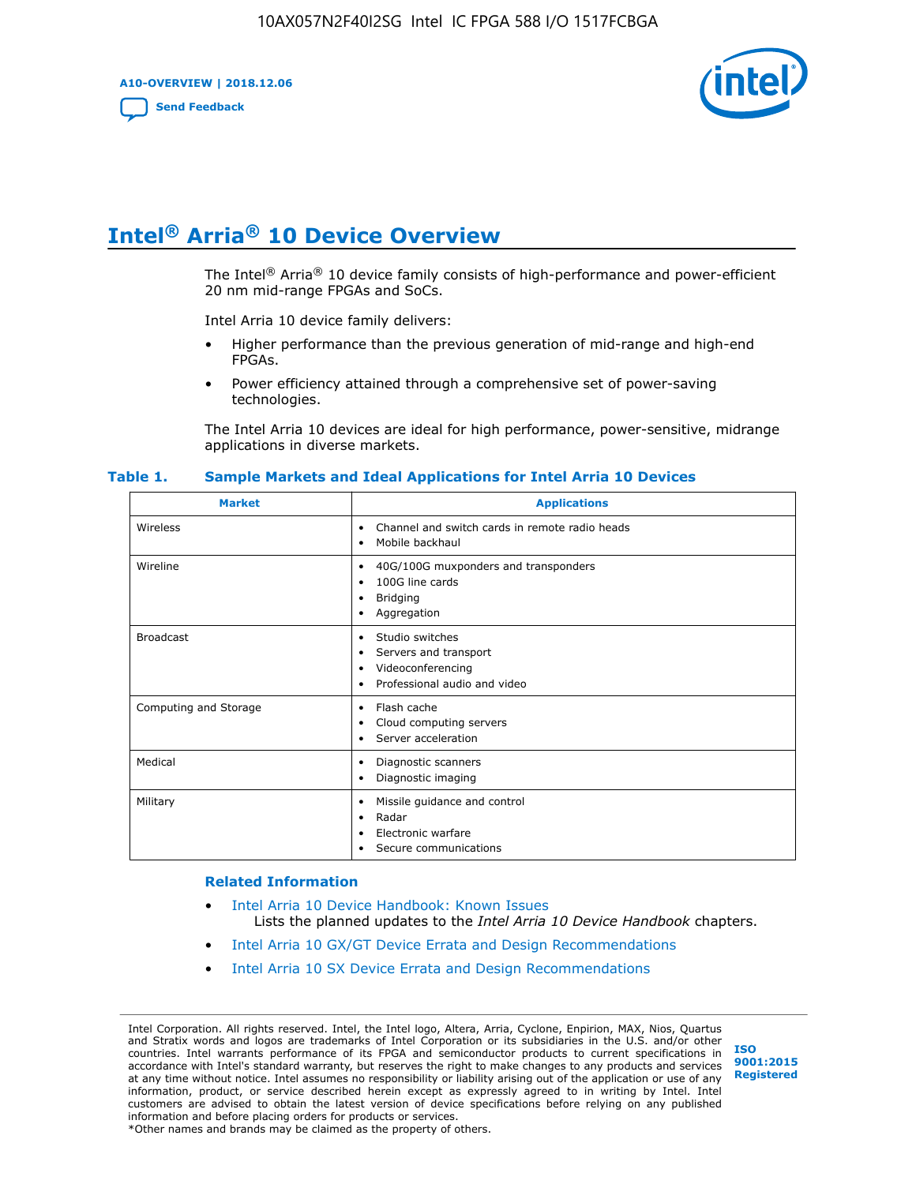# Intel® Arria® 10 Device Overview

The Intel® Arria® 10 device family consists of high-performance and power-efficient 20 nm mid-range FPGAs and SoCs.

Intel Arria 10 device family delivers:

- Higher performance than the previous generation of mid-range and high-end FPGAs.
- Power efficiency attained through a comprehensive set of power-saving technologies.

The Intel Arria 10 devices are ideal for high performance, power-sensitive, midrange applications in diverse markets.

**Table 1. Sample Markets and Ideal Applications for Intel Arria 10 Devices**

| Market | Applications |
|---|---|
| Wireless | • Channel and switch cards in remote radio heads<br>• Mobile backhaul |
| Wireline | • 40G/100G muxponders and transponders<br>• 100G line cards<br>• Bridging<br>• Aggregation |
| Broadcast | • Studio switches<br>• Servers and transport<br>• Videoconferencing<br>• Professional audio and video |
| Computing and Storage | • Flash cache<br>• Cloud computing servers<br>• Server acceleration |
| Medical | • Diagnostic scanners<br>• Diagnostic imaging |
| Military | • Missile guidance and control<br>• Radar<br>• Electronic warfare<br>• Secure communications |

### Related Information

- Intel Arria 10 Device Handbook: Known Issues
  Lists the planned updates to the *Intel Arria 10 Device Handbook* chapters.
- Intel Arria 10 GX/GT Device Errata and Design Recommendations
- Intel Arria 10 SX Device Errata and Design Recommendations

Intel Corporation. All rights reserved. Intel, the Intel logo, Altera, Arria, Cyclone, Enpirion, MAX, Nios, Quartus and Stratix words and logos are trademarks of Intel Corporation or its subsidiaries in the U.S. and/or other countries. Intel warrants performance of its FPGA and semiconductor products to current specifications in accordance with Intel's standard warranty, but reserves the right to make changes to any products and services at any time without notice. Intel assumes no responsibility or liability arising out of the application or use of any information, product, or service described herein except as expressly agreed to in writing by Intel. Intel customers are advised to obtain the latest version of device specifications before relying on any published information and before placing orders for products or services.
*Other names and brands may be claimed as the property of others.

ISO 9001:2015 Registered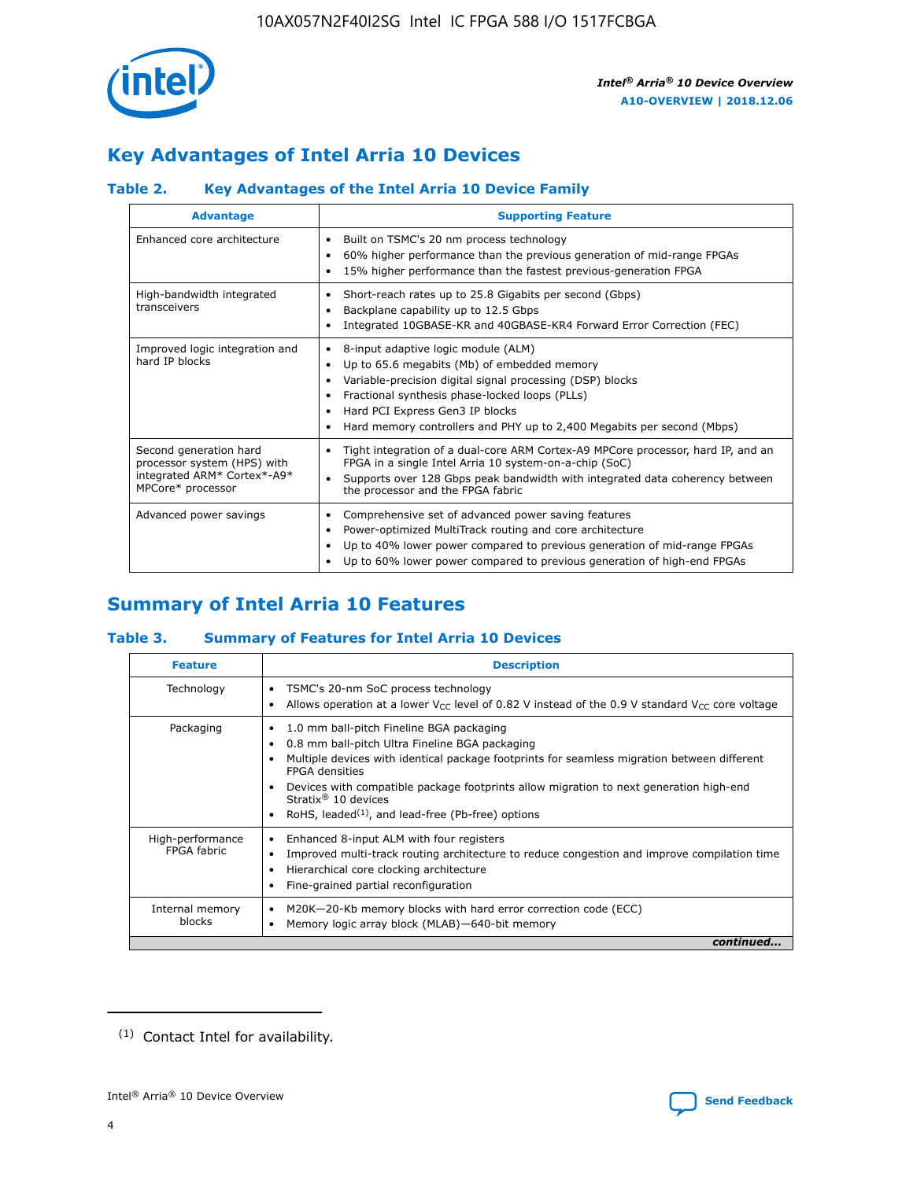## Key Advantages of Intel Arria 10 Devices

### Table 2. Key Advantages of the Intel Arria 10 Device Family

| Advantage | Supporting Feature |
|---|---|
| Enhanced core architecture | • Built on TSMC's 20 nm process technology<br>• 60% higher performance than the previous generation of mid-range FPGAs<br>• 15% higher performance than the fastest previous-generation FPGA |
| High-bandwidth integrated transceivers | • Short-reach rates up to 25.8 Gigabits per second (Gbps)<br>• Backplane capability up to 12.5 Gbps<br>• Integrated 10GBASE-KR and 40GBASE-KR4 Forward Error Correction (FEC) |
| Improved logic integration and hard IP blocks | • 8-input adaptive logic module (ALM)<br>• Up to 65.6 megabits (Mb) of embedded memory<br>• Variable-precision digital signal processing (DSP) blocks<br>• Fractional synthesis phase-locked loops (PLLs)<br>• Hard PCI Express Gen3 IP blocks<br>• Hard memory controllers and PHY up to 2,400 Megabits per second (Mbps) |
| Second generation hard processor system (HPS) with integrated ARM* Cortex*-A9* MPCore* processor | • Tight integration of a dual-core ARM Cortex-A9 MPCore processor, hard IP, and an FPGA in a single Intel Arria 10 system-on-a-chip (SoC)<br>• Supports over 128 Gbps peak bandwidth with integrated data coherency between the processor and the FPGA fabric |
| Advanced power savings | • Comprehensive set of advanced power saving features<br>• Power-optimized MultiTrack routing and core architecture<br>• Up to 40% lower power compared to previous generation of mid-range FPGAs<br>• Up to 60% lower power compared to previous generation of high-end FPGAs |

## Summary of Intel Arria 10 Features

### Table 3. Summary of Features for Intel Arria 10 Devices

| Feature | Description |
|---|---|
| Technology | • TSMC's 20-nm SoC process technology<br>• Allows operation at a lower $V_{CC}$ level of 0.82 V instead of the 0.9 V standard $V_{CC}$ core voltage |
| Packaging | • 1.0 mm ball-pitch Fineline BGA packaging<br>• 0.8 mm ball-pitch Ultra Fineline BGA packaging<br>• Multiple devices with identical package footprints for seamless migration between different FPGA densities<br>• Devices with compatible package footprints allow migration to next generation high-end Stratix® 10 devices<br>• RoHS, leaded[(1)], and lead-free (Pb-free) options |
| High-performance FPGA fabric | • Enhanced 8-input ALM with four registers<br>• Improved multi-track routing architecture to reduce congestion and improve compilation time<br>• Hierarchical core clocking architecture<br>• Fine-grained partial reconfiguration |
| Internal memory blocks | • M20K—20-Kb memory blocks with hard error correction code (ECC)<br>• Memory logic array block (MLAB)—640-bit memory |

*continued...*

(1) Contact Intel for availability.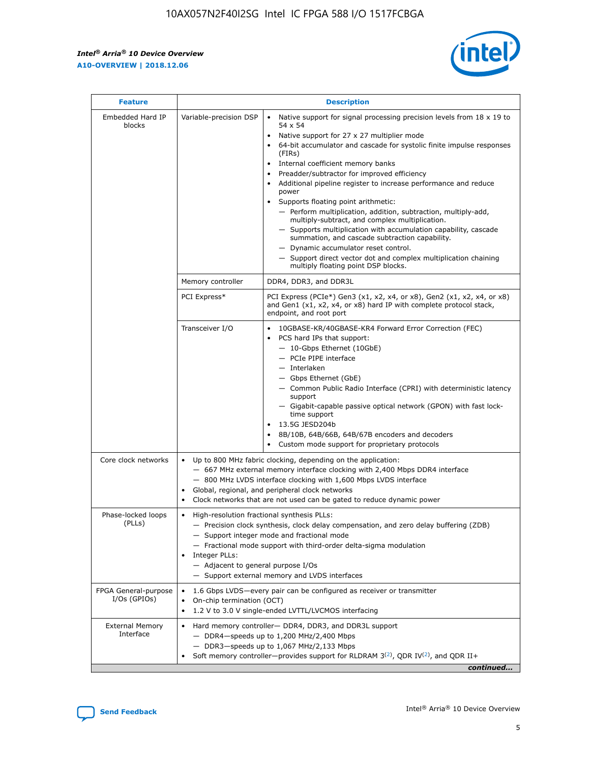| Feature | Description | |
|---|---|---|
| Embedded Hard IP blocks | Variable-precision DSP | • Native support for signal processing precision levels from 18 x 19 to 54 x 54<br>• Native support for 27 x 27 multiplier mode<br>• 64-bit accumulator and cascade for systolic finite impulse responses (FIRs)<br>• Internal coefficient memory banks<br>• Preadder/subtractor for improved efficiency<br>• Additional pipeline register to increase performance and reduce power<br>• Supports floating point arithmetic:<br>— Perform multiplication, addition, subtraction, multiply-add, multiply-subtract, and complex multiplication.<br>— Supports multiplication with accumulation capability, cascade summation, and cascade subtraction capability.<br>— Dynamic accumulator reset control.<br>— Support direct vector dot and complex multiplication chaining multiply floating point DSP blocks. |
| | Memory controller | DDR4, DDR3, and DDR3L |
| | PCI Express* | PCI Express (PCIe*) Gen3 (x1, x2, x4, or x8), Gen2 (x1, x2, x4, or x8) and Gen1 (x1, x2, x4, or x8) hard IP with complete protocol stack, endpoint, and root port |
| | Transceiver I/O | • 10GBASE-KR/40GBASE-KR4 Forward Error Correction (FEC)<br>• PCS hard IPs that support:<br>— 10-Gbps Ethernet (10GbE)<br>— PCIe PIPE interface<br>— Interlaken<br>— Gbps Ethernet (GbE)<br>— Common Public Radio Interface (CPRI) with deterministic latency support<br>— Gigabit-capable passive optical network (GPON) with fast lock-time support<br>• 13.5G JESD204b<br>• 8B/10B, 64B/66B, 64B/67B encoders and decoders<br>• Custom mode support for proprietary protocols |
| Core clock networks | • Up to 800 MHz fabric clocking, depending on the application:<br>— 667 MHz external memory interface clocking with 2,400 Mbps DDR4 interface<br>— 800 MHz LVDS interface clocking with 1,600 Mbps LVDS interface<br>• Global, regional, and peripheral clock networks<br>• Clock networks that are not used can be gated to reduce dynamic power | |
| Phase-locked loops (PLLs) | • High-resolution fractional synthesis PLLs:<br>— Precision clock synthesis, clock delay compensation, and zero delay buffering (ZDB)<br>— Support integer mode and fractional mode<br>— Fractional mode support with third-order delta-sigma modulation<br>• Integer PLLs:<br>— Adjacent to general purpose I/Os<br>— Support external memory and LVDS interfaces | |
| FPGA General-purpose I/Os (GPIOs) | • 1.6 Gbps LVDS—every pair can be configured as receiver or transmitter<br>• On-chip termination (OCT)<br>• 1.2 V to 3.0 V single-ended LVTTL/LVCMOS interfacing | |
| External Memory Interface | • Hard memory controller— DDR4, DDR3, and DDR3L support<br>— DDR4—speeds up to 1,200 MHz/2,400 Mbps<br>— DDR3—speeds up to 1,067 MHz/2,133 Mbps<br>• Soft memory controller—provides support for RLDRAM 3[(2)], QDR IV[(2)], and QDR II+ | |

*continued...*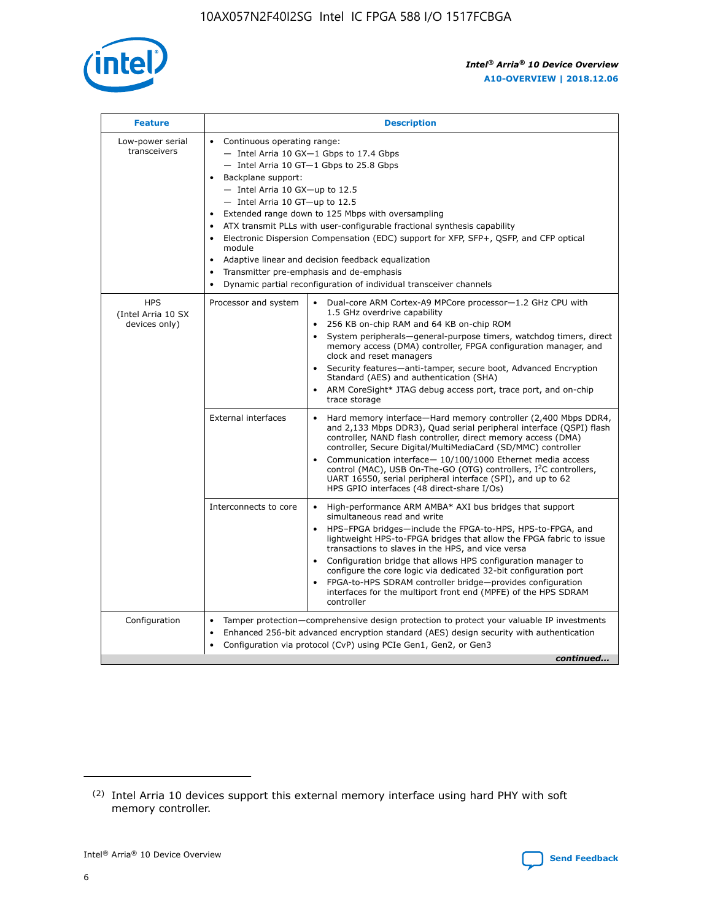| Feature | Description | |
|---|---|---|
| Low-power serial transceivers | • Continuous operating range:<br>— Intel Arria 10 GX—1 Gbps to 17.4 Gbps<br>— Intel Arria 10 GT—1 Gbps to 25.8 Gbps<br>• Backplane support:<br>— Intel Arria 10 GX—up to 12.5<br>— Intel Arria 10 GT—up to 12.5<br>• Extended range down to 125 Mbps with oversampling<br>• ATX transmit PLLs with user-configurable fractional synthesis capability<br>• Electronic Dispersion Compensation (EDC) support for XFP, SFP+, QSFP, and CFP optical module<br>• Adaptive linear and decision feedback equalization<br>• Transmitter pre-emphasis and de-emphasis<br>• Dynamic partial reconfiguration of individual transceiver channels | |
| HPS (Intel Arria 10 SX devices only) | Processor and system | • Dual-core ARM Cortex-A9 MPCore processor—1.2 GHz CPU with 1.5 GHz overdrive capability<br>• 256 KB on-chip RAM and 64 KB on-chip ROM<br>• System peripherals—general-purpose timers, watchdog timers, direct memory access (DMA) controller, FPGA configuration manager, and clock and reset managers<br>• Security features—anti-tamper, secure boot, Advanced Encryption Standard (AES) and authentication (SHA)<br>• ARM CoreSight* JTAG debug access port, trace port, and on-chip trace storage |
| | External interfaces | • Hard memory interface—Hard memory controller (2,400 Mbps DDR4, and 2,133 Mbps DDR3), Quad serial peripheral interface (QSPI) flash controller, NAND flash controller, direct memory access (DMA) controller, Secure Digital/MultiMediaCard (SD/MMC) controller<br>• Communication interface— 10/100/1000 Ethernet media access control (MAC), USB On-The-GO (OTG) controllers, I²C controllers, UART 16550, serial peripheral interface (SPI), and up to 62 HPS GPIO interfaces (48 direct-share I/Os) |
| | Interconnects to core | • High-performance ARM AMBA* AXI bus bridges that support simultaneous read and write<br>• HPS–FPGA bridges—include the FPGA-to-HPS, HPS-to-FPGA, and lightweight HPS-to-FPGA bridges that allow the FPGA fabric to issue transactions to slaves in the HPS, and vice versa<br>• Configuration bridge that allows HPS configuration manager to configure the core logic via dedicated 32-bit configuration port<br>• FPGA-to-HPS SDRAM controller bridge—provides configuration interfaces for the multiport front end (MPFE) of the HPS SDRAM controller |
| Configuration | • Tamper protection—comprehensive design protection to protect your valuable IP investments<br>• Enhanced 256-bit advanced encryption standard (AES) design security with authentication<br>• Configuration via protocol (CvP) using PCIe Gen1, Gen2, or Gen3 | |

*continued...*

(2) Intel Arria 10 devices support this external memory interface using hard PHY with soft memory controller.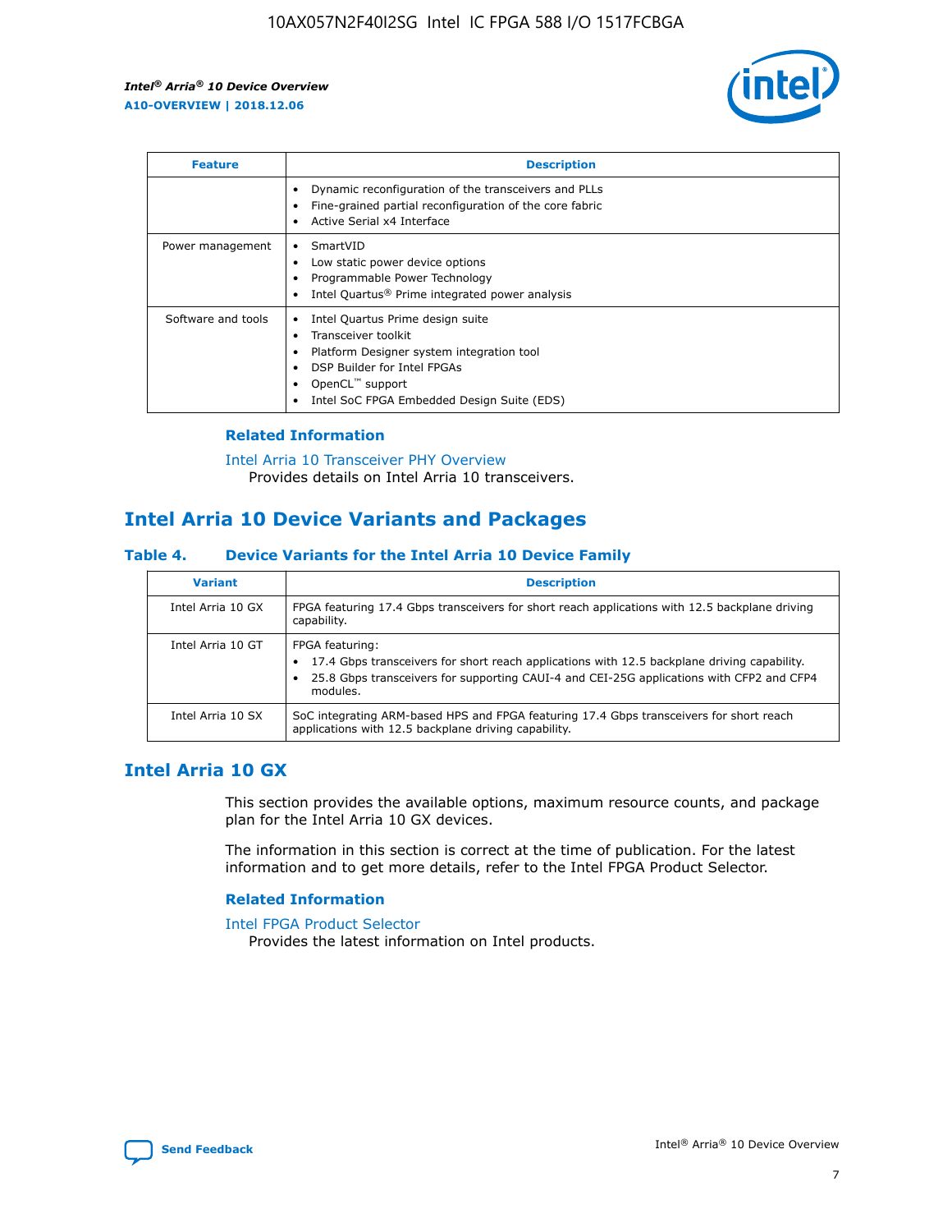| Feature | Description |
| --- | --- |
| | • Dynamic reconfiguration of the transceivers and PLLs<br>• Fine-grained partial reconfiguration of the core fabric<br>• Active Serial x4 Interface |
| Power management | • SmartVID<br>• Low static power device options<br>• Programmable Power Technology<br>• Intel Quartus® Prime integrated power analysis |
| Software and tools | • Intel Quartus Prime design suite<br>• Transceiver toolkit<br>• Platform Designer system integration tool<br>• DSP Builder for Intel FPGAs<br>• OpenCL™ support<br>• Intel SoC FPGA Embedded Design Suite (EDS) |

### Related Information

Intel Arria 10 Transceiver PHY Overview
Provides details on Intel Arria 10 transceivers.

## Intel Arria 10 Device Variants and Packages

### Table 4. Device Variants for the Intel Arria 10 Device Family

| Variant | Description |
| --- | --- |
| Intel Arria 10 GX | FPGA featuring 17.4 Gbps transceivers for short reach applications with 12.5 backplane driving capability. |
| Intel Arria 10 GT | FPGA featuring:<br>• 17.4 Gbps transceivers for short reach applications with 12.5 backplane driving capability.<br>• 25.8 Gbps transceivers for supporting CAUI-4 and CEI-25G applications with CFP2 and CFP4 modules. |
| Intel Arria 10 SX | SoC integrating ARM-based HPS and FPGA featuring 17.4 Gbps transceivers for short reach applications with 12.5 backplane driving capability. |

## Intel Arria 10 GX

This section provides the available options, maximum resource counts, and package plan for the Intel Arria 10 GX devices.

The information in this section is correct at the time of publication. For the latest information and to get more details, refer to the Intel FPGA Product Selector.

### Related Information

Intel FPGA Product Selector
Provides the latest information on Intel products.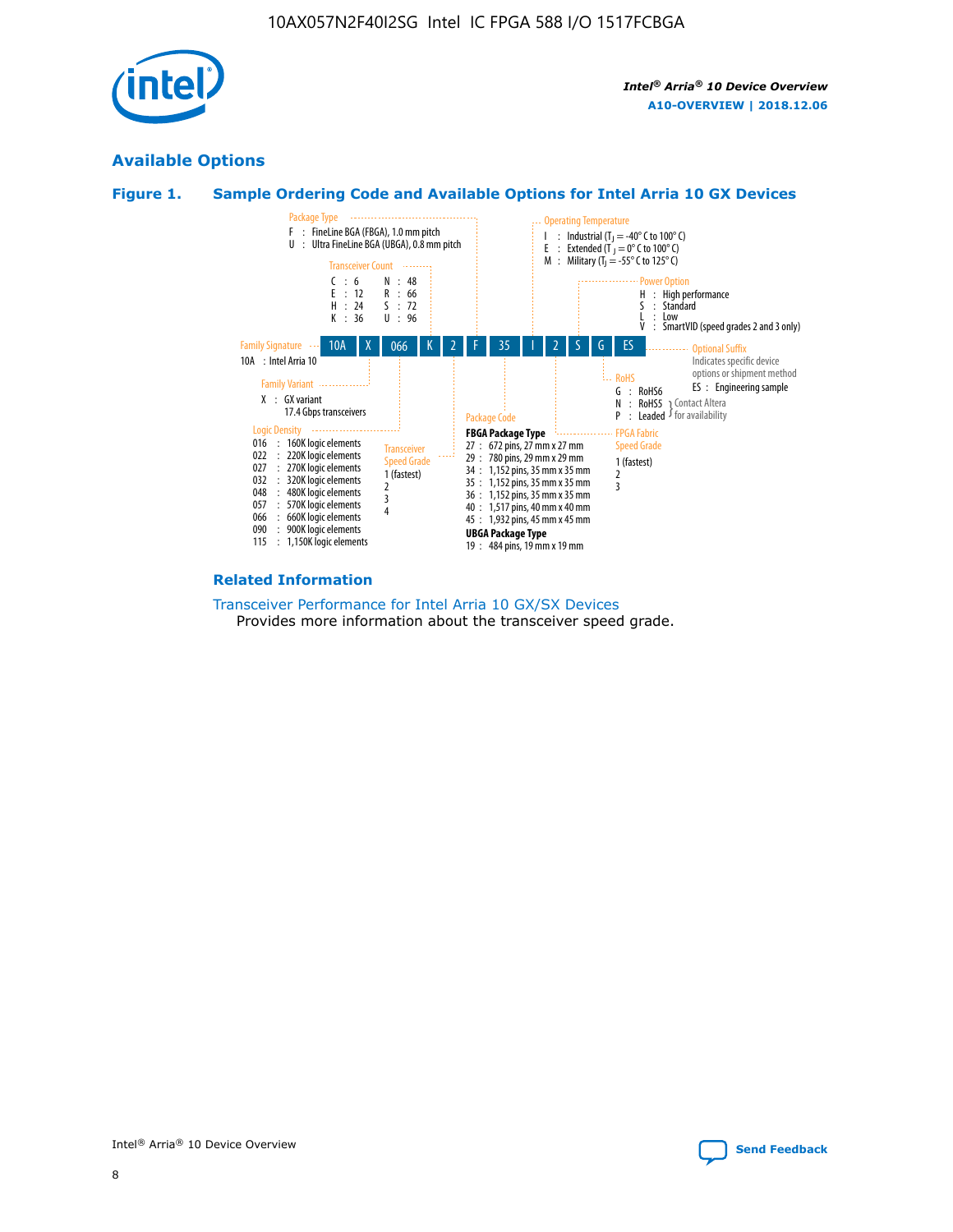## Available Options

### Figure 1. Sample Ordering Code and Available Options for Intel Arria 10 GX Devices

Sample ordering code: 10A X 066 K 2 F 35 I 2 S G ES

**Family Signature**
- 10A : Intel Arria 10

**Family Variant**
- X : GX variant 17.4 Gbps transceivers

**Logic Density**
- 016 : 160K logic elements
- 022 : 220K logic elements
- 027 : 270K logic elements
- 032 : 320K logic elements
- 048 : 480K logic elements
- 057 : 570K logic elements
- 066 : 660K logic elements
- 090 : 900K logic elements
- 115 : 1,150K logic elements

**Transceiver Count**
- C : 6
- E : 12
- H : 24
- K : 36
- N : 48
- R : 66
- S : 72
- U : 96

**Transceiver Speed Grade**
- 1 (fastest)
- 2
- 3
- 4

**Package Type**
- F : FineLine BGA (FBGA), 1.0 mm pitch
- U : Ultra FineLine BGA (UBGA), 0.8 mm pitch

**Package Code**

FBGA Package Type
- 27 : 672 pins, 27 mm x 27 mm
- 29 : 780 pins, 29 mm x 29 mm
- 34 : 1,152 pins, 35 mm x 35 mm
- 35 : 1,152 pins, 35 mm x 35 mm
- 36 : 1,152 pins, 35 mm x 35 mm
- 40 : 1,517 pins, 40 mm x 40 mm
- 45 : 1,932 pins, 45 mm x 45 mm

UBGA Package Type
- 19 : 484 pins, 19 mm x 19 mm

**Operating Temperature**
- I : Industrial ($T_J$ = -40° C to 100° C)
- E : Extended ($T_J$ = 0° C to 100° C)
- M : Military ($T_J$ = -55° C to 125° C)

**FPGA Fabric Speed Grade**
- 1 (fastest)
- 2
- 3

**Power Option**
- H : High performance
- S : Standard
- L : Low
- V : SmartVID (speed grades 2 and 3 only)

**RoHS**
- G : RoHS6
- N : RoHS5 (Contact Altera for availability)
- P : Leaded (Contact Altera for availability)

**Optional Suffix**

Indicates specific device options or shipment method
- ES : Engineering sample

### Related Information

Transceiver Performance for Intel Arria 10 GX/SX Devices

Provides more information about the transceiver speed grade.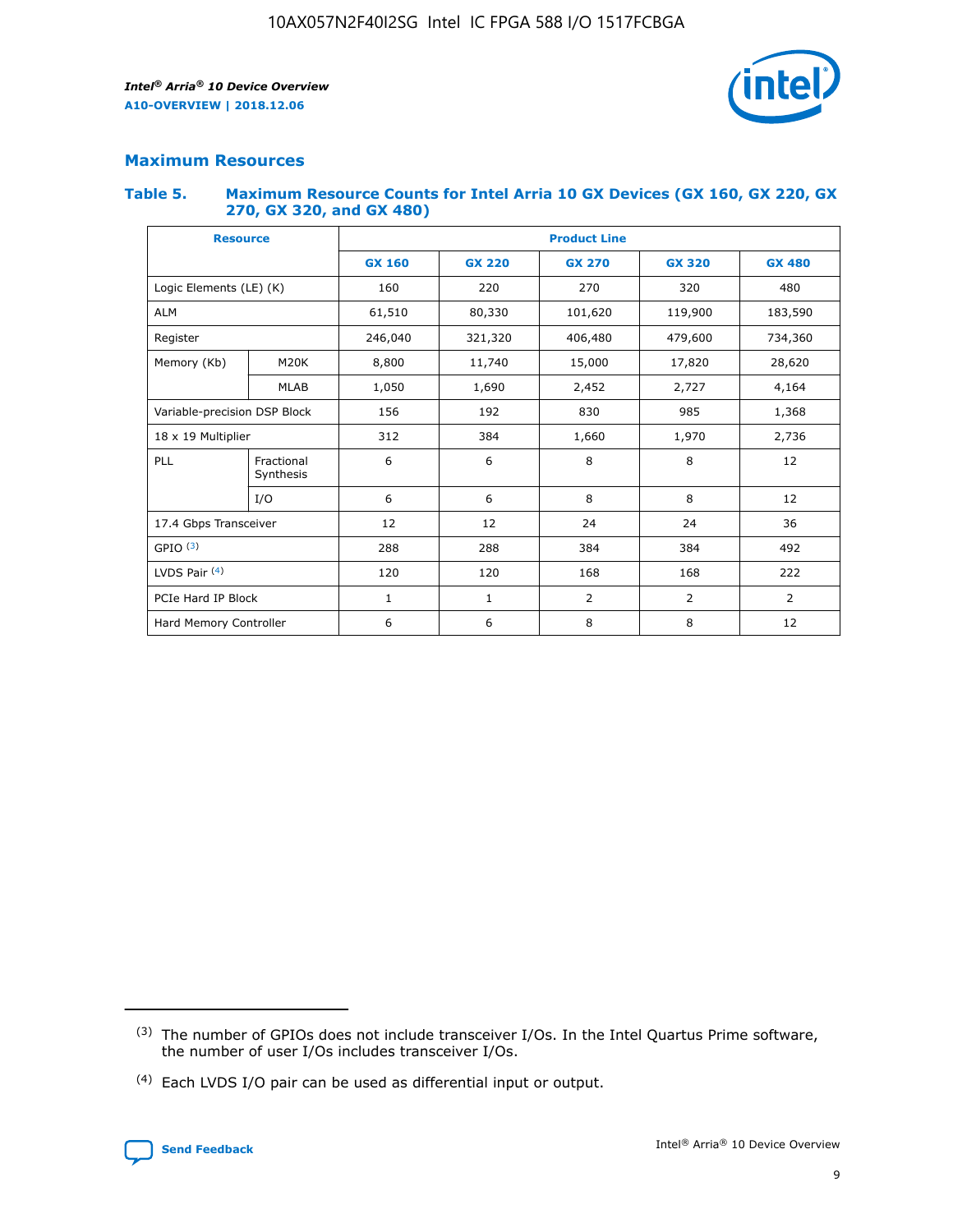## Maximum Resources

### Table 5. Maximum Resource Counts for Intel Arria 10 GX Devices (GX 160, GX 220, GX 270, GX 320, and GX 480)

| Resource | | Product Line | | | | |
|---|---|---|---|---|---|---|
| | | GX 160 | GX 220 | GX 270 | GX 320 | GX 480 |
| Logic Elements (LE) (K) | | 160 | 220 | 270 | 320 | 480 |
| ALM | | 61,510 | 80,330 | 101,620 | 119,900 | 183,590 |
| Register | | 246,040 | 321,320 | 406,480 | 479,600 | 734,360 |
| Memory (Kb) | M20K | 8,800 | 11,740 | 15,000 | 17,820 | 28,620 |
| | MLAB | 1,050 | 1,690 | 2,452 | 2,727 | 4,164 |
| Variable-precision DSP Block | | 156 | 192 | 830 | 985 | 1,368 |
| 18 x 19 Multiplier | | 312 | 384 | 1,660 | 1,970 | 2,736 |
| PLL | Fractional Synthesis | 6 | 6 | 8 | 8 | 12 |
| | I/O | 6 | 6 | 8 | 8 | 12 |
| 17.4 Gbps Transceiver | | 12 | 12 | 24 | 24 | 36 |
| GPIO (3) | | 288 | 288 | 384 | 384 | 492 |
| LVDS Pair (4) | | 120 | 120 | 168 | 168 | 222 |
| PCIe Hard IP Block | | 1 | 1 | 2 | 2 | 2 |
| Hard Memory Controller | | 6 | 6 | 8 | 8 | 12 |

(3) The number of GPIOs does not include transceiver I/Os. In the Intel Quartus Prime software, the number of user I/Os includes transceiver I/Os.

(4) Each LVDS I/O pair can be used as differential input or output.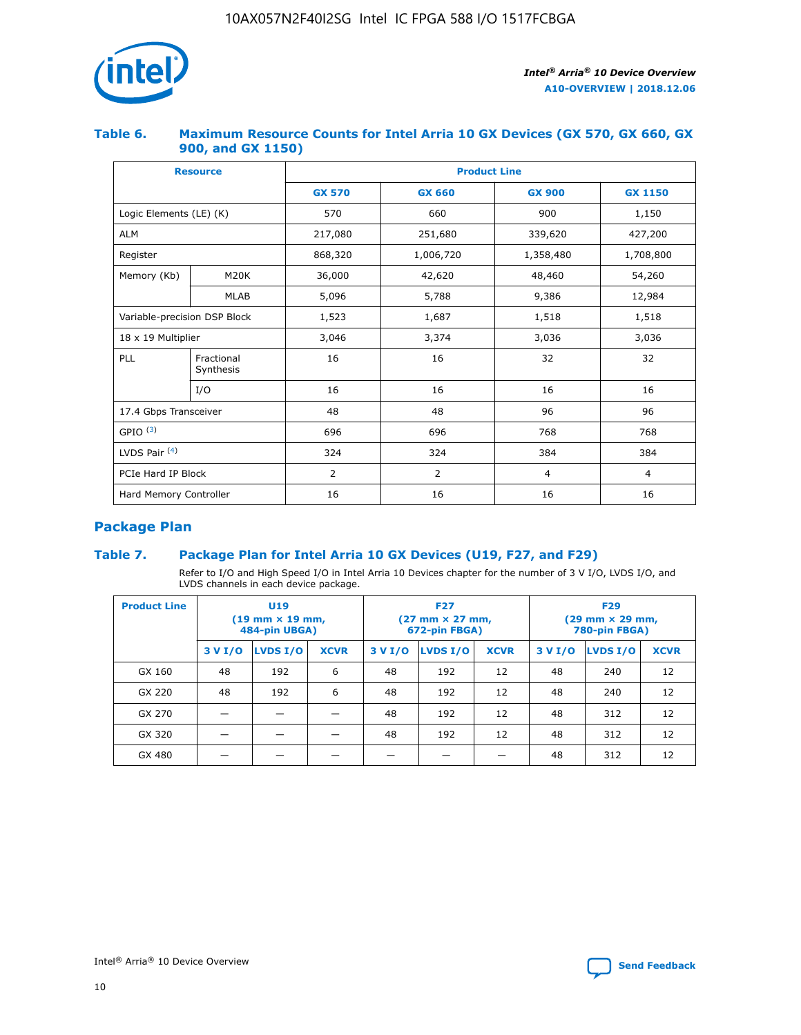#### Table 6. Maximum Resource Counts for Intel Arria 10 GX Devices (GX 570, GX 660, GX 900, and GX 1150)

| Resource | | Product Line | | | |
|---|---|---|---|---|---|
| | | GX 570 | GX 660 | GX 900 | GX 1150 |
| Logic Elements (LE) (K) | | 570 | 660 | 900 | 1,150 |
| ALM | | 217,080 | 251,680 | 339,620 | 427,200 |
| Register | | 868,320 | 1,006,720 | 1,358,480 | 1,708,800 |
| Memory (Kb) | M20K | 36,000 | 42,620 | 48,460 | 54,260 |
| | MLAB | 5,096 | 5,788 | 9,386 | 12,984 |
| Variable-precision DSP Block | | 1,523 | 1,687 | 1,518 | 1,518 |
| 18 x 19 Multiplier | | 3,046 | 3,374 | 3,036 | 3,036 |
| PLL | Fractional Synthesis | 16 | 16 | 32 | 32 |
| | I/O | 16 | 16 | 16 | 16 |
| 17.4 Gbps Transceiver | | 48 | 48 | 96 | 96 |
| GPIO [(3)] | | 696 | 696 | 768 | 768 |
| LVDS Pair [(4)] | | 324 | 324 | 384 | 384 |
| PCIe Hard IP Block | | 2 | 2 | 4 | 4 |
| Hard Memory Controller | | 16 | 16 | 16 | 16 |

## Package Plan

#### Table 7. Package Plan for Intel Arria 10 GX Devices (U19, F27, and F29)

Refer to I/O and High Speed I/O in Intel Arria 10 Devices chapter for the number of 3 V I/O, LVDS I/O, and LVDS channels in each device package.

| Product Line | U19 (19 mm × 19 mm, 484-pin UBGA) | | | F27 (27 mm × 27 mm, 672-pin FBGA) | | | F29 (29 mm × 29 mm, 780-pin FBGA) | | |
|---|---|---|---|---|---|---|---|---|---|
| | 3 V I/O | LVDS I/O | XCVR | 3 V I/O | LVDS I/O | XCVR | 3 V I/O | LVDS I/O | XCVR |
| GX 160 | 48 | 192 | 6 | 48 | 192 | 12 | 48 | 240 | 12 |
| GX 220 | 48 | 192 | 6 | 48 | 192 | 12 | 48 | 240 | 12 |
| GX 270 | — | — | — | 48 | 192 | 12 | 48 | 312 | 12 |
| GX 320 | — | — | — | 48 | 192 | 12 | 48 | 312 | 12 |
| GX 480 | — | — | — | — | — | — | 48 | 312 | 12 |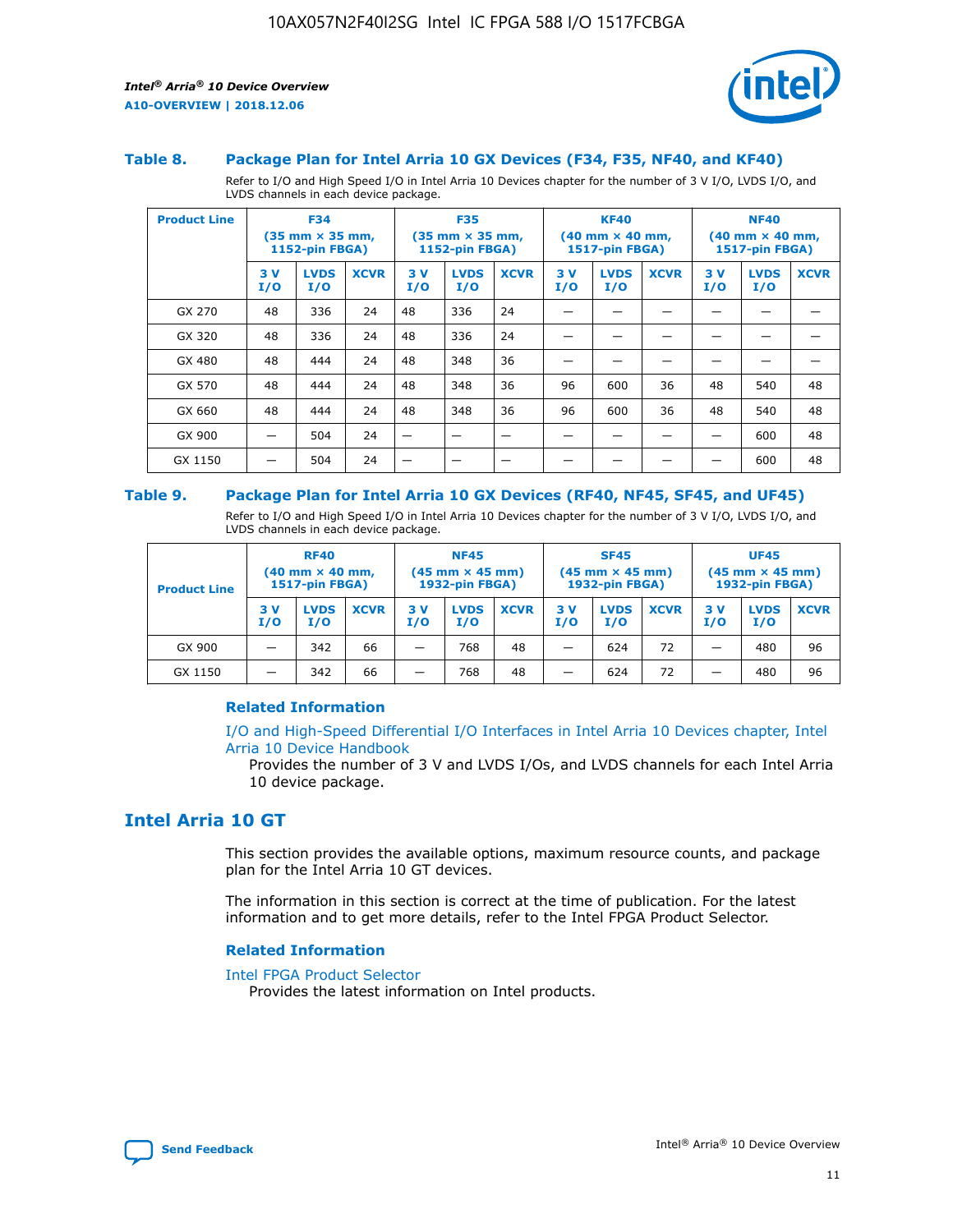### Table 8. Package Plan for Intel Arria 10 GX Devices (F34, F35, NF40, and KF40)

Refer to I/O and High Speed I/O in Intel Arria 10 Devices chapter for the number of 3 V I/O, LVDS I/O, and LVDS channels in each device package.

| Product Line | F34 (35 mm × 35 mm, 1152-pin FBGA) | | | F35 (35 mm × 35 mm, 1152-pin FBGA) | | | KF40 (40 mm × 40 mm, 1517-pin FBGA) | | | NF40 (40 mm × 40 mm, 1517-pin FBGA) | | |
|---|---|---|---|---|---|---|---|---|---|---|---|---|
| | 3 V I/O | LVDS I/O | XCVR | 3 V I/O | LVDS I/O | XCVR | 3 V I/O | LVDS I/O | XCVR | 3 V I/O | LVDS I/O | XCVR |
| GX 270 | 48 | 336 | 24 | 48 | 336 | 24 | — | — | — | — | — | — |
| GX 320 | 48 | 336 | 24 | 48 | 336 | 24 | — | — | — | — | — | — |
| GX 480 | 48 | 444 | 24 | 48 | 348 | 36 | — | — | — | — | — | — |
| GX 570 | 48 | 444 | 24 | 48 | 348 | 36 | 96 | 600 | 36 | 48 | 540 | 48 |
| GX 660 | 48 | 444 | 24 | 48 | 348 | 36 | 96 | 600 | 36 | 48 | 540 | 48 |
| GX 900 | — | 504 | 24 | — | — | — | — | — | — | — | 600 | 48 |
| GX 1150 | — | 504 | 24 | — | — | — | — | — | — | — | 600 | 48 |

### Table 9. Package Plan for Intel Arria 10 GX Devices (RF40, NF45, SF45, and UF45)

Refer to I/O and High Speed I/O in Intel Arria 10 Devices chapter for the number of 3 V I/O, LVDS I/O, and LVDS channels in each device package.

| Product Line | RF40 (40 mm × 40 mm, 1517-pin FBGA) | | | NF45 (45 mm × 45 mm) 1932-pin FBGA) | | | SF45 (45 mm × 45 mm) 1932-pin FBGA) | | | UF45 (45 mm × 45 mm) 1932-pin FBGA) | | |
|---|---|---|---|---|---|---|---|---|---|---|---|---|
| | 3 V I/O | LVDS I/O | XCVR | 3 V I/O | LVDS I/O | XCVR | 3 V I/O | LVDS I/O | XCVR | 3 V I/O | LVDS I/O | XCVR |
| GX 900 | — | 342 | 66 | — | 768 | 48 | — | 624 | 72 | — | 480 | 96 |
| GX 1150 | — | 342 | 66 | — | 768 | 48 | — | 624 | 72 | — | 480 | 96 |

**Related Information**

I/O and High-Speed Differential I/O Interfaces in Intel Arria 10 Devices chapter, Intel Arria 10 Device Handbook

Provides the number of 3 V and LVDS I/Os, and LVDS channels for each Intel Arria 10 device package.

## Intel Arria 10 GT

This section provides the available options, maximum resource counts, and package plan for the Intel Arria 10 GT devices.

The information in this section is correct at the time of publication. For the latest information and to get more details, refer to the Intel FPGA Product Selector.

**Related Information**

Intel FPGA Product Selector

Provides the latest information on Intel products.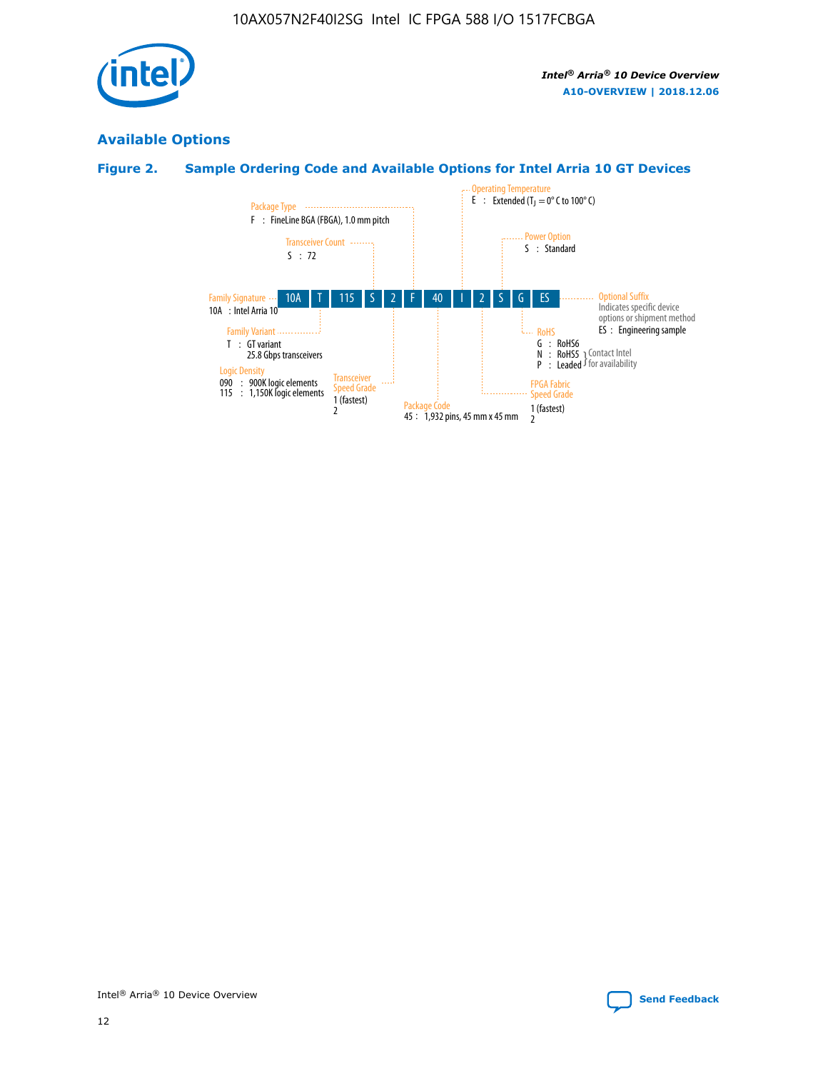## Available Options

### Figure 2. Sample Ordering Code and Available Options for Intel Arria 10 GT Devices

10A T 115 S 2 F 40 I 2 S G ES

**Family Signature**
10A : Intel Arria 10

**Family Variant**
T : GT variant
25.8 Gbps transceivers

**Logic Density**
090 : 900K logic elements
115 : 1,150K logic elements

**Transceiver Count**
S : 72

**Transceiver Speed Grade**
1 (fastest)
2

**Package Type**
F : FineLine BGA (FBGA), 1.0 mm pitch

**Package Code**
45 : 1,932 pins, 45 mm x 45 mm

**Operating Temperature**
E : Extended ($T_J$ = 0° C to 100° C)

**FPGA Fabric Speed Grade**
1 (fastest)
2

**Power Option**
S : Standard

**RoHS**
G : RoHS6
N : RoHS5 } Contact Intel for availability
P : Leaded } Contact Intel for availability

**Optional Suffix**
Indicates specific device options or shipment method
ES : Engineering sample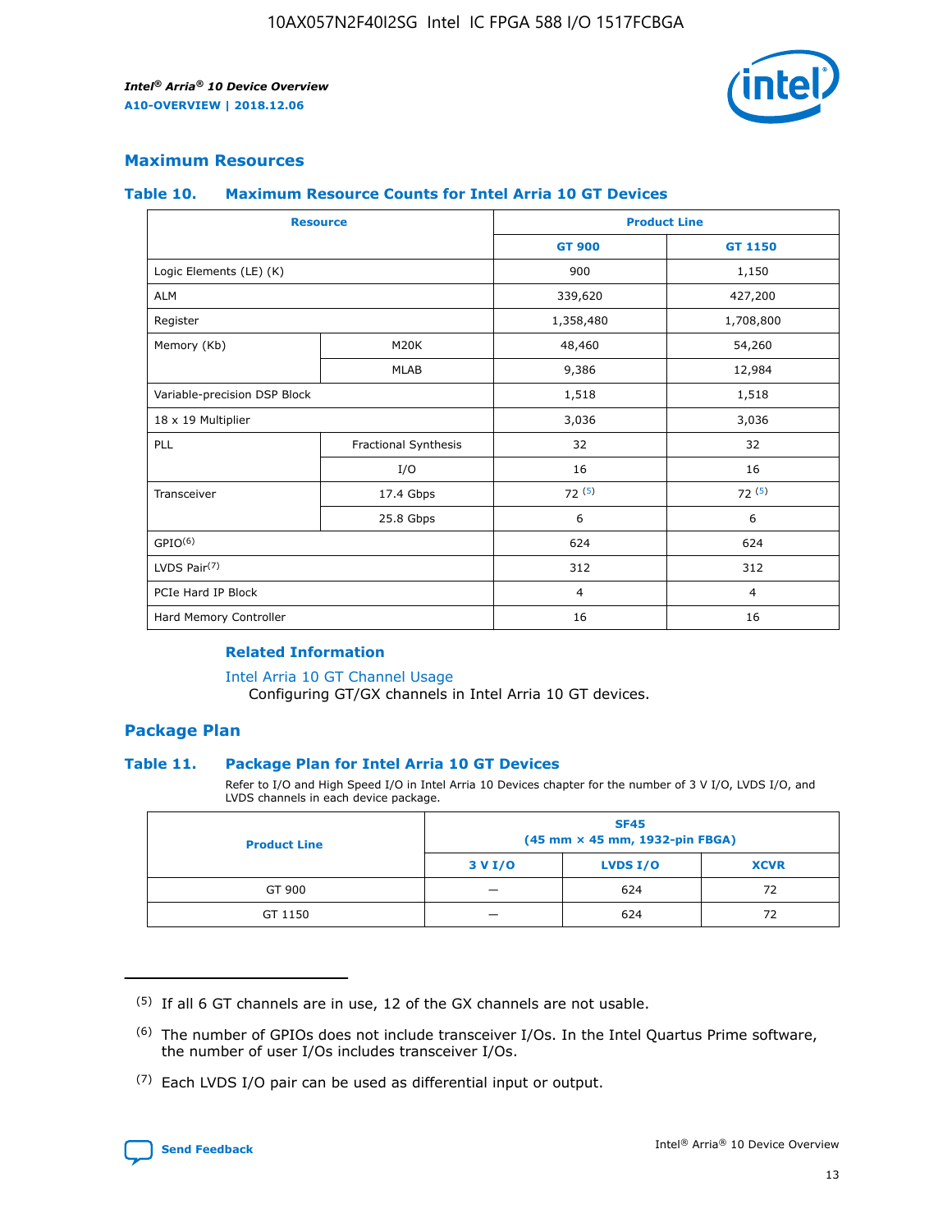## Maximum Resources

### Table 10. Maximum Resource Counts for Intel Arria 10 GT Devices

| Resource | | Product Line | |
|---|---|---|---|
| | | GT 900 | GT 1150 |
| Logic Elements (LE) (K) | | 900 | 1,150 |
| ALM | | 339,620 | 427,200 |
| Register | | 1,358,480 | 1,708,800 |
| Memory (Kb) | M20K | 48,460 | 54,260 |
| | MLAB | 9,386 | 12,984 |
| Variable-precision DSP Block | | 1,518 | 1,518 |
| 18 x 19 Multiplier | | 3,036 | 3,036 |
| PLL | Fractional Synthesis | 32 | 32 |
| | I/O | 16 | 16 |
| Transceiver | 17.4 Gbps | 72 [5] | 72 [5] |
| | 25.8 Gbps | 6 | 6 |
| GPIO[6] | | 624 | 624 |
| LVDS Pair[7] | | 312 | 312 |
| PCIe Hard IP Block | | 4 | 4 |
| Hard Memory Controller | | 16 | 16 |

#### Related Information

Intel Arria 10 GT Channel Usage
Configuring GT/GX channels in Intel Arria 10 GT devices.

## Package Plan

### Table 11. Package Plan for Intel Arria 10 GT Devices

Refer to I/O and High Speed I/O in Intel Arria 10 Devices chapter for the number of 3 V I/O, LVDS I/O, and LVDS channels in each device package.

| Product Line | SF45 (45 mm × 45 mm, 1932-pin FBGA) | | |
|---|---|---|---|
| | 3 V I/O | LVDS I/O | XCVR |
| GT 900 | — | 624 | 72 |
| GT 1150 | — | 624 | 72 |

(5) If all 6 GT channels are in use, 12 of the GX channels are not usable.

(6) The number of GPIOs does not include transceiver I/Os. In the Intel Quartus Prime software, the number of user I/Os includes transceiver I/Os.

(7) Each LVDS I/O pair can be used as differential input or output.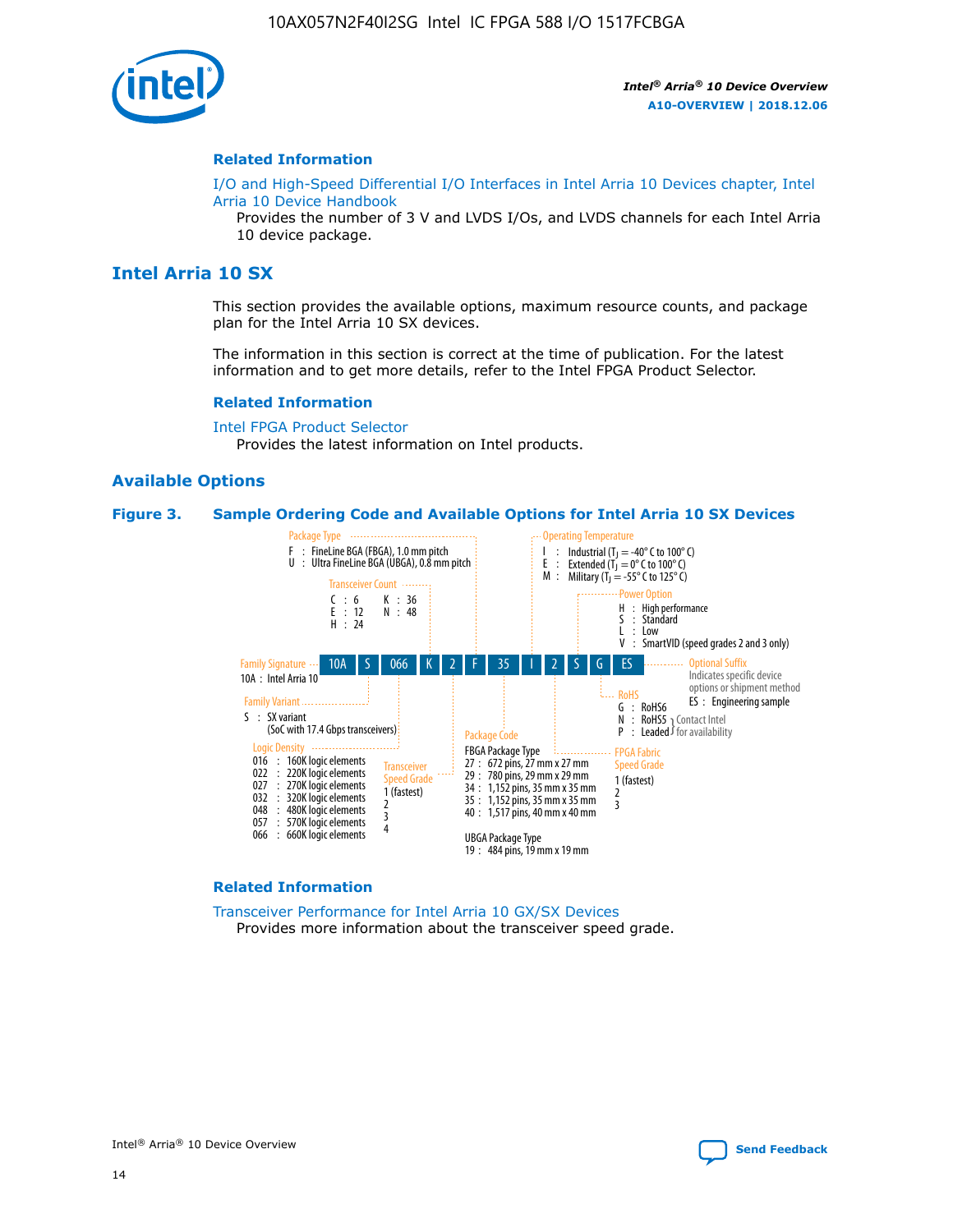### Related Information

I/O and High-Speed Differential I/O Interfaces in Intel Arria 10 Devices chapter, Intel Arria 10 Device Handbook

Provides the number of 3 V and LVDS I/Os, and LVDS channels for each Intel Arria 10 device package.

## Intel Arria 10 SX

This section provides the available options, maximum resource counts, and package plan for the Intel Arria 10 SX devices.

The information in this section is correct at the time of publication. For the latest information and to get more details, refer to the Intel FPGA Product Selector.

### Related Information

Intel FPGA Product Selector

Provides the latest information on Intel products.

### Available Options

**Figure 3. Sample Ordering Code and Available Options for Intel Arria 10 SX Devices**

Sample ordering code: 10A S 066 K 2 F 35 I 2 S G ES

**Family Signature**
- 10A : Intel Arria 10

**Family Variant**
- S : SX variant (SoC with 17.4 Gbps transceivers)

**Logic Density**
- 016 : 160K logic elements
- 022 : 220K logic elements
- 027 : 270K logic elements
- 032 : 320K logic elements
- 048 : 480K logic elements
- 057 : 570K logic elements
- 066 : 660K logic elements

**Transceiver Count**
- C : 6
- E : 12
- H : 24
- K : 36
- N : 48

**Transceiver Speed Grade**
- 1 (fastest)
- 2
- 3
- 4

**Package Type**
- F : FineLine BGA (FBGA), 1.0 mm pitch
- U : Ultra FineLine BGA (UBGA), 0.8 mm pitch

**Package Code**

FBGA Package Type
- 27 : 672 pins, 27 mm x 27 mm
- 29 : 780 pins, 29 mm x 29 mm
- 34 : 1,152 pins, 35 mm x 35 mm
- 35 : 1,152 pins, 35 mm x 35 mm
- 40 : 1,517 pins, 40 mm x 40 mm

UBGA Package Type
- 19 : 484 pins, 19 mm x 19 mm

**Operating Temperature**
- I : Industrial ($T_J$ = -40° C to 100° C)
- E : Extended ($T_J$ = 0° C to 100° C)
- M : Military ($T_J$ = -55° C to 125° C)

**FPGA Fabric Speed Grade**
- 1 (fastest)
- 2
- 3

**Power Option**
- H : High performance
- S : Standard
- L : Low
- V : SmartVID (speed grades 2 and 3 only)

**RoHS**
- G : RoHS6
- N : RoHS5 (Contact Intel for availability)
- P : Leaded (Contact Intel for availability)

**Optional Suffix**

Indicates specific device options or shipment method
- ES : Engineering sample

### Related Information

Transceiver Performance for Intel Arria 10 GX/SX Devices

Provides more information about the transceiver speed grade.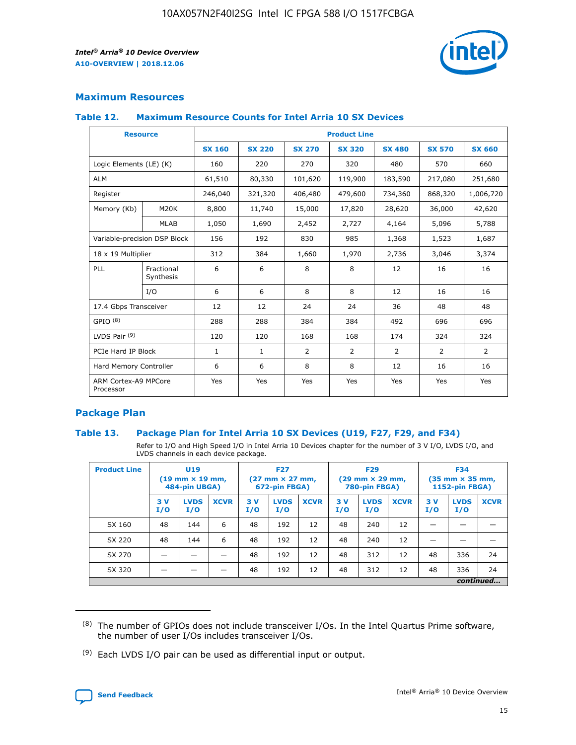## Maximum Resources

### Table 12. Maximum Resource Counts for Intel Arria 10 SX Devices

| Resource | | Product Line | | | | | | |
|---|---|---|---|---|---|---|---|---|
| | | SX 160 | SX 220 | SX 270 | SX 320 | SX 480 | SX 570 | SX 660 |
| Logic Elements (LE) (K) | | 160 | 220 | 270 | 320 | 480 | 570 | 660 |
| ALM | | 61,510 | 80,330 | 101,620 | 119,900 | 183,590 | 217,080 | 251,680 |
| Register | | 246,040 | 321,320 | 406,480 | 479,600 | 734,360 | 868,320 | 1,006,720 |
| Memory (Kb) | M20K | 8,800 | 11,740 | 15,000 | 17,820 | 28,620 | 36,000 | 42,620 |
| | MLAB | 1,050 | 1,690 | 2,452 | 2,727 | 4,164 | 5,096 | 5,788 |
| Variable-precision DSP Block | | 156 | 192 | 830 | 985 | 1,368 | 1,523 | 1,687 |
| 18 x 19 Multiplier | | 312 | 384 | 1,660 | 1,970 | 2,736 | 3,046 | 3,374 |
| PLL | Fractional Synthesis | 6 | 6 | 8 | 8 | 12 | 16 | 16 |
| | I/O | 6 | 6 | 8 | 8 | 12 | 16 | 16 |
| 17.4 Gbps Transceiver | | 12 | 12 | 24 | 24 | 36 | 48 | 48 |
| GPIO [8] | | 288 | 288 | 384 | 384 | 492 | 696 | 696 |
| LVDS Pair [9] | | 120 | 120 | 168 | 168 | 174 | 324 | 324 |
| PCIe Hard IP Block | | 1 | 1 | 2 | 2 | 2 | 2 | 2 |
| Hard Memory Controller | | 6 | 6 | 8 | 8 | 12 | 16 | 16 |
| ARM Cortex-A9 MPCore Processor | | Yes | Yes | Yes | Yes | Yes | Yes | Yes |

## Package Plan

### Table 13. Package Plan for Intel Arria 10 SX Devices (U19, F27, F29, and F34)

Refer to I/O and High Speed I/O in Intel Arria 10 Devices chapter for the number of 3 V I/O, LVDS I/O, and LVDS channels in each device package.

| Product Line | U19 (19 mm × 19 mm, 484-pin UBGA) | | | F27 (27 mm × 27 mm, 672-pin FBGA) | | | F29 (29 mm × 29 mm, 780-pin FBGA) | | | F34 (35 mm × 35 mm, 1152-pin FBGA) | | |
|---|---|---|---|---|---|---|---|---|---|---|---|---|
| | 3 V I/O | LVDS I/O | XCVR | 3 V I/O | LVDS I/O | XCVR | 3 V I/O | LVDS I/O | XCVR | 3 V I/O | LVDS I/O | XCVR |
| SX 160 | 48 | 144 | 6 | 48 | 192 | 12 | 48 | 240 | 12 | — | — | — |
| SX 220 | 48 | 144 | 6 | 48 | 192 | 12 | 48 | 240 | 12 | — | — | — |
| SX 270 | — | — | — | 48 | 192 | 12 | 48 | 312 | 12 | 48 | 336 | 24 |
| SX 320 | — | — | — | 48 | 192 | 12 | 48 | 312 | 12 | 48 | 336 | 24 |

*continued...*

(8) The number of GPIOs does not include transceiver I/Os. In the Intel Quartus Prime software, the number of user I/Os includes transceiver I/Os.

(9) Each LVDS I/O pair can be used as differential input or output.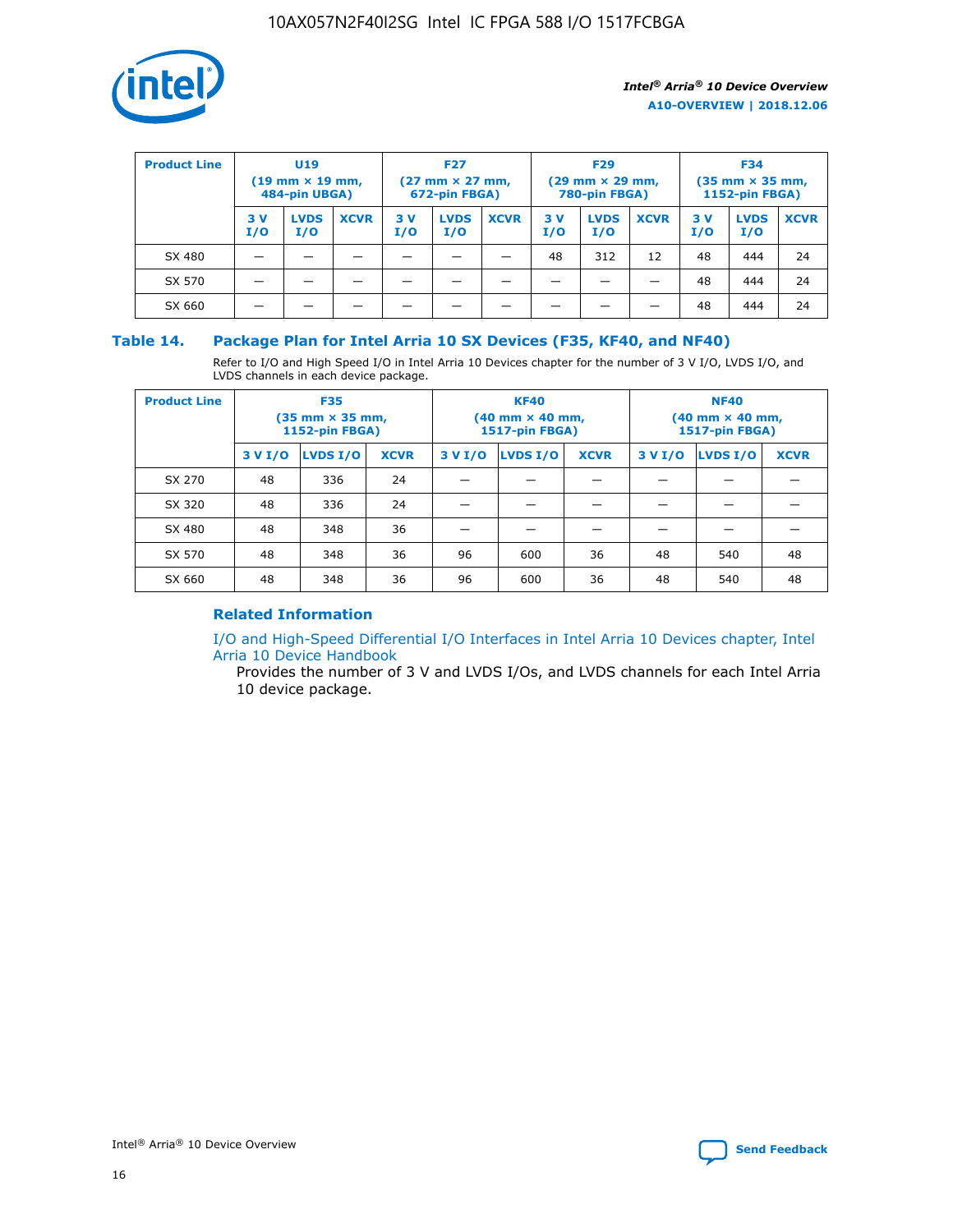| Product Line | U19 (19 mm × 19 mm, 484-pin UBGA) | | | F27 (27 mm × 27 mm, 672-pin FBGA) | | | F29 (29 mm × 29 mm, 780-pin FBGA) | | | F34 (35 mm × 35 mm, 1152-pin FBGA) | | |
|---|---|---|---|---|---|---|---|---|---|---|---|---|
| | 3 V I/O | LVDS I/O | XCVR | 3 V I/O | LVDS I/O | XCVR | 3 V I/O | LVDS I/O | XCVR | 3 V I/O | LVDS I/O | XCVR |
| SX 480 | — | — | — | — | — | — | 48 | 312 | 12 | 48 | 444 | 24 |
| SX 570 | — | — | — | — | — | — | — | — | — | 48 | 444 | 24 |
| SX 660 | — | — | — | — | — | — | — | — | — | 48 | 444 | 24 |

## Table 14. Package Plan for Intel Arria 10 SX Devices (F35, KF40, and NF40)

Refer to I/O and High Speed I/O in Intel Arria 10 Devices chapter for the number of 3 V I/O, LVDS I/O, and LVDS channels in each device package.

| Product Line | F35 (35 mm × 35 mm, 1152-pin FBGA) | | | KF40 (40 mm × 40 mm, 1517-pin FBGA) | | | NF40 (40 mm × 40 mm, 1517-pin FBGA) | | |
|---|---|---|---|---|---|---|---|---|---|
| | 3 V I/O | LVDS I/O | XCVR | 3 V I/O | LVDS I/O | XCVR | 3 V I/O | LVDS I/O | XCVR |
| SX 270 | 48 | 336 | 24 | — | — | — | — | — | — |
| SX 320 | 48 | 336 | 24 | — | — | — | — | — | — |
| SX 480 | 48 | 348 | 36 | — | — | — | — | — | — |
| SX 570 | 48 | 348 | 36 | 96 | 600 | 36 | 48 | 540 | 48 |
| SX 660 | 48 | 348 | 36 | 96 | 600 | 36 | 48 | 540 | 48 |

### Related Information

I/O and High-Speed Differential I/O Interfaces in Intel Arria 10 Devices chapter, Intel Arria 10 Device Handbook

Provides the number of 3 V and LVDS I/Os, and LVDS channels for each Intel Arria 10 device package.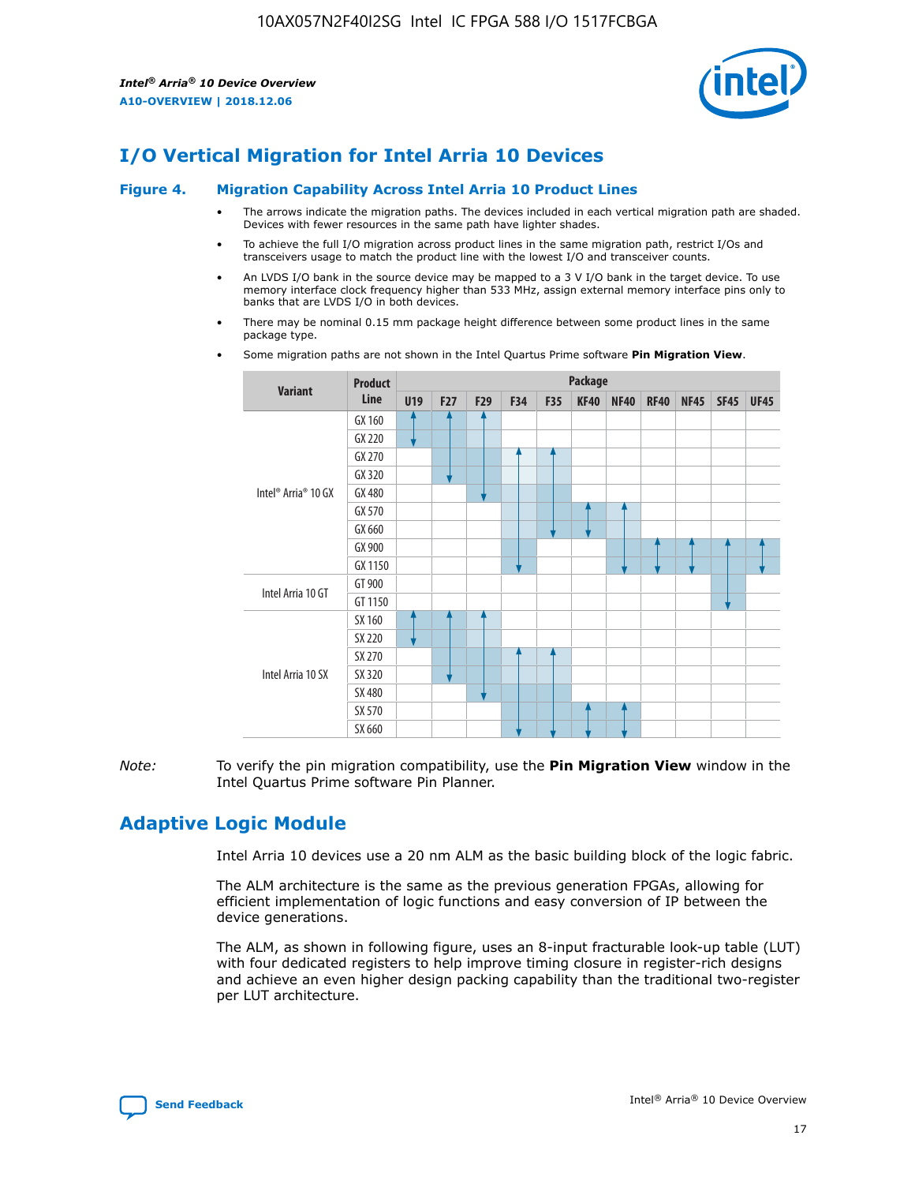# I/O Vertical Migration for Intel Arria 10 Devices

**Figure 4. Migration Capability Across Intel Arria 10 Product Lines**

- The arrows indicate the migration paths. The devices included in each vertical migration path are shaded. Devices with fewer resources in the same path have lighter shades.
- To achieve the full I/O migration across product lines in the same migration path, restrict I/Os and transceivers usage to match the product line with the lowest I/O and transceiver counts.
- An LVDS I/O bank in the source device may be mapped to a 3 V I/O bank in the target device. To use memory interface clock frequency higher than 533 MHz, assign external memory interface pins only to banks that are LVDS I/O in both devices.
- There may be nominal 0.15 mm package height difference between some product lines in the same package type.
- Some migration paths are not shown in the Intel Quartus Prime software **Pin Migration View**.

| Variant | Product Line | Package | | | | | | | | | | |
|---|---|---|---|---|---|---|---|---|---|---|---|---|
| | | U19 | F27 | F29 | F34 | F35 | KF40 | NF40 | RF40 | NF45 | SF45 | UF45 |
| Intel® Arria® 10 GX | GX 160 | | | | | | | | | | | |
| | GX 220 | | | | | | | | | | | |
| | GX 270 | | | | | | | | | | | |
| | GX 320 | | | | | | | | | | | |
| | GX 480 | | | | | | | | | | | |
| | GX 570 | | | | | | | | | | | |
| | GX 660 | | | | | | | | | | | |
| | GX 900 | | | | | | | | | | | |
| | GX 1150 | | | | | | | | | | | |
| Intel Arria 10 GT | GT 900 | | | | | | | | | | | |
| | GT 1150 | | | | | | | | | | | |
| Intel Arria 10 SX | SX 160 | | | | | | | | | | | |
| | SX 220 | | | | | | | | | | | |
| | SX 270 | | | | | | | | | | | |
| | SX 320 | | | | | | | | | | | |
| | SX 480 | | | | | | | | | | | |
| | SX 570 | | | | | | | | | | | |
| | SX 660 | | | | | | | | | | | |

*Note:* To verify the pin migration compatibility, use the **Pin Migration View** window in the Intel Quartus Prime software Pin Planner.

# Adaptive Logic Module

Intel Arria 10 devices use a 20 nm ALM as the basic building block of the logic fabric.

The ALM architecture is the same as the previous generation FPGAs, allowing for efficient implementation of logic functions and easy conversion of IP between the device generations.

The ALM, as shown in following figure, uses an 8-input fracturable look-up table (LUT) with four dedicated registers to help improve timing closure in register-rich designs and achieve an even higher design packing capability than the traditional two-register per LUT architecture.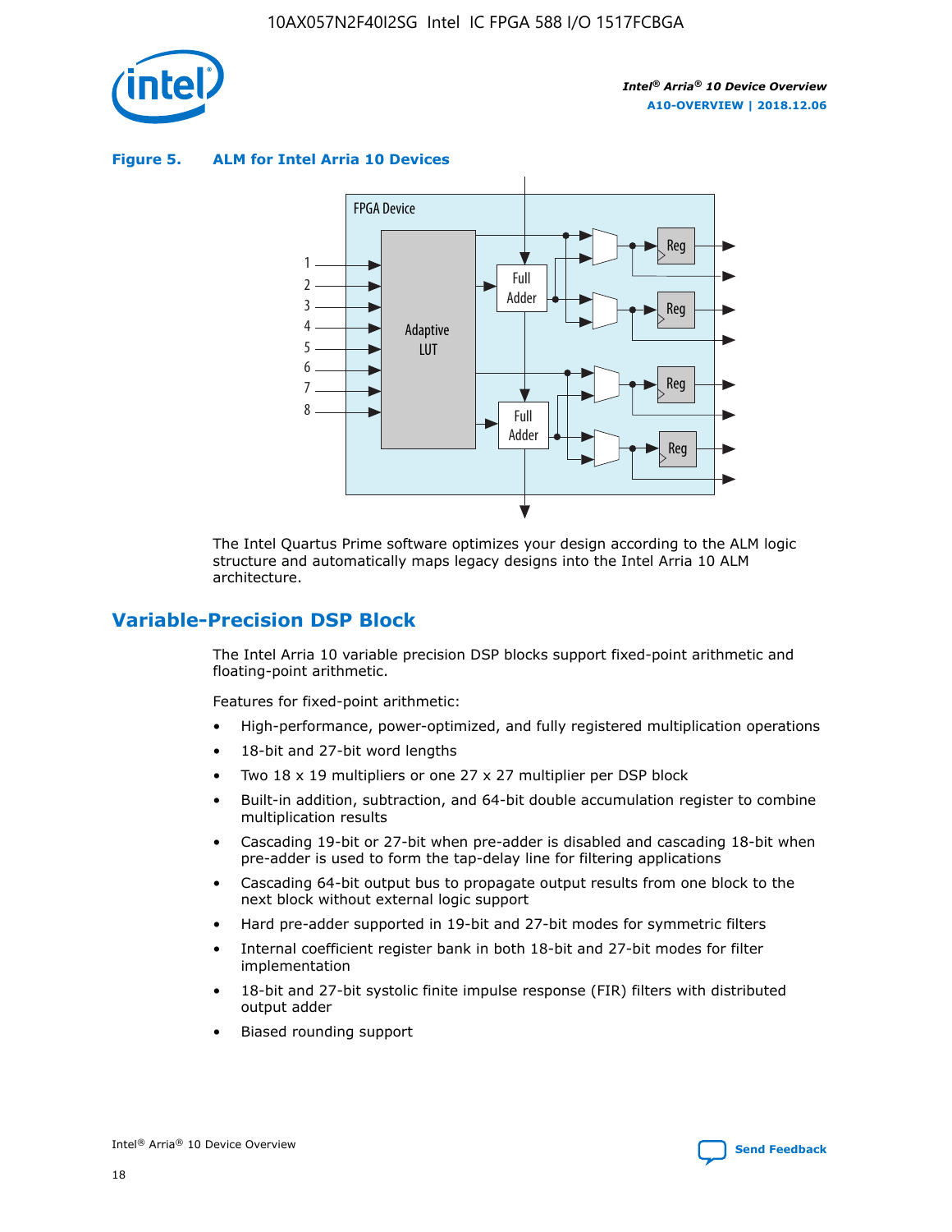**Figure 5. ALM for Intel Arria 10 Devices**

The Intel Quartus Prime software optimizes your design according to the ALM logic structure and automatically maps legacy designs into the Intel Arria 10 ALM architecture.

## Variable-Precision DSP Block

The Intel Arria 10 variable precision DSP blocks support fixed-point arithmetic and floating-point arithmetic.

Features for fixed-point arithmetic:

- High-performance, power-optimized, and fully registered multiplication operations
- 18-bit and 27-bit word lengths
- Two 18 x 19 multipliers or one 27 x 27 multiplier per DSP block
- Built-in addition, subtraction, and 64-bit double accumulation register to combine multiplication results
- Cascading 19-bit or 27-bit when pre-adder is disabled and cascading 18-bit when pre-adder is used to form the tap-delay line for filtering applications
- Cascading 64-bit output bus to propagate output results from one block to the next block without external logic support
- Hard pre-adder supported in 19-bit and 27-bit modes for symmetric filters
- Internal coefficient register bank in both 18-bit and 27-bit modes for filter implementation
- 18-bit and 27-bit systolic finite impulse response (FIR) filters with distributed output adder
- Biased rounding support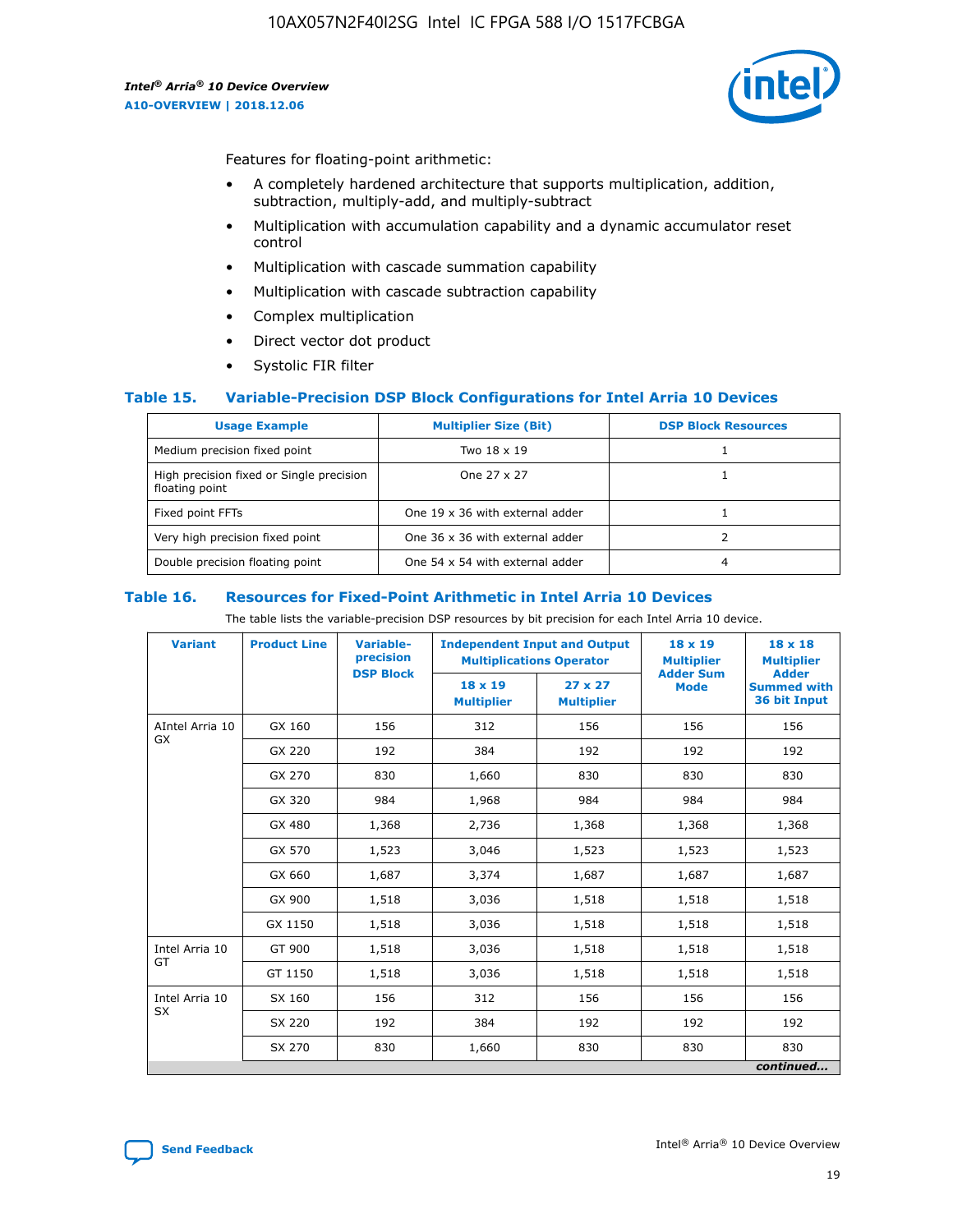Features for floating-point arithmetic:

- A completely hardened architecture that supports multiplication, addition, subtraction, multiply-add, and multiply-subtract
- Multiplication with accumulation capability and a dynamic accumulator reset control
- Multiplication with cascade summation capability
- Multiplication with cascade subtraction capability
- Complex multiplication
- Direct vector dot product
- Systolic FIR filter

### Table 15. Variable-Precision DSP Block Configurations for Intel Arria 10 Devices

| Usage Example | Multiplier Size (Bit) | DSP Block Resources |
|---|---|---|
| Medium precision fixed point | Two 18 x 19 | 1 |
| High precision fixed or Single precision floating point | One 27 x 27 | 1 |
| Fixed point FFTs | One 19 x 36 with external adder | 1 |
| Very high precision fixed point | One 36 x 36 with external adder | 2 |
| Double precision floating point | One 54 x 54 with external adder | 4 |

### Table 16. Resources for Fixed-Point Arithmetic in Intel Arria 10 Devices

The table lists the variable-precision DSP resources by bit precision for each Intel Arria 10 device.

| Variant | Product Line | Variable-precision DSP Block | Independent Input and Output Multiplications Operator | | 18 x 19 Multiplier Adder Sum Mode | 18 x 18 Multiplier Adder Summed with 36 bit Input |
|---|---|---|---|---|---|---|
| | | | 18 x 19 Multiplier | 27 x 27 Multiplier | | |
| AIntel Arria 10 GX | GX 160 | 156 | 312 | 156 | 156 | 156 |
| | GX 220 | 192 | 384 | 192 | 192 | 192 |
| | GX 270 | 830 | 1,660 | 830 | 830 | 830 |
| | GX 320 | 984 | 1,968 | 984 | 984 | 984 |
| | GX 480 | 1,368 | 2,736 | 1,368 | 1,368 | 1,368 |
| | GX 570 | 1,523 | 3,046 | 1,523 | 1,523 | 1,523 |
| | GX 660 | 1,687 | 3,374 | 1,687 | 1,687 | 1,687 |
| | GX 900 | 1,518 | 3,036 | 1,518 | 1,518 | 1,518 |
| | GX 1150 | 1,518 | 3,036 | 1,518 | 1,518 | 1,518 |
| Intel Arria 10 GT | GT 900 | 1,518 | 3,036 | 1,518 | 1,518 | 1,518 |
| | GT 1150 | 1,518 | 3,036 | 1,518 | 1,518 | 1,518 |
| Intel Arria 10 SX | SX 160 | 156 | 312 | 156 | 156 | 156 |
| | SX 220 | 192 | 384 | 192 | 192 | 192 |
| | SX 270 | 830 | 1,660 | 830 | 830 | 830 |

*continued...*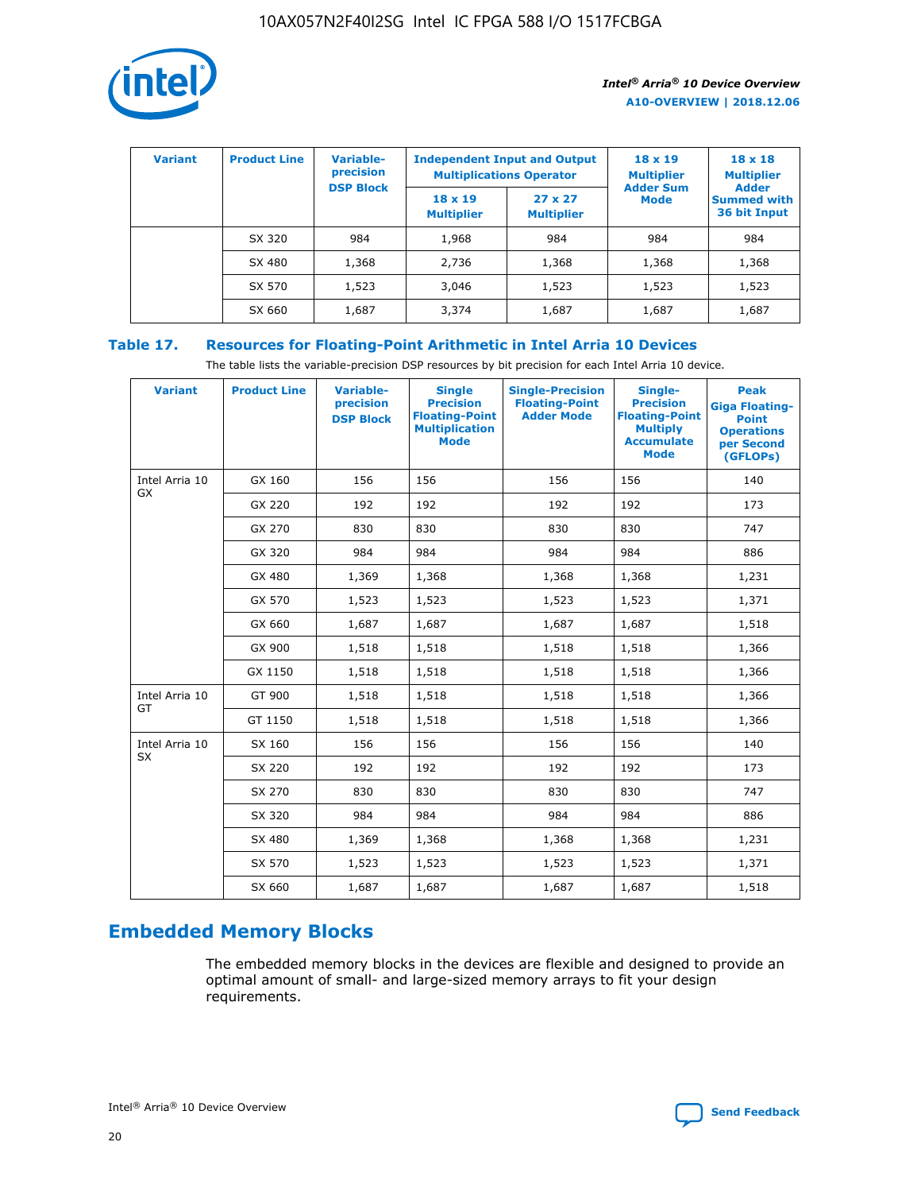| Variant | Product Line | Variable-precision DSP Block | Independent Input and Output Multiplications Operator | | 18 x 19 Multiplier Adder Sum Mode | 18 x 18 Multiplier Adder Summed with 36 bit Input |
|---|---|---|---|---|---|---|
| | | | 18 x 19 Multiplier | 27 x 27 Multiplier | | |
| | SX 320 | 984 | 1,968 | 984 | 984 | 984 |
| | SX 480 | 1,368 | 2,736 | 1,368 | 1,368 | 1,368 |
| | SX 570 | 1,523 | 3,046 | 1,523 | 1,523 | 1,523 |
| | SX 660 | 1,687 | 3,374 | 1,687 | 1,687 | 1,687 |

## Table 17. Resources for Floating-Point Arithmetic in Intel Arria 10 Devices

The table lists the variable-precision DSP resources by bit precision for each Intel Arria 10 device.

| Variant | Product Line | Variable-precision DSP Block | Single Precision Floating-Point Multiplication Mode | Single-Precision Floating-Point Adder Mode | Single-Precision Floating-Point Multiply Accumulate Mode | Peak Giga Floating-Point Operations per Second (GFLOPs) |
|---|---|---|---|---|---|---|
| Intel Arria 10 GX | GX 160 | 156 | 156 | 156 | 156 | 140 |
| | GX 220 | 192 | 192 | 192 | 192 | 173 |
| | GX 270 | 830 | 830 | 830 | 830 | 747 |
| | GX 320 | 984 | 984 | 984 | 984 | 886 |
| | GX 480 | 1,369 | 1,368 | 1,368 | 1,368 | 1,231 |
| | GX 570 | 1,523 | 1,523 | 1,523 | 1,523 | 1,371 |
| | GX 660 | 1,687 | 1,687 | 1,687 | 1,687 | 1,518 |
| | GX 900 | 1,518 | 1,518 | 1,518 | 1,518 | 1,366 |
| | GX 1150 | 1,518 | 1,518 | 1,518 | 1,518 | 1,366 |
| Intel Arria 10 GT | GT 900 | 1,518 | 1,518 | 1,518 | 1,518 | 1,366 |
| | GT 1150 | 1,518 | 1,518 | 1,518 | 1,518 | 1,366 |
| Intel Arria 10 SX | SX 160 | 156 | 156 | 156 | 156 | 140 |
| | SX 220 | 192 | 192 | 192 | 192 | 173 |
| | SX 270 | 830 | 830 | 830 | 830 | 747 |
| | SX 320 | 984 | 984 | 984 | 984 | 886 |
| | SX 480 | 1,369 | 1,368 | 1,368 | 1,368 | 1,231 |
| | SX 570 | 1,523 | 1,523 | 1,523 | 1,523 | 1,371 |
| | SX 660 | 1,687 | 1,687 | 1,687 | 1,687 | 1,518 |

## Embedded Memory Blocks

The embedded memory blocks in the devices are flexible and designed to provide an optimal amount of small- and large-sized memory arrays to fit your design requirements.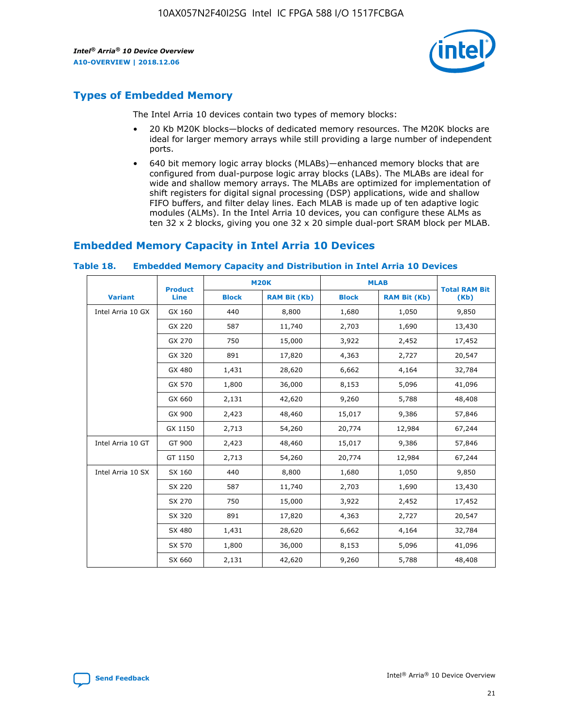## Types of Embedded Memory

The Intel Arria 10 devices contain two types of memory blocks:

- 20 Kb M20K blocks—blocks of dedicated memory resources. The M20K blocks are ideal for larger memory arrays while still providing a large number of independent ports.
- 640 bit memory logic array blocks (MLABs)—enhanced memory blocks that are configured from dual-purpose logic array blocks (LABs). The MLABs are ideal for wide and shallow memory arrays. The MLABs are optimized for implementation of shift registers for digital signal processing (DSP) applications, wide and shallow FIFO buffers, and filter delay lines. Each MLAB is made up of ten adaptive logic modules (ALMs). In the Intel Arria 10 devices, you can configure these ALMs as ten 32 x 2 blocks, giving you one 32 x 20 simple dual-port SRAM block per MLAB.

## Embedded Memory Capacity in Intel Arria 10 Devices

**Table 18. Embedded Memory Capacity and Distribution in Intel Arria 10 Devices**

| Variant | Product Line | M20K | | MLAB | | Total RAM Bit (Kb) |
|---|---|---|---|---|---|---|
| | | Block | RAM Bit (Kb) | Block | RAM Bit (Kb) | |
| Intel Arria 10 GX | GX 160 | 440 | 8,800 | 1,680 | 1,050 | 9,850 |
| | GX 220 | 587 | 11,740 | 2,703 | 1,690 | 13,430 |
| | GX 270 | 750 | 15,000 | 3,922 | 2,452 | 17,452 |
| | GX 320 | 891 | 17,820 | 4,363 | 2,727 | 20,547 |
| | GX 480 | 1,431 | 28,620 | 6,662 | 4,164 | 32,784 |
| | GX 570 | 1,800 | 36,000 | 8,153 | 5,096 | 41,096 |
| | GX 660 | 2,131 | 42,620 | 9,260 | 5,788 | 48,408 |
| | GX 900 | 2,423 | 48,460 | 15,017 | 9,386 | 57,846 |
| | GX 1150 | 2,713 | 54,260 | 20,774 | 12,984 | 67,244 |
| Intel Arria 10 GT | GT 900 | 2,423 | 48,460 | 15,017 | 9,386 | 57,846 |
| | GT 1150 | 2,713 | 54,260 | 20,774 | 12,984 | 67,244 |
| Intel Arria 10 SX | SX 160 | 440 | 8,800 | 1,680 | 1,050 | 9,850 |
| | SX 220 | 587 | 11,740 | 2,703 | 1,690 | 13,430 |
| | SX 270 | 750 | 15,000 | 3,922 | 2,452 | 17,452 |
| | SX 320 | 891 | 17,820 | 4,363 | 2,727 | 20,547 |
| | SX 480 | 1,431 | 28,620 | 6,662 | 4,164 | 32,784 |
| | SX 570 | 1,800 | 36,000 | 8,153 | 5,096 | 41,096 |
| | SX 660 | 2,131 | 42,620 | 9,260 | 5,788 | 48,408 |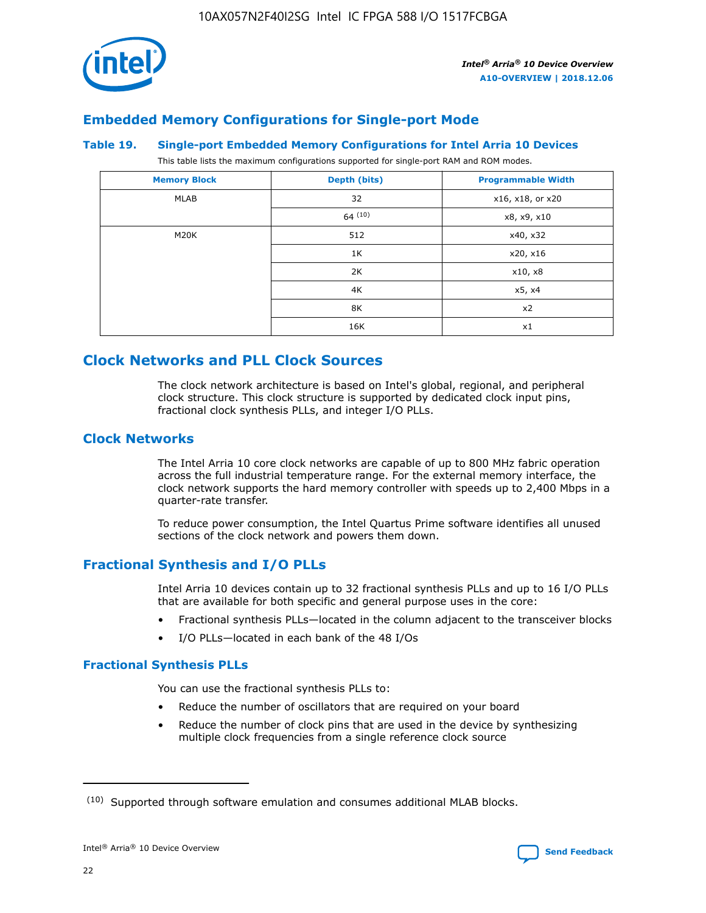## Embedded Memory Configurations for Single-port Mode

### Table 19. Single-port Embedded Memory Configurations for Intel Arria 10 Devices

This table lists the maximum configurations supported for single-port RAM and ROM modes.

| Memory Block | Depth (bits) | Programmable Width |
|---|---|---|
| MLAB | 32 | x16, x18, or x20 |
| | 64 [10] | x8, x9, x10 |
| M20K | 512 | x40, x32 |
| | 1K | x20, x16 |
| | 2K | x10, x8 |
| | 4K | x5, x4 |
| | 8K | x2 |
| | 16K | x1 |

## Clock Networks and PLL Clock Sources

The clock network architecture is based on Intel's global, regional, and peripheral clock structure. This clock structure is supported by dedicated clock input pins, fractional clock synthesis PLLs, and integer I/O PLLs.

## Clock Networks

The Intel Arria 10 core clock networks are capable of up to 800 MHz fabric operation across the full industrial temperature range. For the external memory interface, the clock network supports the hard memory controller with speeds up to 2,400 Mbps in a quarter-rate transfer.

To reduce power consumption, the Intel Quartus Prime software identifies all unused sections of the clock network and powers them down.

## Fractional Synthesis and I/O PLLs

Intel Arria 10 devices contain up to 32 fractional synthesis PLLs and up to 16 I/O PLLs that are available for both specific and general purpose uses in the core:

- Fractional synthesis PLLs—located in the column adjacent to the transceiver blocks
- I/O PLLs—located in each bank of the 48 I/Os

### Fractional Synthesis PLLs

You can use the fractional synthesis PLLs to:

- Reduce the number of oscillators that are required on your board
- Reduce the number of clock pins that are used in the device by synthesizing multiple clock frequencies from a single reference clock source

(10) Supported through software emulation and consumes additional MLAB blocks.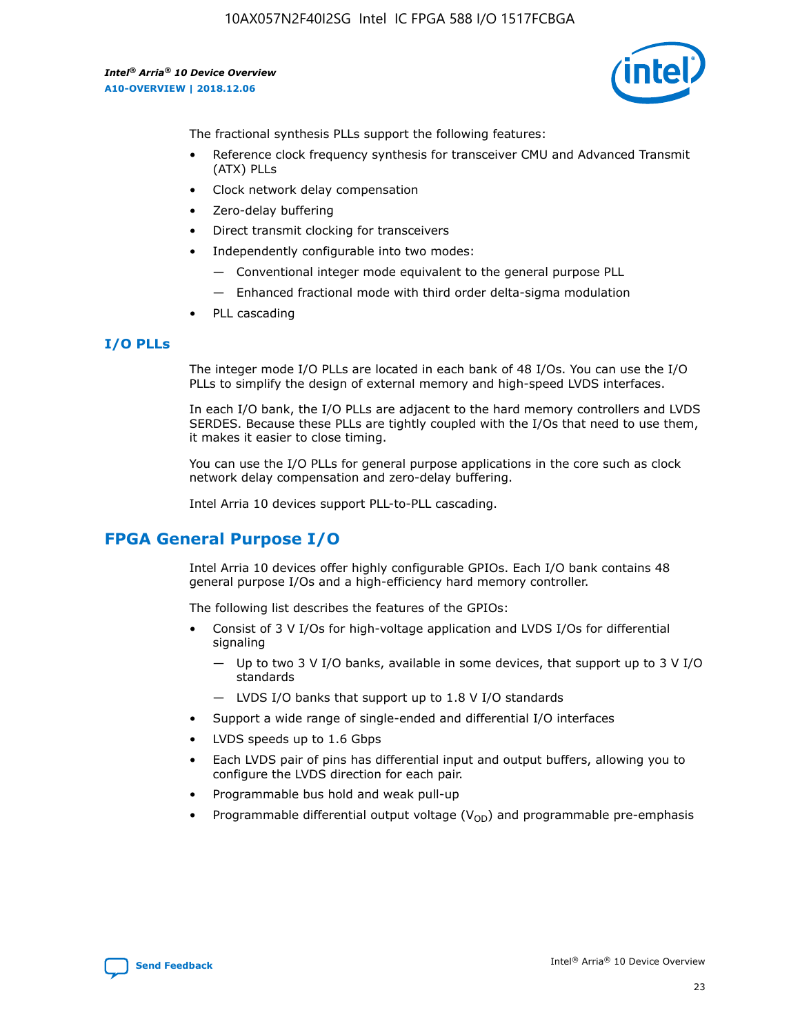The fractional synthesis PLLs support the following features:

- Reference clock frequency synthesis for transceiver CMU and Advanced Transmit (ATX) PLLs
- Clock network delay compensation
- Zero-delay buffering
- Direct transmit clocking for transceivers
- Independently configurable into two modes:
  - — Conventional integer mode equivalent to the general purpose PLL
  - — Enhanced fractional mode with third order delta-sigma modulation
- PLL cascading

### I/O PLLs

The integer mode I/O PLLs are located in each bank of 48 I/Os. You can use the I/O PLLs to simplify the design of external memory and high-speed LVDS interfaces.

In each I/O bank, the I/O PLLs are adjacent to the hard memory controllers and LVDS SERDES. Because these PLLs are tightly coupled with the I/Os that need to use them, it makes it easier to close timing.

You can use the I/O PLLs for general purpose applications in the core such as clock network delay compensation and zero-delay buffering.

Intel Arria 10 devices support PLL-to-PLL cascading.

## FPGA General Purpose I/O

Intel Arria 10 devices offer highly configurable GPIOs. Each I/O bank contains 48 general purpose I/Os and a high-efficiency hard memory controller.

The following list describes the features of the GPIOs:

- Consist of 3 V I/Os for high-voltage application and LVDS I/Os for differential signaling
  - — Up to two 3 V I/O banks, available in some devices, that support up to 3 V I/O standards
  - — LVDS I/O banks that support up to 1.8 V I/O standards
- Support a wide range of single-ended and differential I/O interfaces
- LVDS speeds up to 1.6 Gbps
- Each LVDS pair of pins has differential input and output buffers, allowing you to configure the LVDS direction for each pair.
- Programmable bus hold and weak pull-up
- Programmable differential output voltage ($V_{OD}$) and programmable pre-emphasis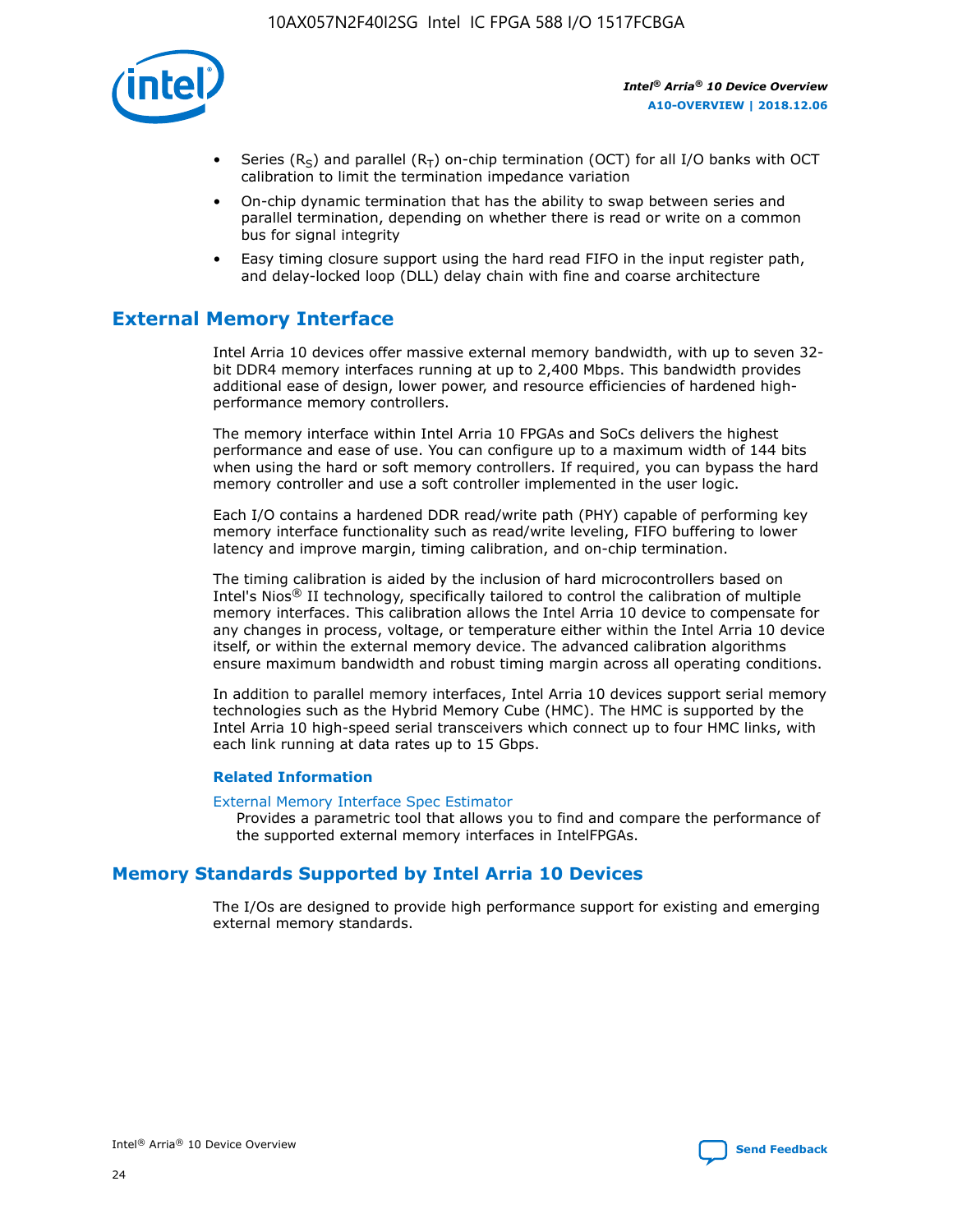- Series ($R_S$) and parallel ($R_T$) on-chip termination (OCT) for all I/O banks with OCT calibration to limit the termination impedance variation
- On-chip dynamic termination that has the ability to swap between series and parallel termination, depending on whether there is read or write on a common bus for signal integrity
- Easy timing closure support using the hard read FIFO in the input register path, and delay-locked loop (DLL) delay chain with fine and coarse architecture

## External Memory Interface

Intel Arria 10 devices offer massive external memory bandwidth, with up to seven 32-bit DDR4 memory interfaces running at up to 2,400 Mbps. This bandwidth provides additional ease of design, lower power, and resource efficiencies of hardened high-performance memory controllers.

The memory interface within Intel Arria 10 FPGAs and SoCs delivers the highest performance and ease of use. You can configure up to a maximum width of 144 bits when using the hard or soft memory controllers. If required, you can bypass the hard memory controller and use a soft controller implemented in the user logic.

Each I/O contains a hardened DDR read/write path (PHY) capable of performing key memory interface functionality such as read/write leveling, FIFO buffering to lower latency and improve margin, timing calibration, and on-chip termination.

The timing calibration is aided by the inclusion of hard microcontrollers based on Intel's Nios® II technology, specifically tailored to control the calibration of multiple memory interfaces. This calibration allows the Intel Arria 10 device to compensate for any changes in process, voltage, or temperature either within the Intel Arria 10 device itself, or within the external memory device. The advanced calibration algorithms ensure maximum bandwidth and robust timing margin across all operating conditions.

In addition to parallel memory interfaces, Intel Arria 10 devices support serial memory technologies such as the Hybrid Memory Cube (HMC). The HMC is supported by the Intel Arria 10 high-speed serial transceivers which connect up to four HMC links, with each link running at data rates up to 15 Gbps.

### Related Information

External Memory Interface Spec Estimator
Provides a parametric tool that allows you to find and compare the performance of the supported external memory interfaces in IntelFPGAs.

## Memory Standards Supported by Intel Arria 10 Devices

The I/Os are designed to provide high performance support for existing and emerging external memory standards.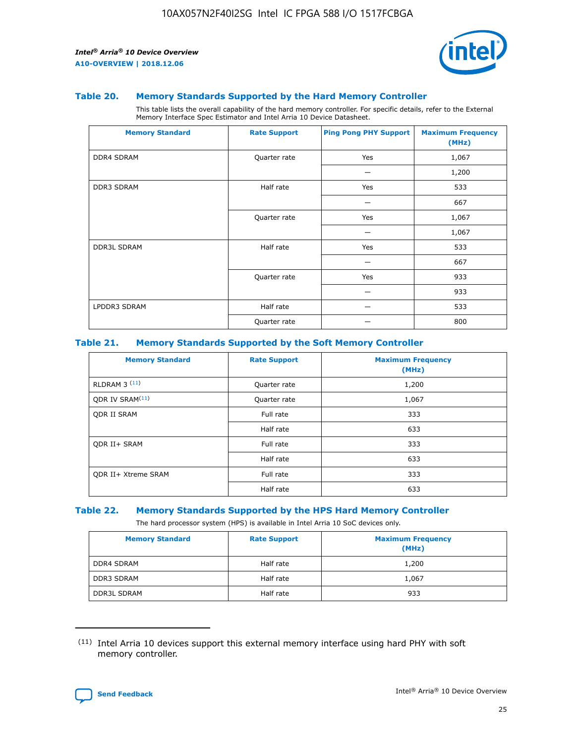## Table 20. Memory Standards Supported by the Hard Memory Controller

This table lists the overall capability of the hard memory controller. For specific details, refer to the External Memory Interface Spec Estimator and Intel Arria 10 Device Datasheet.

| Memory Standard | Rate Support | Ping Pong PHY Support | Maximum Frequency (MHz) |
|---|---|---|---|
| DDR4 SDRAM | Quarter rate | Yes | 1,067 |
| | | — | 1,200 |
| DDR3 SDRAM | Half rate | Yes | 533 |
| | | — | 667 |
| | Quarter rate | Yes | 1,067 |
| | | — | 1,067 |
| DDR3L SDRAM | Half rate | Yes | 533 |
| | | — | 667 |
| | Quarter rate | Yes | 933 |
| | | — | 933 |
| LPDDR3 SDRAM | Half rate | — | 533 |
| | Quarter rate | — | 800 |

## Table 21. Memory Standards Supported by the Soft Memory Controller

| Memory Standard | Rate Support | Maximum Frequency (MHz) |
|---|---|---|
| RLDRAM 3 [(11)] | Quarter rate | 1,200 |
| QDR IV SRAM[(11)] | Quarter rate | 1,067 |
| QDR II SRAM | Full rate | 333 |
| | Half rate | 633 |
| QDR II+ SRAM | Full rate | 333 |
| | Half rate | 633 |
| QDR II+ Xtreme SRAM | Full rate | 333 |
| | Half rate | 633 |

## Table 22. Memory Standards Supported by the HPS Hard Memory Controller

The hard processor system (HPS) is available in Intel Arria 10 SoC devices only.

| Memory Standard | Rate Support | Maximum Frequency (MHz) |
|---|---|---|
| DDR4 SDRAM | Half rate | 1,200 |
| DDR3 SDRAM | Half rate | 1,067 |
| DDR3L SDRAM | Half rate | 933 |

(11) Intel Arria 10 devices support this external memory interface using hard PHY with soft memory controller.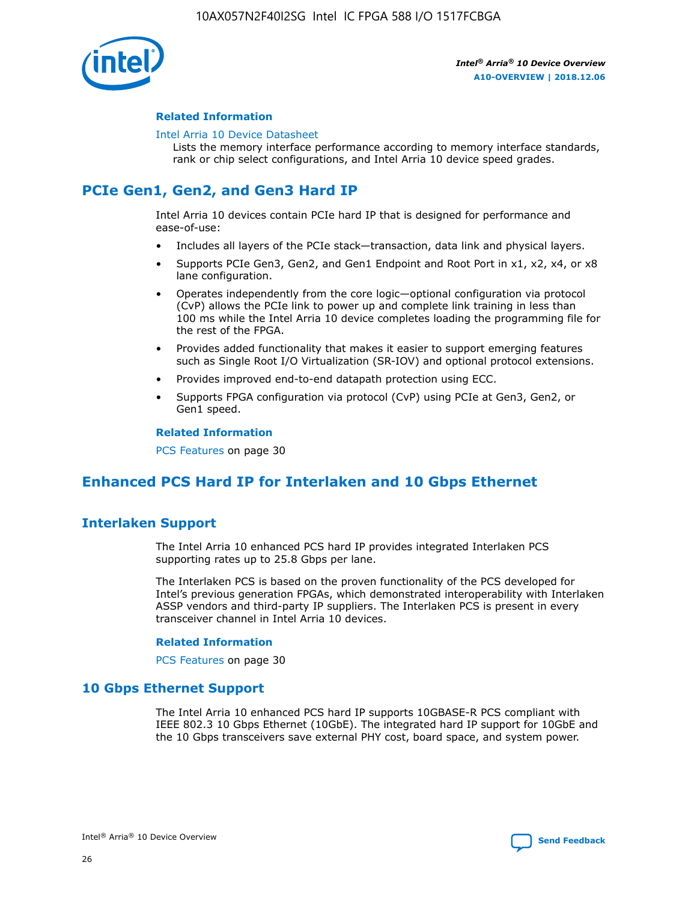### Related Information

Intel Arria 10 Device Datasheet
Lists the memory interface performance according to memory interface standards, rank or chip select configurations, and Intel Arria 10 device speed grades.

## PCIe Gen1, Gen2, and Gen3 Hard IP

Intel Arria 10 devices contain PCIe hard IP that is designed for performance and ease-of-use:

- Includes all layers of the PCIe stack—transaction, data link and physical layers.
- Supports PCIe Gen3, Gen2, and Gen1 Endpoint and Root Port in x1, x2, x4, or x8 lane configuration.
- Operates independently from the core logic—optional configuration via protocol (CvP) allows the PCIe link to power up and complete link training in less than 100 ms while the Intel Arria 10 device completes loading the programming file for the rest of the FPGA.
- Provides added functionality that makes it easier to support emerging features such as Single Root I/O Virtualization (SR-IOV) and optional protocol extensions.
- Provides improved end-to-end datapath protection using ECC.
- Supports FPGA configuration via protocol (CvP) using PCIe at Gen3, Gen2, or Gen1 speed.

### Related Information

PCS Features on page 30

## Enhanced PCS Hard IP for Interlaken and 10 Gbps Ethernet

## Interlaken Support

The Intel Arria 10 enhanced PCS hard IP provides integrated Interlaken PCS supporting rates up to 25.8 Gbps per lane.

The Interlaken PCS is based on the proven functionality of the PCS developed for Intel's previous generation FPGAs, which demonstrated interoperability with Interlaken ASSP vendors and third-party IP suppliers. The Interlaken PCS is present in every transceiver channel in Intel Arria 10 devices.

### Related Information

PCS Features on page 30

## 10 Gbps Ethernet Support

The Intel Arria 10 enhanced PCS hard IP supports 10GBASE-R PCS compliant with IEEE 802.3 10 Gbps Ethernet (10GbE). The integrated hard IP support for 10GbE and the 10 Gbps transceivers save external PHY cost, board space, and system power.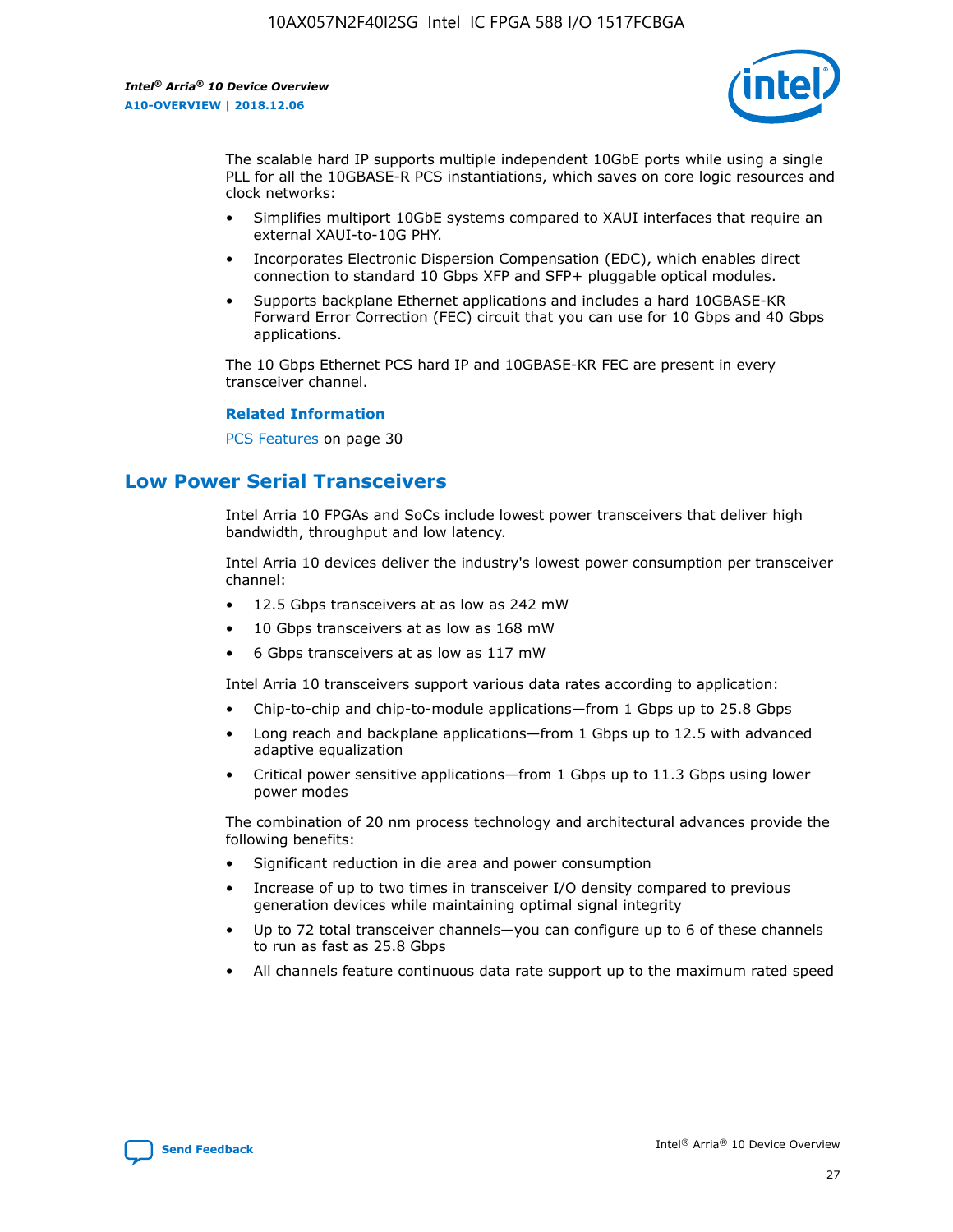The scalable hard IP supports multiple independent 10GbE ports while using a single PLL for all the 10GBASE-R PCS instantiations, which saves on core logic resources and clock networks:

- Simplifies multiport 10GbE systems compared to XAUI interfaces that require an external XAUI-to-10G PHY.
- Incorporates Electronic Dispersion Compensation (EDC), which enables direct connection to standard 10 Gbps XFP and SFP+ pluggable optical modules.
- Supports backplane Ethernet applications and includes a hard 10GBASE-KR Forward Error Correction (FEC) circuit that you can use for 10 Gbps and 40 Gbps applications.

The 10 Gbps Ethernet PCS hard IP and 10GBASE-KR FEC are present in every transceiver channel.

**Related Information**

PCS Features on page 30

## Low Power Serial Transceivers

Intel Arria 10 FPGAs and SoCs include lowest power transceivers that deliver high bandwidth, throughput and low latency.

Intel Arria 10 devices deliver the industry's lowest power consumption per transceiver channel:

- 12.5 Gbps transceivers at as low as 242 mW
- 10 Gbps transceivers at as low as 168 mW
- 6 Gbps transceivers at as low as 117 mW

Intel Arria 10 transceivers support various data rates according to application:

- Chip-to-chip and chip-to-module applications—from 1 Gbps up to 25.8 Gbps
- Long reach and backplane applications—from 1 Gbps up to 12.5 with advanced adaptive equalization
- Critical power sensitive applications—from 1 Gbps up to 11.3 Gbps using lower power modes

The combination of 20 nm process technology and architectural advances provide the following benefits:

- Significant reduction in die area and power consumption
- Increase of up to two times in transceiver I/O density compared to previous generation devices while maintaining optimal signal integrity
- Up to 72 total transceiver channels—you can configure up to 6 of these channels to run as fast as 25.8 Gbps
- All channels feature continuous data rate support up to the maximum rated speed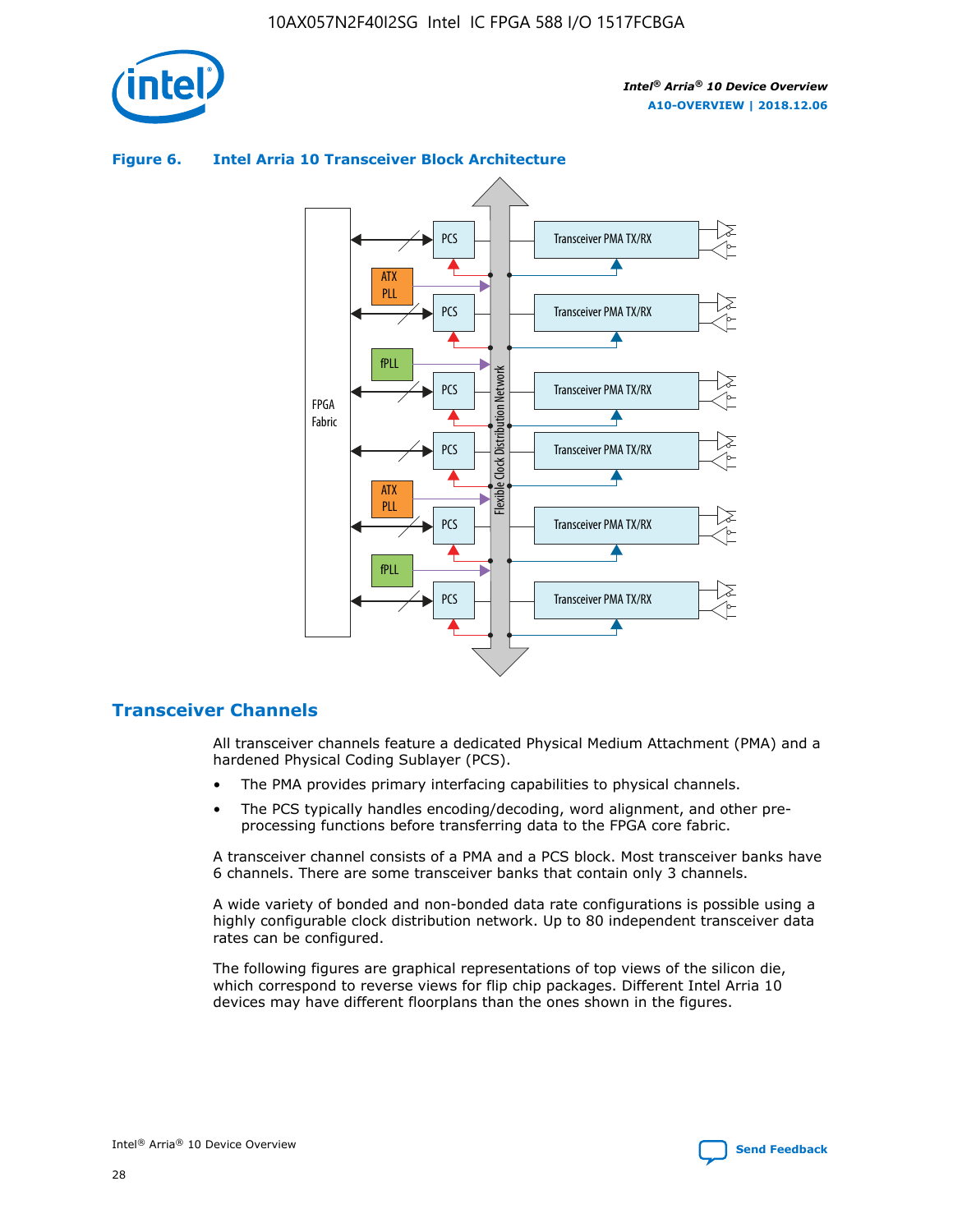**Figure 6. Intel Arria 10 Transceiver Block Architecture**

## Transceiver Channels

All transceiver channels feature a dedicated Physical Medium Attachment (PMA) and a hardened Physical Coding Sublayer (PCS).

- The PMA provides primary interfacing capabilities to physical channels.
- The PCS typically handles encoding/decoding, word alignment, and other pre-processing functions before transferring data to the FPGA core fabric.

A transceiver channel consists of a PMA and a PCS block. Most transceiver banks have 6 channels. There are some transceiver banks that contain only 3 channels.

A wide variety of bonded and non-bonded data rate configurations is possible using a highly configurable clock distribution network. Up to 80 independent transceiver data rates can be configured.

The following figures are graphical representations of top views of the silicon die, which correspond to reverse views for flip chip packages. Different Intel Arria 10 devices may have different floorplans than the ones shown in the figures.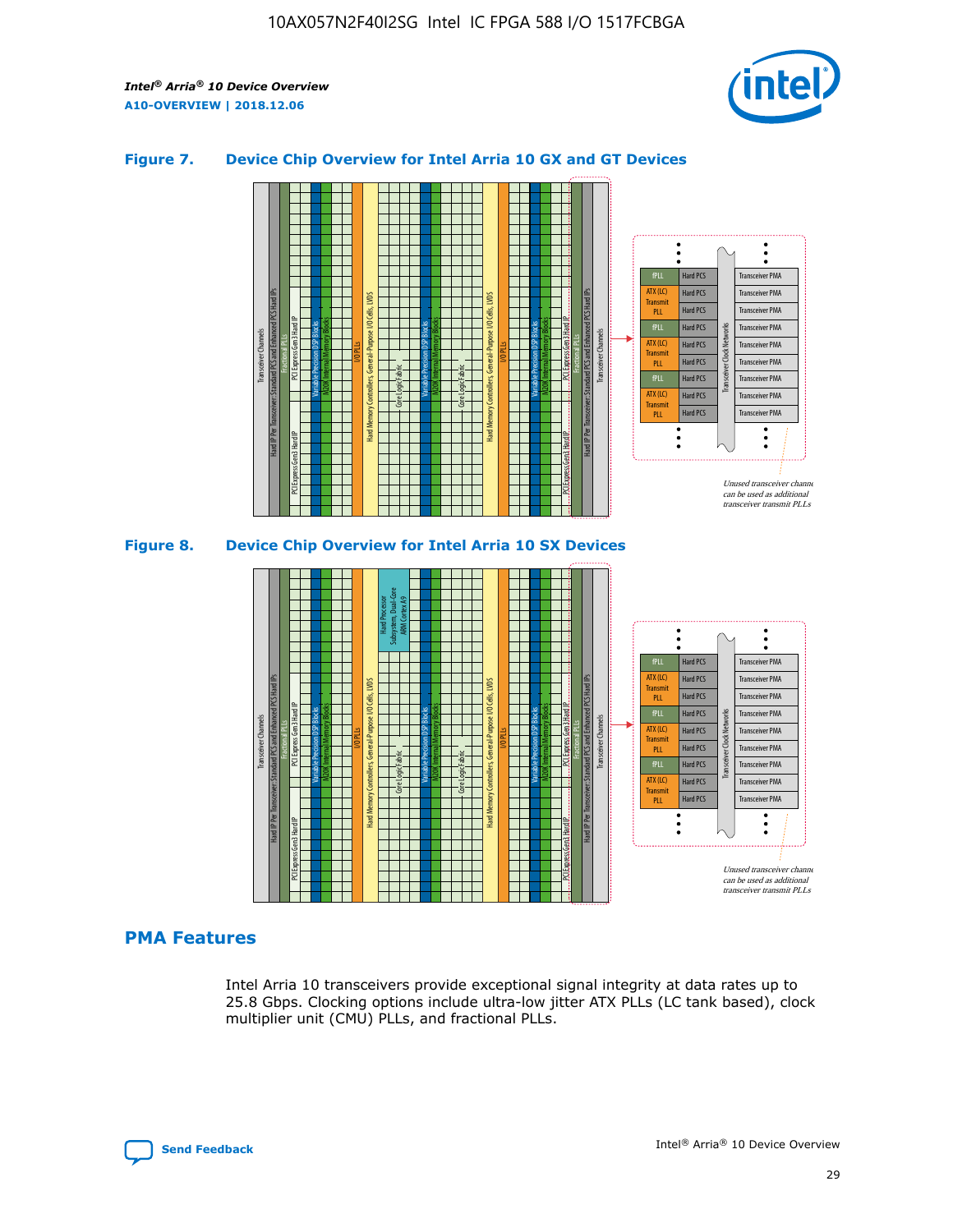## Figure 7. Device Chip Overview for Intel Arria 10 GX and GT Devices

## Figure 8. Device Chip Overview for Intel Arria 10 SX Devices

## PMA Features

Intel Arria 10 transceivers provide exceptional signal integrity at data rates up to 25.8 Gbps. Clocking options include ultra-low jitter ATX PLLs (LC tank based), clock multiplier unit (CMU) PLLs, and fractional PLLs.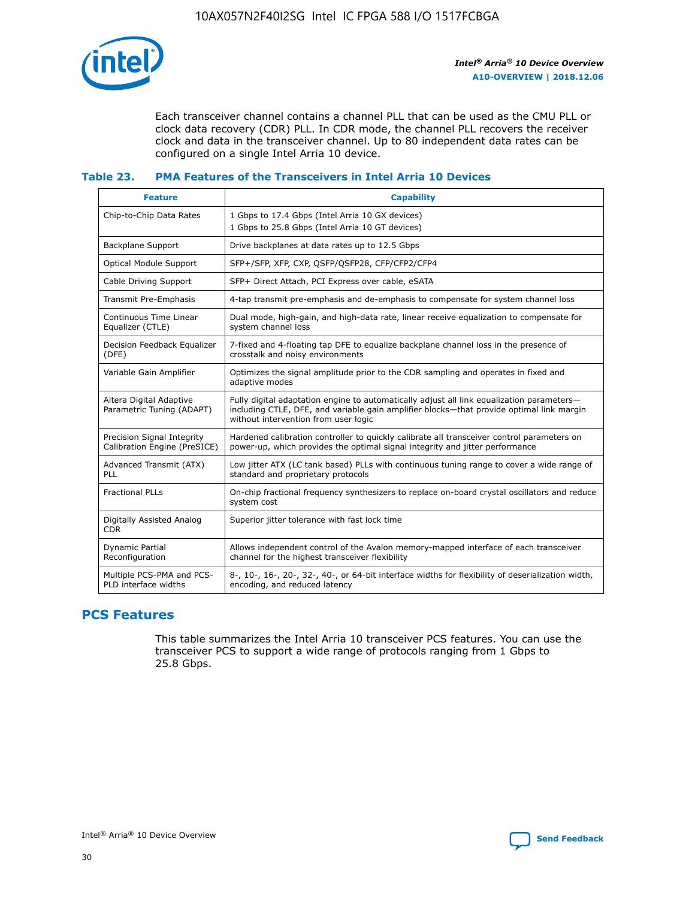Each transceiver channel contains a channel PLL that can be used as the CMU PLL or clock data recovery (CDR) PLL. In CDR mode, the channel PLL recovers the receiver clock and data in the transceiver channel. Up to 80 independent data rates can be configured on a single Intel Arria 10 device.

### Table 23. PMA Features of the Transceivers in Intel Arria 10 Devices

| Feature | Capability |
| --- | --- |
| Chip-to-Chip Data Rates | 1 Gbps to 17.4 Gbps (Intel Arria 10 GX devices)<br>1 Gbps to 25.8 Gbps (Intel Arria 10 GT devices) |
| Backplane Support | Drive backplanes at data rates up to 12.5 Gbps |
| Optical Module Support | SFP+/SFP, XFP, CXP, QSFP/QSFP28, CFP/CFP2/CFP4 |
| Cable Driving Support | SFP+ Direct Attach, PCI Express over cable, eSATA |
| Transmit Pre-Emphasis | 4-tap transmit pre-emphasis and de-emphasis to compensate for system channel loss |
| Continuous Time Linear Equalizer (CTLE) | Dual mode, high-gain, and high-data rate, linear receive equalization to compensate for system channel loss |
| Decision Feedback Equalizer (DFE) | 7-fixed and 4-floating tap DFE to equalize backplane channel loss in the presence of crosstalk and noisy environments |
| Variable Gain Amplifier | Optimizes the signal amplitude prior to the CDR sampling and operates in fixed and adaptive modes |
| Altera Digital Adaptive Parametric Tuning (ADAPT) | Fully digital adaptation engine to automatically adjust all link equalization parameters—including CTLE, DFE, and variable gain amplifier blocks—that provide optimal link margin without intervention from user logic |
| Precision Signal Integrity Calibration Engine (PreSICE) | Hardened calibration controller to quickly calibrate all transceiver control parameters on power-up, which provides the optimal signal integrity and jitter performance |
| Advanced Transmit (ATX) PLL | Low jitter ATX (LC tank based) PLLs with continuous tuning range to cover a wide range of standard and proprietary protocols |
| Fractional PLLs | On-chip fractional frequency synthesizers to replace on-board crystal oscillators and reduce system cost |
| Digitally Assisted Analog CDR | Superior jitter tolerance with fast lock time |
| Dynamic Partial Reconfiguration | Allows independent control of the Avalon memory-mapped interface of each transceiver channel for the highest transceiver flexibility |
| Multiple PCS-PMA and PCS-PLD interface widths | 8-, 10-, 16-, 20-, 32-, 40-, or 64-bit interface widths for flexibility of deserialization width, encoding, and reduced latency |

## PCS Features

This table summarizes the Intel Arria 10 transceiver PCS features. You can use the transceiver PCS to support a wide range of protocols ranging from 1 Gbps to 25.8 Gbps.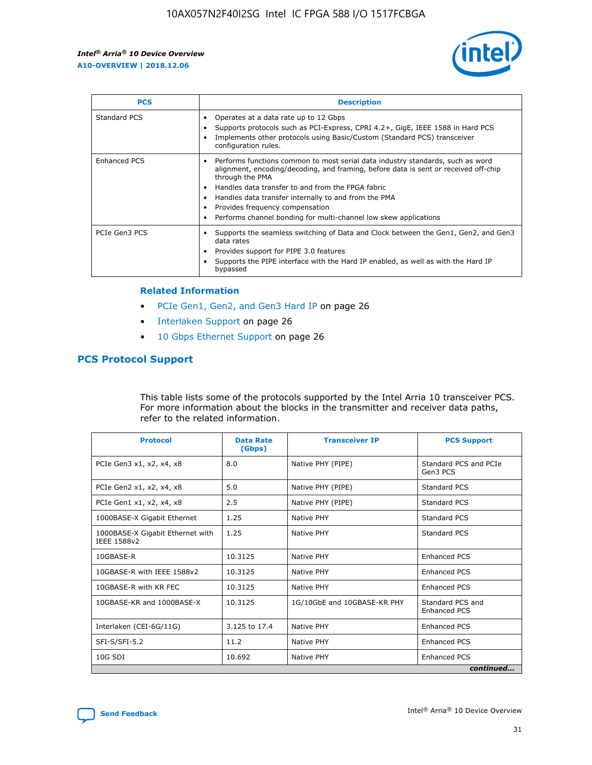| PCS | Description |
| --- | --- |
| Standard PCS | • Operates at a data rate up to 12 Gbps<br>• Supports protocols such as PCI-Express, CPRI 4.2+, GigE, IEEE 1588 in Hard PCS<br>• Implements other protocols using Basic/Custom (Standard PCS) transceiver configuration rules. |
| Enhanced PCS | • Performs functions common to most serial data industry standards, such as word alignment, encoding/decoding, and framing, before data is sent or received off-chip through the PMA<br>• Handles data transfer to and from the FPGA fabric<br>• Handles data transfer internally to and from the PMA<br>• Provides frequency compensation<br>• Performs channel bonding for multi-channel low skew applications |
| PCIe Gen3 PCS | • Supports the seamless switching of Data and Clock between the Gen1, Gen2, and Gen3 data rates<br>• Provides support for PIPE 3.0 features<br>• Supports the PIPE interface with the Hard IP enabled, as well as with the Hard IP bypassed |

**Related Information**

- PCIe Gen1, Gen2, and Gen3 Hard IP on page 26
- Interlaken Support on page 26
- 10 Gbps Ethernet Support on page 26

## PCS Protocol Support

This table lists some of the protocols supported by the Intel Arria 10 transceiver PCS. For more information about the blocks in the transmitter and receiver data paths, refer to the related information.

| Protocol | Data Rate (Gbps) | Transceiver IP | PCS Support |
| --- | --- | --- | --- |
| PCIe Gen3 x1, x2, x4, x8 | 8.0 | Native PHY (PIPE) | Standard PCS and PCIe Gen3 PCS |
| PCIe Gen2 x1, x2, x4, x8 | 5.0 | Native PHY (PIPE) | Standard PCS |
| PCIe Gen1 x1, x2, x4, x8 | 2.5 | Native PHY (PIPE) | Standard PCS |
| 1000BASE-X Gigabit Ethernet | 1.25 | Native PHY | Standard PCS |
| 1000BASE-X Gigabit Ethernet with IEEE 1588v2 | 1.25 | Native PHY | Standard PCS |
| 10GBASE-R | 10.3125 | Native PHY | Enhanced PCS |
| 10GBASE-R with IEEE 1588v2 | 10.3125 | Native PHY | Enhanced PCS |
| 10GBASE-R with KR FEC | 10.3125 | Native PHY | Enhanced PCS |
| 10GBASE-KR and 1000BASE-X | 10.3125 | 1G/10GbE and 10GBASE-KR PHY | Standard PCS and Enhanced PCS |
| Interlaken (CEI-6G/11G) | 3.125 to 17.4 | Native PHY | Enhanced PCS |
| SFI-S/SFI-5.2 | 11.2 | Native PHY | Enhanced PCS |
| 10G SDI | 10.692 | Native PHY | Enhanced PCS |

*continued...*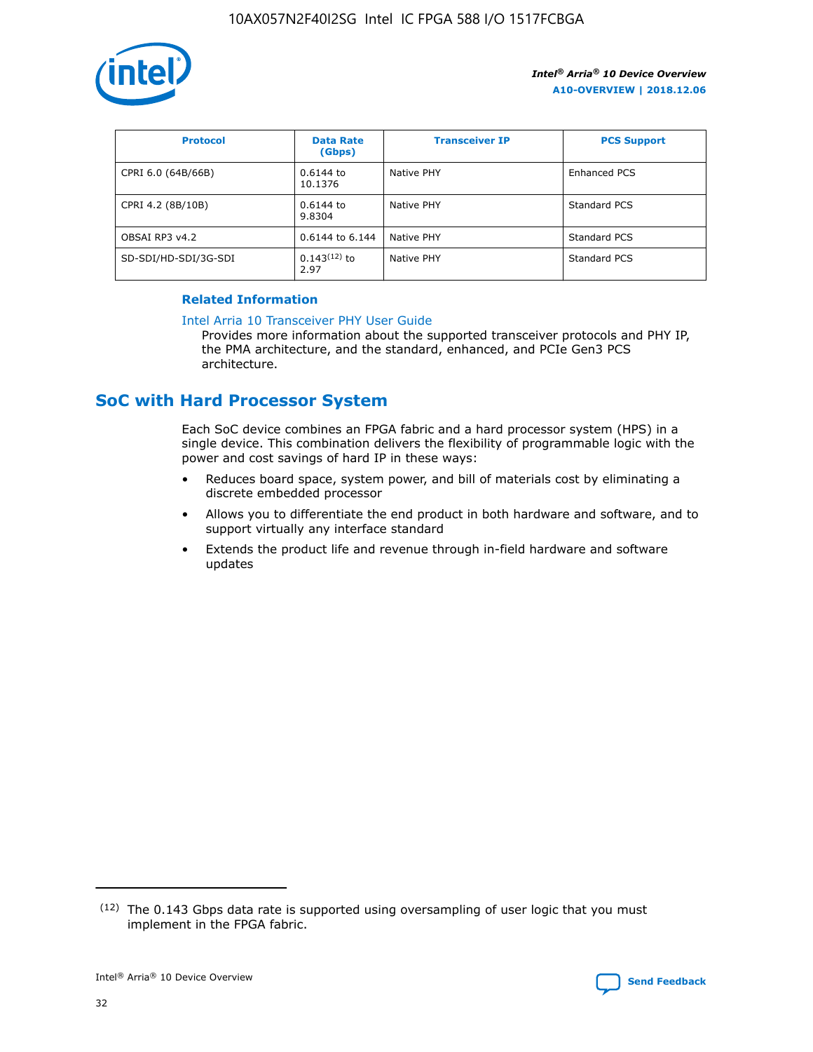| Protocol | Data Rate (Gbps) | Transceiver IP | PCS Support |
|---|---|---|---|
| CPRI 6.0 (64B/66B) | 0.6144 to 10.1376 | Native PHY | Enhanced PCS |
| CPRI 4.2 (8B/10B) | 0.6144 to 9.8304 | Native PHY | Standard PCS |
| OBSAI RP3 v4.2 | 0.6144 to 6.144 | Native PHY | Standard PCS |
| SD-SDI/HD-SDI/3G-SDI | 0.143[12] to 2.97 | Native PHY | Standard PCS |

**Related Information**

Intel Arria 10 Transceiver PHY User Guide

Provides more information about the supported transceiver protocols and PHY IP, the PMA architecture, and the standard, enhanced, and PCIe Gen3 PCS architecture.

## SoC with Hard Processor System

Each SoC device combines an FPGA fabric and a hard processor system (HPS) in a single device. This combination delivers the flexibility of programmable logic with the power and cost savings of hard IP in these ways:

- Reduces board space, system power, and bill of materials cost by eliminating a discrete embedded processor
- Allows you to differentiate the end product in both hardware and software, and to support virtually any interface standard
- Extends the product life and revenue through in-field hardware and software updates

[12] The 0.143 Gbps data rate is supported using oversampling of user logic that you must implement in the FPGA fabric.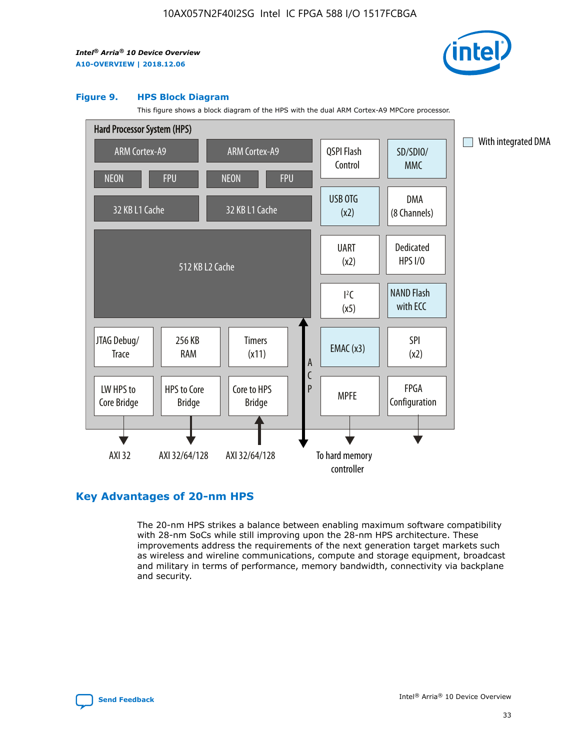**Figure 9. HPS Block Diagram**

This figure shows a block diagram of the HPS with the dual ARM Cortex-A9 MPCore processor.

Hard Processor System (HPS)

ARM Cortex-A9 | ARM Cortex-A9
NEON | FPU | NEON | FPU
32 KB L1 Cache | 32 KB L1 Cache
512 KB L2 Cache

QSPI Flash Control | SD/SDIO/MMC | USB OTG (x2) | DMA (8 Channels) | UART (x2) | Dedicated HPS I/O | I²C (x5) | NAND Flash with ECC | EMAC (x3) | SPI (x2) | MPFE | FPGA Configuration

JTAG Debug/Trace | 256 KB RAM | Timers (x11) | LW HPS to Core Bridge | HPS to Core Bridge | Core to HPS Bridge | ACP

AXI 32 | AXI 32/64/128 | AXI 32/64/128 | To hard memory controller

With integrated DMA

## Key Advantages of 20-nm HPS

The 20-nm HPS strikes a balance between enabling maximum software compatibility with 28-nm SoCs while still improving upon the 28-nm HPS architecture. These improvements address the requirements of the next generation target markets such as wireless and wireline communications, compute and storage equipment, broadcast and military in terms of performance, memory bandwidth, connectivity via backplane and security.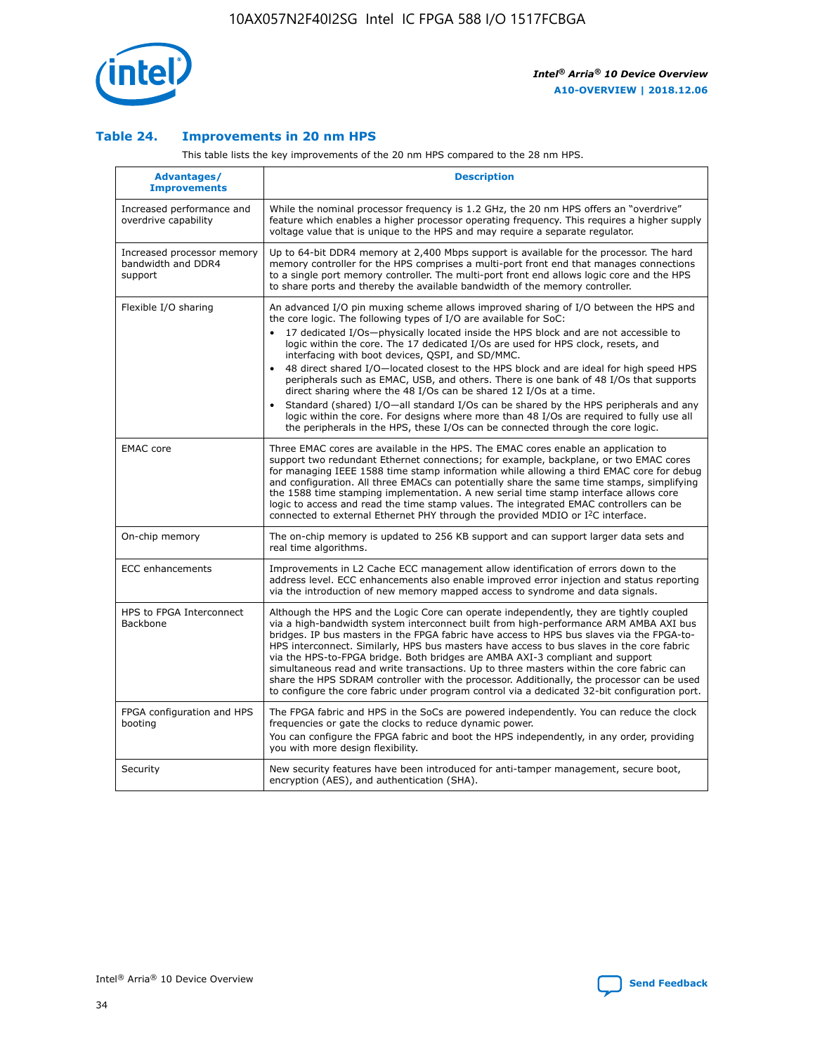### Table 24. Improvements in 20 nm HPS

This table lists the key improvements of the 20 nm HPS compared to the 28 nm HPS.

| Advantages/ Improvements | Description |
|---|---|
| Increased performance and overdrive capability | While the nominal processor frequency is 1.2 GHz, the 20 nm HPS offers an "overdrive" feature which enables a higher processor operating frequency. This requires a higher supply voltage value that is unique to the HPS and may require a separate regulator. |
| Increased processor memory bandwidth and DDR4 support | Up to 64-bit DDR4 memory at 2,400 Mbps support is available for the processor. The hard memory controller for the HPS comprises a multi-port front end that manages connections to a single port memory controller. The multi-port front end allows logic core and the HPS to share ports and thereby the available bandwidth of the memory controller. |
| Flexible I/O sharing | An advanced I/O pin muxing scheme allows improved sharing of I/O between the HPS and the core logic. The following types of I/O are available for SoC:<br>• 17 dedicated I/Os—physically located inside the HPS block and are not accessible to logic within the core. The 17 dedicated I/Os are used for HPS clock, resets, and interfacing with boot devices, QSPI, and SD/MMC.<br>• 48 direct shared I/O—located closest to the HPS block and are ideal for high speed HPS peripherals such as EMAC, USB, and others. There is one bank of 48 I/Os that supports direct sharing where the 48 I/Os can be shared 12 I/Os at a time.<br>• Standard (shared) I/O—all standard I/Os can be shared by the HPS peripherals and any logic within the core. For designs where more than 48 I/Os are required to fully use all the peripherals in the HPS, these I/Os can be connected through the core logic. |
| EMAC core | Three EMAC cores are available in the HPS. The EMAC cores enable an application to support two redundant Ethernet connections; for example, backplane, or two EMAC cores for managing IEEE 1588 time stamp information while allowing a third EMAC core for debug and configuration. All three EMACs can potentially share the same time stamps, simplifying the 1588 time stamping implementation. A new serial time stamp interface allows core logic to access and read the time stamp values. The integrated EMAC controllers can be connected to external Ethernet PHY through the provided MDIO or I²C interface. |
| On-chip memory | The on-chip memory is updated to 256 KB support and can support larger data sets and real time algorithms. |
| ECC enhancements | Improvements in L2 Cache ECC management allow identification of errors down to the address level. ECC enhancements also enable improved error injection and status reporting via the introduction of new memory mapped access to syndrome and data signals. |
| HPS to FPGA Interconnect Backbone | Although the HPS and the Logic Core can operate independently, they are tightly coupled via a high-bandwidth system interconnect built from high-performance ARM AMBA AXI bus bridges. IP bus masters in the FPGA fabric have access to HPS bus slaves via the FPGA-to-HPS interconnect. Similarly, HPS bus masters have access to bus slaves in the core fabric via the HPS-to-FPGA bridge. Both bridges are AMBA AXI-3 compliant and support simultaneous read and write transactions. Up to three masters within the core fabric can share the HPS SDRAM controller with the processor. Additionally, the processor can be used to configure the core fabric under program control via a dedicated 32-bit configuration port. |
| FPGA configuration and HPS booting | The FPGA fabric and HPS in the SoCs are powered independently. You can reduce the clock frequencies or gate the clocks to reduce dynamic power.<br>You can configure the FPGA fabric and boot the HPS independently, in any order, providing you with more design flexibility. |
| Security | New security features have been introduced for anti-tamper management, secure boot, encryption (AES), and authentication (SHA). |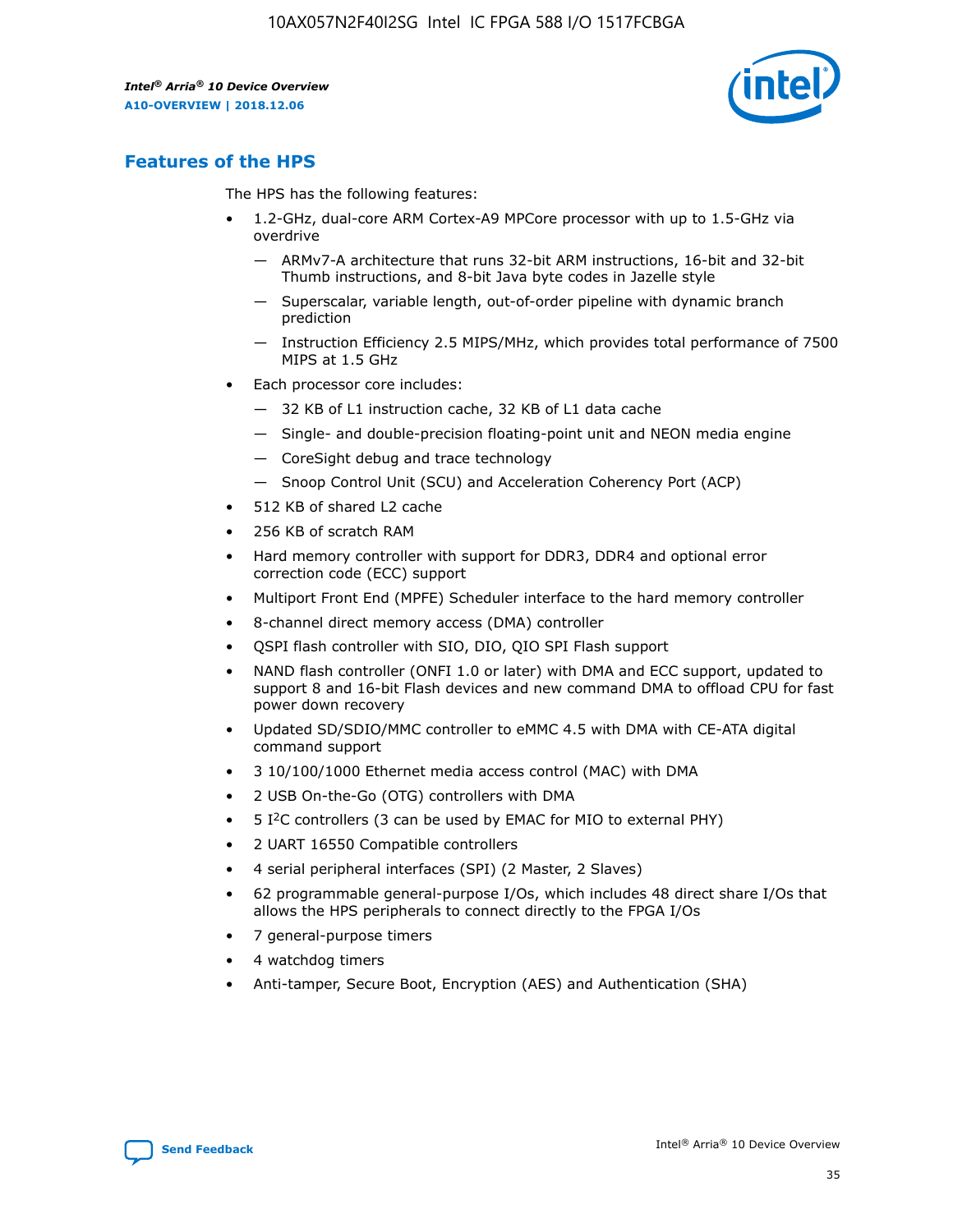## Features of the HPS

The HPS has the following features:

- 1.2-GHz, dual-core ARM Cortex-A9 MPCore processor with up to 1.5-GHz via overdrive
  - — ARMv7-A architecture that runs 32-bit ARM instructions, 16-bit and 32-bit Thumb instructions, and 8-bit Java byte codes in Jazelle style
  - — Superscalar, variable length, out-of-order pipeline with dynamic branch prediction
  - — Instruction Efficiency 2.5 MIPS/MHz, which provides total performance of 7500 MIPS at 1.5 GHz
- Each processor core includes:
  - — 32 KB of L1 instruction cache, 32 KB of L1 data cache
  - — Single- and double-precision floating-point unit and NEON media engine
  - — CoreSight debug and trace technology
  - — Snoop Control Unit (SCU) and Acceleration Coherency Port (ACP)
- 512 KB of shared L2 cache
- 256 KB of scratch RAM
- Hard memory controller with support for DDR3, DDR4 and optional error correction code (ECC) support
- Multiport Front End (MPFE) Scheduler interface to the hard memory controller
- 8-channel direct memory access (DMA) controller
- QSPI flash controller with SIO, DIO, QIO SPI Flash support
- NAND flash controller (ONFI 1.0 or later) with DMA and ECC support, updated to support 8 and 16-bit Flash devices and new command DMA to offload CPU for fast power down recovery
- Updated SD/SDIO/MMC controller to eMMC 4.5 with DMA with CE-ATA digital command support
- 3 10/100/1000 Ethernet media access control (MAC) with DMA
- 2 USB On-the-Go (OTG) controllers with DMA
- 5 I²C controllers (3 can be used by EMAC for MIO to external PHY)
- 2 UART 16550 Compatible controllers
- 4 serial peripheral interfaces (SPI) (2 Master, 2 Slaves)
- 62 programmable general-purpose I/Os, which includes 48 direct share I/Os that allows the HPS peripherals to connect directly to the FPGA I/Os
- 7 general-purpose timers
- 4 watchdog timers
- Anti-tamper, Secure Boot, Encryption (AES) and Authentication (SHA)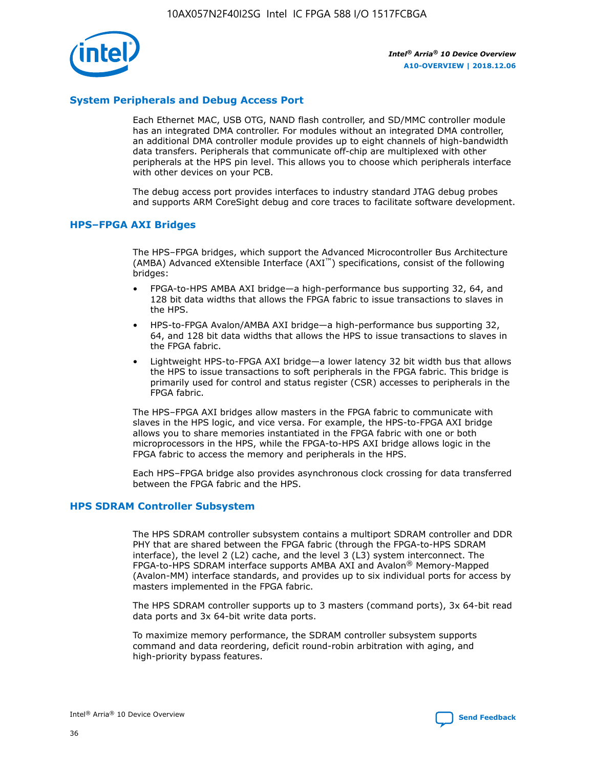## System Peripherals and Debug Access Port

Each Ethernet MAC, USB OTG, NAND flash controller, and SD/MMC controller module has an integrated DMA controller. For modules without an integrated DMA controller, an additional DMA controller module provides up to eight channels of high-bandwidth data transfers. Peripherals that communicate off-chip are multiplexed with other peripherals at the HPS pin level. This allows you to choose which peripherals interface with other devices on your PCB.

The debug access port provides interfaces to industry standard JTAG debug probes and supports ARM CoreSight debug and core traces to facilitate software development.

## HPS–FPGA AXI Bridges

The HPS–FPGA bridges, which support the Advanced Microcontroller Bus Architecture (AMBA) Advanced eXtensible Interface (AXI™) specifications, consist of the following bridges:

- FPGA-to-HPS AMBA AXI bridge—a high-performance bus supporting 32, 64, and 128 bit data widths that allows the FPGA fabric to issue transactions to slaves in the HPS.
- HPS-to-FPGA Avalon/AMBA AXI bridge—a high-performance bus supporting 32, 64, and 128 bit data widths that allows the HPS to issue transactions to slaves in the FPGA fabric.
- Lightweight HPS-to-FPGA AXI bridge—a lower latency 32 bit width bus that allows the HPS to issue transactions to soft peripherals in the FPGA fabric. This bridge is primarily used for control and status register (CSR) accesses to peripherals in the FPGA fabric.

The HPS–FPGA AXI bridges allow masters in the FPGA fabric to communicate with slaves in the HPS logic, and vice versa. For example, the HPS-to-FPGA AXI bridge allows you to share memories instantiated in the FPGA fabric with one or both microprocessors in the HPS, while the FPGA-to-HPS AXI bridge allows logic in the FPGA fabric to access the memory and peripherals in the HPS.

Each HPS–FPGA bridge also provides asynchronous clock crossing for data transferred between the FPGA fabric and the HPS.

## HPS SDRAM Controller Subsystem

The HPS SDRAM controller subsystem contains a multiport SDRAM controller and DDR PHY that are shared between the FPGA fabric (through the FPGA-to-HPS SDRAM interface), the level 2 (L2) cache, and the level 3 (L3) system interconnect. The FPGA-to-HPS SDRAM interface supports AMBA AXI and Avalon® Memory-Mapped (Avalon-MM) interface standards, and provides up to six individual ports for access by masters implemented in the FPGA fabric.

The HPS SDRAM controller supports up to 3 masters (command ports), 3x 64-bit read data ports and 3x 64-bit write data ports.

To maximize memory performance, the SDRAM controller subsystem supports command and data reordering, deficit round-robin arbitration with aging, and high-priority bypass features.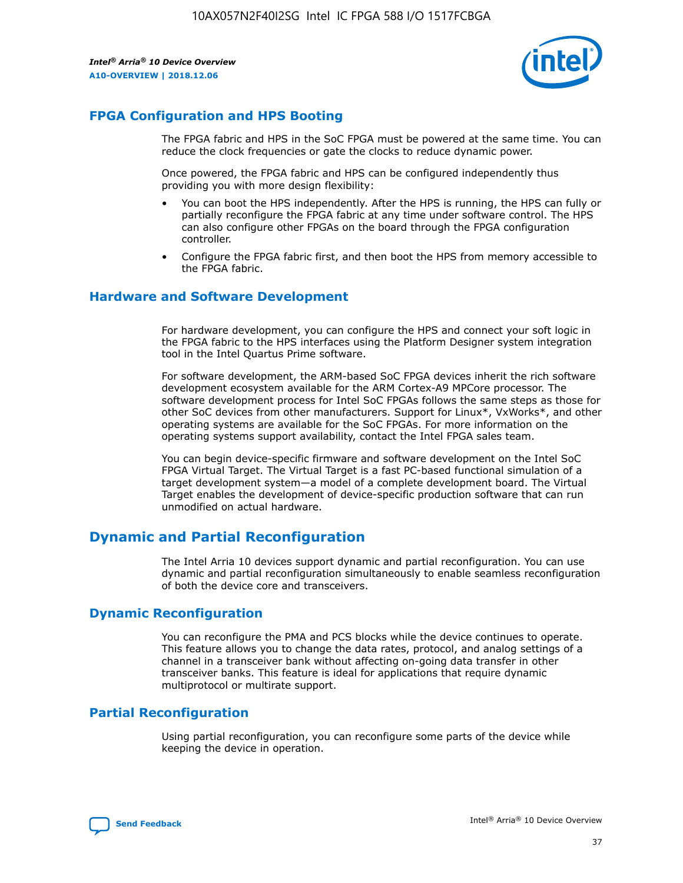## FPGA Configuration and HPS Booting

The FPGA fabric and HPS in the SoC FPGA must be powered at the same time. You can reduce the clock frequencies or gate the clocks to reduce dynamic power.

Once powered, the FPGA fabric and HPS can be configured independently thus providing you with more design flexibility:

- You can boot the HPS independently. After the HPS is running, the HPS can fully or partially reconfigure the FPGA fabric at any time under software control. The HPS can also configure other FPGAs on the board through the FPGA configuration controller.
- Configure the FPGA fabric first, and then boot the HPS from memory accessible to the FPGA fabric.

## Hardware and Software Development

For hardware development, you can configure the HPS and connect your soft logic in the FPGA fabric to the HPS interfaces using the Platform Designer system integration tool in the Intel Quartus Prime software.

For software development, the ARM-based SoC FPGA devices inherit the rich software development ecosystem available for the ARM Cortex-A9 MPCore processor. The software development process for Intel SoC FPGAs follows the same steps as those for other SoC devices from other manufacturers. Support for Linux*, VxWorks*, and other operating systems are available for the SoC FPGAs. For more information on the operating systems support availability, contact the Intel FPGA sales team.

You can begin device-specific firmware and software development on the Intel SoC FPGA Virtual Target. The Virtual Target is a fast PC-based functional simulation of a target development system—a model of a complete development board. The Virtual Target enables the development of device-specific production software that can run unmodified on actual hardware.

# Dynamic and Partial Reconfiguration

The Intel Arria 10 devices support dynamic and partial reconfiguration. You can use dynamic and partial reconfiguration simultaneously to enable seamless reconfiguration of both the device core and transceivers.

## Dynamic Reconfiguration

You can reconfigure the PMA and PCS blocks while the device continues to operate. This feature allows you to change the data rates, protocol, and analog settings of a channel in a transceiver bank without affecting on-going data transfer in other transceiver banks. This feature is ideal for applications that require dynamic multiprotocol or multirate support.

## Partial Reconfiguration

Using partial reconfiguration, you can reconfigure some parts of the device while keeping the device in operation.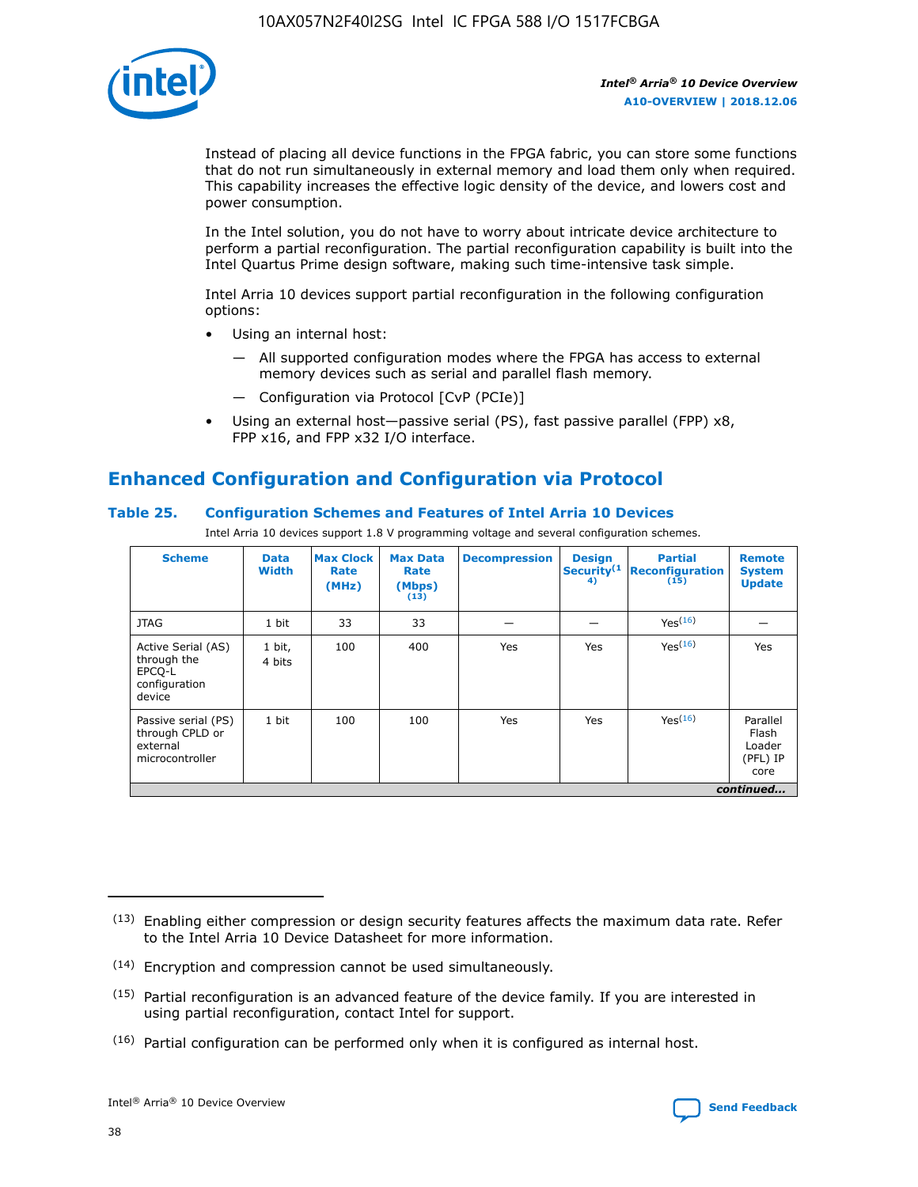Instead of placing all device functions in the FPGA fabric, you can store some functions that do not run simultaneously in external memory and load them only when required. This capability increases the effective logic density of the device, and lowers cost and power consumption.

In the Intel solution, you do not have to worry about intricate device architecture to perform a partial reconfiguration. The partial reconfiguration capability is built into the Intel Quartus Prime design software, making such time-intensive task simple.

Intel Arria 10 devices support partial reconfiguration in the following configuration options:

- Using an internal host:
  — All supported configuration modes where the FPGA has access to external memory devices such as serial and parallel flash memory.
  — Configuration via Protocol [CvP (PCIe)]
- Using an external host—passive serial (PS), fast passive parallel (FPP) x8, FPP x16, and FPP x32 I/O interface.

## Enhanced Configuration and Configuration via Protocol

### Table 25. Configuration Schemes and Features of Intel Arria 10 Devices

Intel Arria 10 devices support 1.8 V programming voltage and several configuration schemes.

| Scheme | Data Width | Max Clock Rate (MHz) | Max Data Rate (Mbps) (13) | Decompression | Design Security (14) | Partial Reconfiguration (15) | Remote System Update |
|---|---|---|---|---|---|---|---|
| JTAG | 1 bit | 33 | 33 | — | — | Yes(16) | — |
| Active Serial (AS) through the EPCQ-L configuration device | 1 bit, 4 bits | 100 | 400 | Yes | Yes | Yes(16) | Yes |
| Passive serial (PS) through CPLD or external microcontroller | 1 bit | 100 | 100 | Yes | Yes | Yes(16) | Parallel Flash Loader (PFL) IP core |

*continued...*

(13) Enabling either compression or design security features affects the maximum data rate. Refer to the Intel Arria 10 Device Datasheet for more information.

(14) Encryption and compression cannot be used simultaneously.

(15) Partial reconfiguration is an advanced feature of the device family. If you are interested in using partial reconfiguration, contact Intel for support.

(16) Partial configuration can be performed only when it is configured as internal host.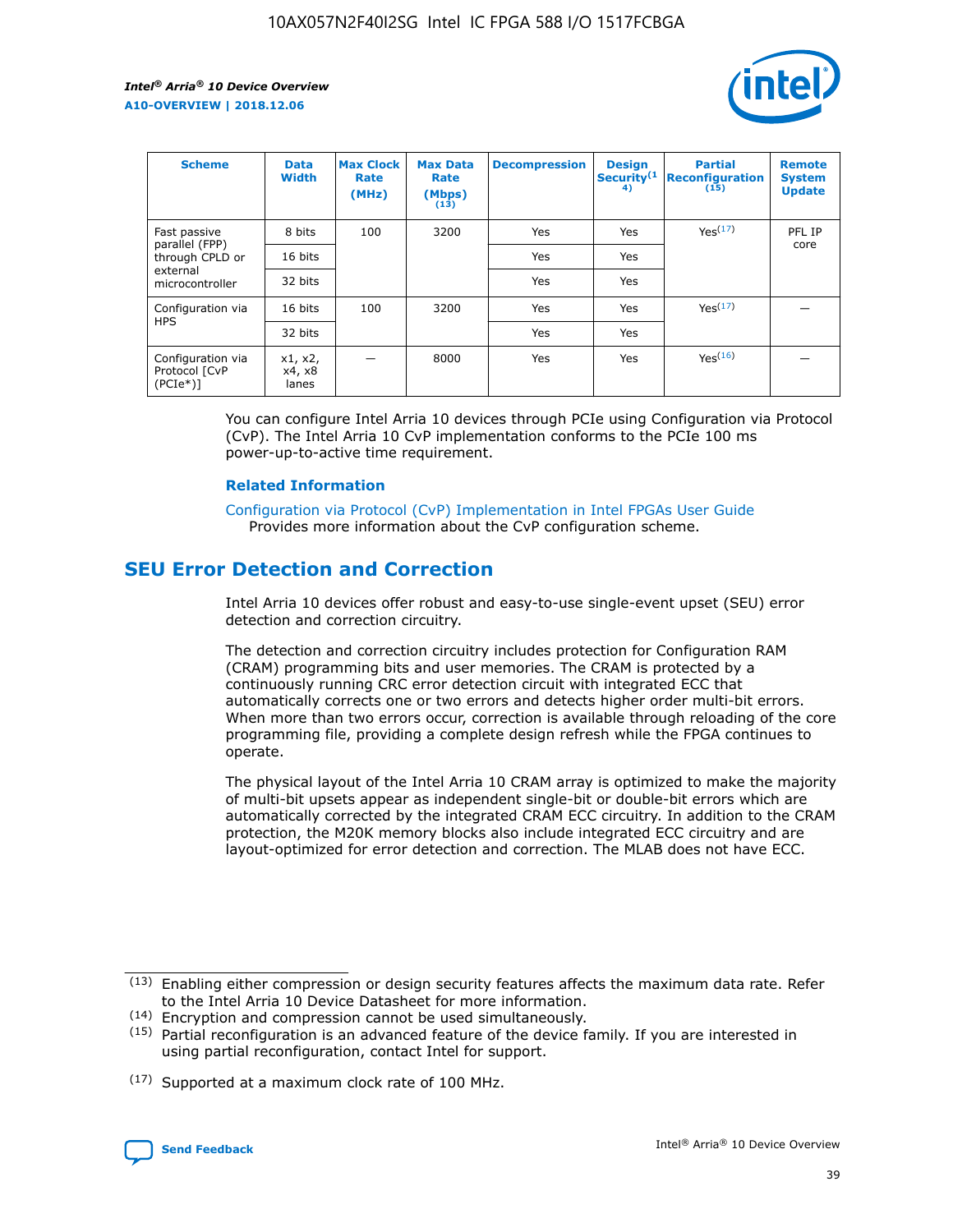| Scheme | Data Width | Max Clock Rate (MHz) | Max Data Rate (Mbps) (13) | Decompression | Design Security(14) | Partial Reconfiguration (15) | Remote System Update |
| --- | --- | --- | --- | --- | --- | --- | --- |
| Fast passive parallel (FPP) through CPLD or external microcontroller | 8 bits | 100 | 3200 | Yes | Yes | Yes(17) | PFL IP core |
| | 16 bits | | | Yes | Yes | | |
| | 32 bits | | | Yes | Yes | | |
| Configuration via HPS | 16 bits | 100 | 3200 | Yes | Yes | Yes(17) | — |
| | 32 bits | | | Yes | Yes | | |
| Configuration via Protocol [CvP (PCIe*)] | x1, x2, x4, x8 lanes | — | 8000 | Yes | Yes | Yes(16) | — |

You can configure Intel Arria 10 devices through PCIe using Configuration via Protocol (CvP). The Intel Arria 10 CvP implementation conforms to the PCIe 100 ms power-up-to-active time requirement.

**Related Information**

Configuration via Protocol (CvP) Implementation in Intel FPGAs User Guide
Provides more information about the CvP configuration scheme.

## SEU Error Detection and Correction

Intel Arria 10 devices offer robust and easy-to-use single-event upset (SEU) error detection and correction circuitry.

The detection and correction circuitry includes protection for Configuration RAM (CRAM) programming bits and user memories. The CRAM is protected by a continuously running CRC error detection circuit with integrated ECC that automatically corrects one or two errors and detects higher order multi-bit errors. When more than two errors occur, correction is available through reloading of the core programming file, providing a complete design refresh while the FPGA continues to operate.

The physical layout of the Intel Arria 10 CRAM array is optimized to make the majority of multi-bit upsets appear as independent single-bit or double-bit errors which are automatically corrected by the integrated CRAM ECC circuitry. In addition to the CRAM protection, the M20K memory blocks also include integrated ECC circuitry and are layout-optimized for error detection and correction. The MLAB does not have ECC.

(13) Enabling either compression or design security features affects the maximum data rate. Refer to the Intel Arria 10 Device Datasheet for more information.

(14) Encryption and compression cannot be used simultaneously.

(15) Partial reconfiguration is an advanced feature of the device family. If you are interested in using partial reconfiguration, contact Intel for support.

(17) Supported at a maximum clock rate of 100 MHz.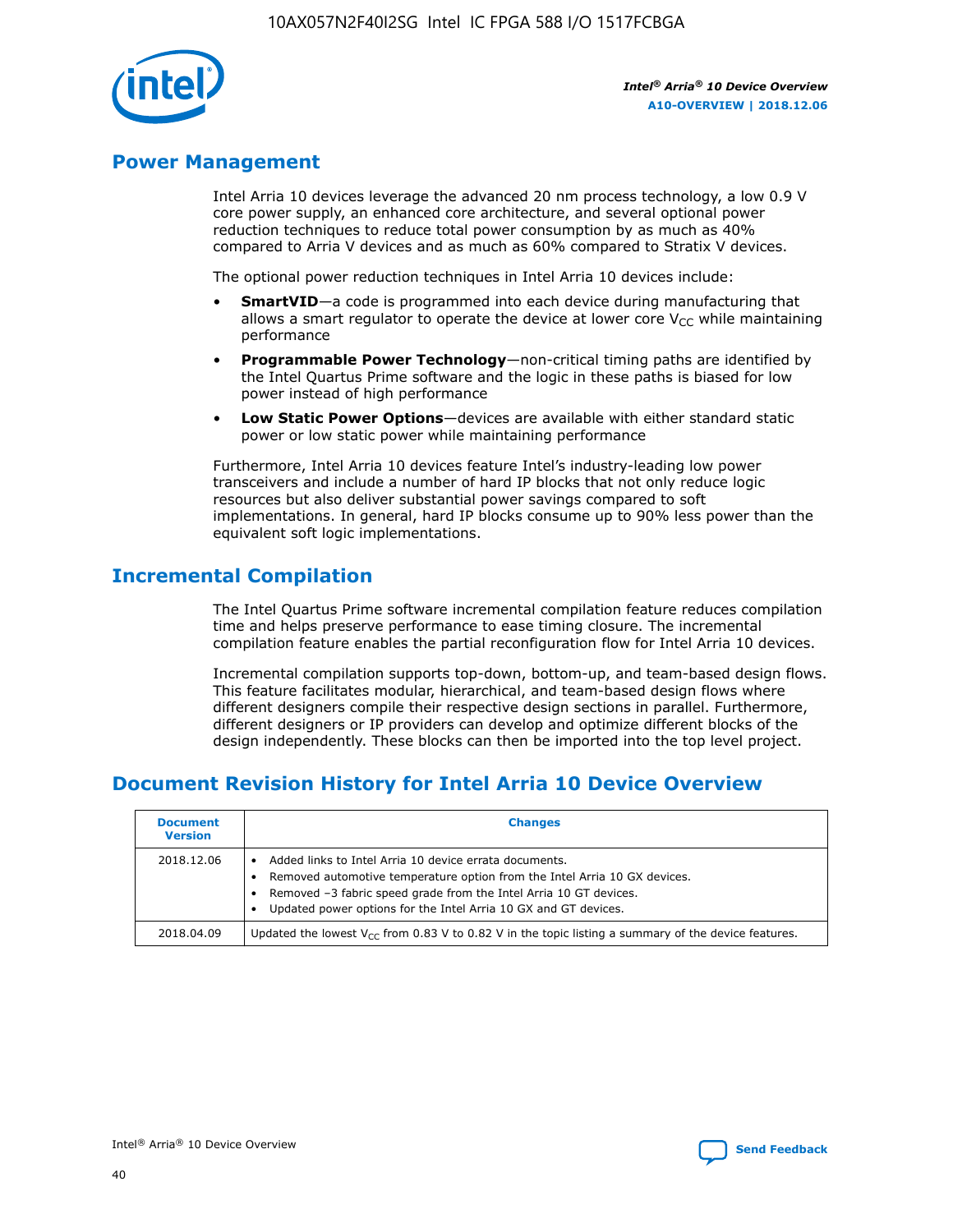## Power Management

Intel Arria 10 devices leverage the advanced 20 nm process technology, a low 0.9 V core power supply, an enhanced core architecture, and several optional power reduction techniques to reduce total power consumption by as much as 40% compared to Arria V devices and as much as 60% compared to Stratix V devices.

The optional power reduction techniques in Intel Arria 10 devices include:

- **SmartVID**—a code is programmed into each device during manufacturing that allows a smart regulator to operate the device at lower core $V_{CC}$ while maintaining performance
- **Programmable Power Technology**—non-critical timing paths are identified by the Intel Quartus Prime software and the logic in these paths is biased for low power instead of high performance
- **Low Static Power Options**—devices are available with either standard static power or low static power while maintaining performance

Furthermore, Intel Arria 10 devices feature Intel's industry-leading low power transceivers and include a number of hard IP blocks that not only reduce logic resources but also deliver substantial power savings compared to soft implementations. In general, hard IP blocks consume up to 90% less power than the equivalent soft logic implementations.

## Incremental Compilation

The Intel Quartus Prime software incremental compilation feature reduces compilation time and helps preserve performance to ease timing closure. The incremental compilation feature enables the partial reconfiguration flow for Intel Arria 10 devices.

Incremental compilation supports top-down, bottom-up, and team-based design flows. This feature facilitates modular, hierarchical, and team-based design flows where different designers compile their respective design sections in parallel. Furthermore, different designers or IP providers can develop and optimize different blocks of the design independently. These blocks can then be imported into the top level project.

## Document Revision History for Intel Arria 10 Device Overview

| Document Version | Changes |
| --- | --- |
| 2018.12.06 | • Added links to Intel Arria 10 device errata documents.<br>• Removed automotive temperature option from the Intel Arria 10 GX devices.<br>• Removed –3 fabric speed grade from the Intel Arria 10 GT devices.<br>• Updated power options for the Intel Arria 10 GX and GT devices. |
| 2018.04.09 | Updated the lowest $V_{CC}$ from 0.83 V to 0.82 V in the topic listing a summary of the device features. |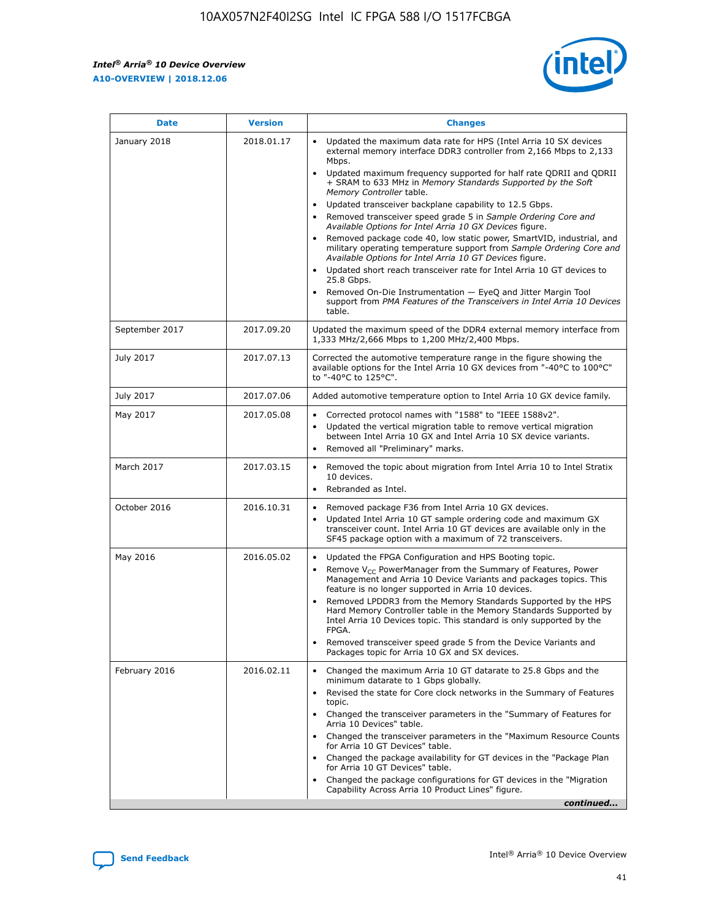| Date | Version | Changes |
| --- | --- | --- |
| January 2018 | 2018.01.17 | • Updated the maximum data rate for HPS (Intel Arria 10 SX devices external memory interface DDR3 controller from 2,166 Mbps to 2,133 Mbps.<br>• Updated maximum frequency supported for half rate QDRII and QDRII + SRAM to 633 MHz in *Memory Standards Supported by the Soft Memory Controller* table.<br>• Updated transceiver backplane capability to 12.5 Gbps.<br>• Removed transceiver speed grade 5 in *Sample Ordering Core and Available Options for Intel Arria 10 GX Devices* figure.<br>• Removed package code 40, low static power, SmartVID, industrial, and military operating temperature support from *Sample Ordering Core and Available Options for Intel Arria 10 GT Devices* figure.<br>• Updated short reach transceiver rate for Intel Arria 10 GT devices to 25.8 Gbps.<br>• Removed On-Die Instrumentation — EyeQ and Jitter Margin Tool support from *PMA Features of the Transceivers in Intel Arria 10 Devices* table. |
| September 2017 | 2017.09.20 | Updated the maximum speed of the DDR4 external memory interface from 1,333 MHz/2,666 Mbps to 1,200 MHz/2,400 Mbps. |
| July 2017 | 2017.07.13 | Corrected the automotive temperature range in the figure showing the available options for the Intel Arria 10 GX devices from "-40°C to 100°C" to "-40°C to 125°C". |
| July 2017 | 2017.07.06 | Added automotive temperature option to Intel Arria 10 GX device family. |
| May 2017 | 2017.05.08 | • Corrected protocol names with "1588" to "IEEE 1588v2".<br>• Updated the vertical migration table to remove vertical migration between Intel Arria 10 GX and Intel Arria 10 SX device variants.<br>• Removed all "Preliminary" marks. |
| March 2017 | 2017.03.15 | • Removed the topic about migration from Intel Arria 10 to Intel Stratix 10 devices.<br>• Rebranded as Intel. |
| October 2016 | 2016.10.31 | • Removed package F36 from Intel Arria 10 GX devices.<br>• Updated Intel Arria 10 GT sample ordering code and maximum GX transceiver count. Intel Arria 10 GT devices are available only in the SF45 package option with a maximum of 72 transceivers. |
| May 2016 | 2016.05.02 | • Updated the FPGA Configuration and HPS Booting topic.<br>• Remove $V_{CC}$ PowerManager from the Summary of Features, Power Management and Arria 10 Device Variants and packages topics. This feature is no longer supported in Arria 10 devices.<br>• Removed LPDDR3 from the Memory Standards Supported by the HPS Hard Memory Controller table in the Memory Standards Supported by Intel Arria 10 Devices topic. This standard is only supported by the FPGA.<br>• Removed transceiver speed grade 5 from the Device Variants and Packages topic for Arria 10 GX and SX devices. |
| February 2016 | 2016.02.11 | • Changed the maximum Arria 10 GT datarate to 25.8 Gbps and the minimum datarate to 1 Gbps globally.<br>• Revised the state for Core clock networks in the Summary of Features topic.<br>• Changed the transceiver parameters in the "Summary of Features for Arria 10 Devices" table.<br>• Changed the transceiver parameters in the "Maximum Resource Counts for Arria 10 GT Devices" table.<br>• Changed the package availability for GT devices in the "Package Plan for Arria 10 GT Devices" table.<br>• Changed the package configurations for GT devices in the "Migration Capability Across Arria 10 Product Lines" figure. |

*continued...*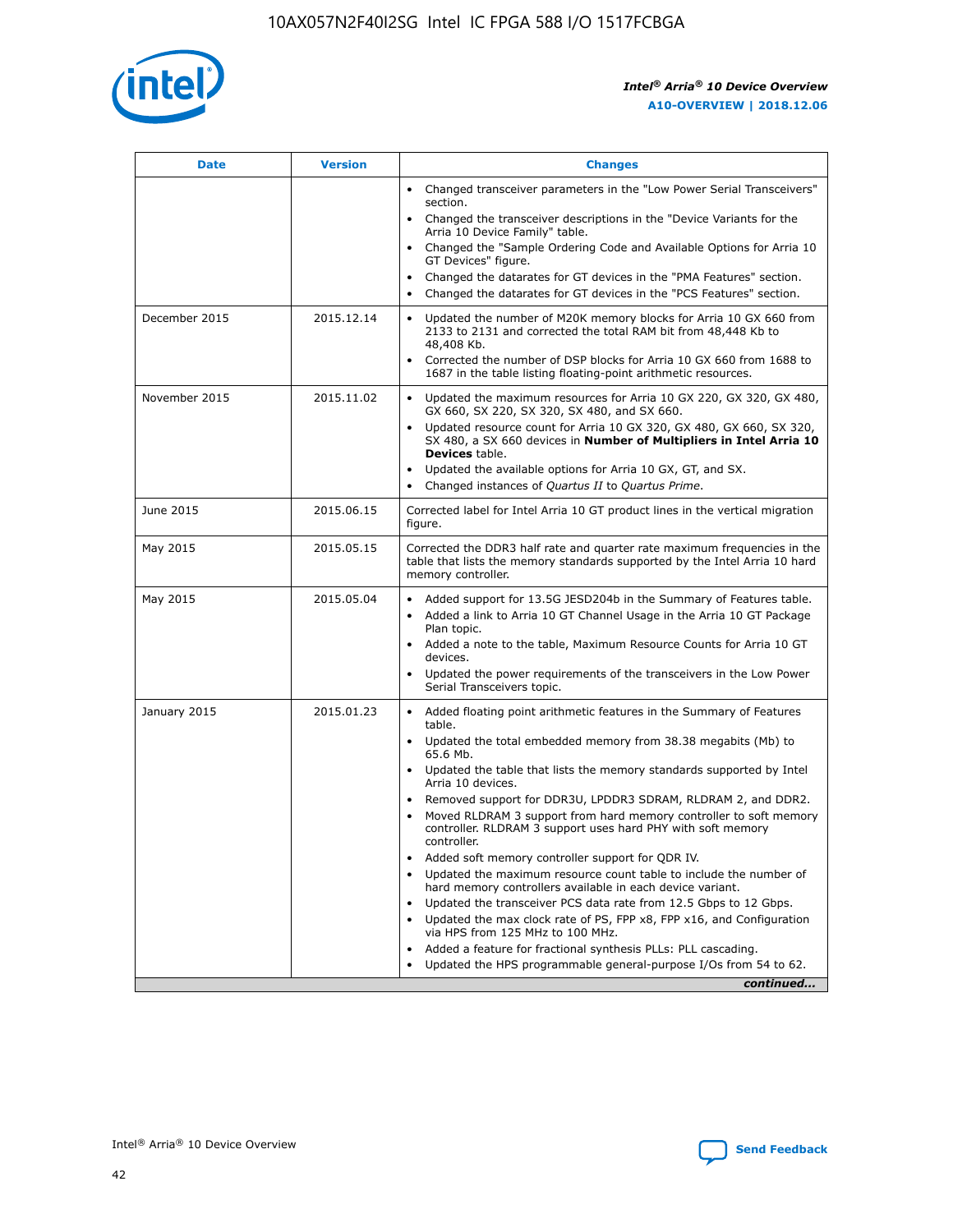| Date | Version | Changes |
| --- | --- | --- |
| | | • Changed transceiver parameters in the "Low Power Serial Transceivers" section.<br>• Changed the transceiver descriptions in the "Device Variants for the Arria 10 Device Family" table.<br>• Changed the "Sample Ordering Code and Available Options for Arria 10 GT Devices" figure.<br>• Changed the datarates for GT devices in the "PMA Features" section.<br>• Changed the datarates for GT devices in the "PCS Features" section. |
| December 2015 | 2015.12.14 | • Updated the number of M20K memory blocks for Arria 10 GX 660 from 2133 to 2131 and corrected the total RAM bit from 48,448 Kb to 48,408 Kb.<br>• Corrected the number of DSP blocks for Arria 10 GX 660 from 1688 to 1687 in the table listing floating-point arithmetic resources. |
| November 2015 | 2015.11.02 | • Updated the maximum resources for Arria 10 GX 220, GX 320, GX 480, GX 660, SX 220, SX 320, SX 480, and SX 660.<br>• Updated resource count for Arria 10 GX 320, GX 480, GX 660, SX 320, SX 480, a SX 660 devices in **Number of Multipliers in Intel Arria 10 Devices** table.<br>• Updated the available options for Arria 10 GX, GT, and SX.<br>• Changed instances of *Quartus II* to *Quartus Prime*. |
| June 2015 | 2015.06.15 | Corrected label for Intel Arria 10 GT product lines in the vertical migration figure. |
| May 2015 | 2015.05.15 | Corrected the DDR3 half rate and quarter rate maximum frequencies in the table that lists the memory standards supported by the Intel Arria 10 hard memory controller. |
| May 2015 | 2015.05.04 | • Added support for 13.5G JESD204b in the Summary of Features table.<br>• Added a link to Arria 10 GT Channel Usage in the Arria 10 GT Package Plan topic.<br>• Added a note to the table, Maximum Resource Counts for Arria 10 GT devices.<br>• Updated the power requirements of the transceivers in the Low Power Serial Transceivers topic. |
| January 2015 | 2015.01.23 | • Added floating point arithmetic features in the Summary of Features table.<br>• Updated the total embedded memory from 38.38 megabits (Mb) to 65.6 Mb.<br>• Updated the table that lists the memory standards supported by Intel Arria 10 devices.<br>• Removed support for DDR3U, LPDDR3 SDRAM, RLDRAM 2, and DDR2.<br>• Moved RLDRAM 3 support from hard memory controller to soft memory controller. RLDRAM 3 support uses hard PHY with soft memory controller.<br>• Added soft memory controller support for QDR IV.<br>• Updated the maximum resource count table to include the number of hard memory controllers available in each device variant.<br>• Updated the transceiver PCS data rate from 12.5 Gbps to 12 Gbps.<br>• Updated the max clock rate of PS, FPP x8, FPP x16, and Configuration via HPS from 125 MHz to 100 MHz.<br>• Added a feature for fractional synthesis PLLs: PLL cascading.<br>• Updated the HPS programmable general-purpose I/Os from 54 to 62. |

*continued...*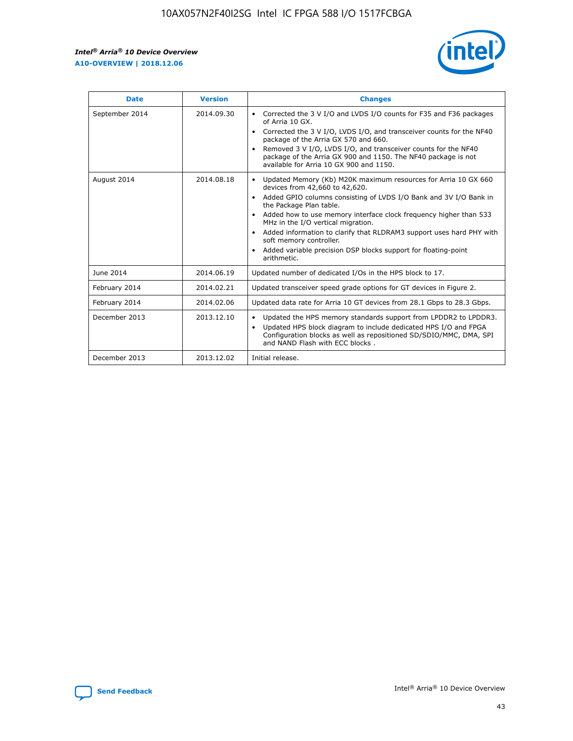| Date | Version | Changes |
| --- | --- | --- |
| September 2014 | 2014.09.30 | • Corrected the 3 V I/O and LVDS I/O counts for F35 and F36 packages of Arria 10 GX.<br>• Corrected the 3 V I/O, LVDS I/O, and transceiver counts for the NF40 package of the Arria GX 570 and 660.<br>• Removed 3 V I/O, LVDS I/O, and transceiver counts for the NF40 package of the Arria GX 900 and 1150. The NF40 package is not available for Arria 10 GX 900 and 1150. |
| August 2014 | 2014.08.18 | • Updated Memory (Kb) M20K maximum resources for Arria 10 GX 660 devices from 42,660 to 42,620.<br>• Added GPIO columns consisting of LVDS I/O Bank and 3V I/O Bank in the Package Plan table.<br>• Added how to use memory interface clock frequency higher than 533 MHz in the I/O vertical migration.<br>• Added information to clarify that RLDRAM3 support uses hard PHY with soft memory controller.<br>• Added variable precision DSP blocks support for floating-point arithmetic. |
| June 2014 | 2014.06.19 | Updated number of dedicated I/Os in the HPS block to 17. |
| February 2014 | 2014.02.21 | Updated transceiver speed grade options for GT devices in Figure 2. |
| February 2014 | 2014.02.06 | Updated data rate for Arria 10 GT devices from 28.1 Gbps to 28.3 Gbps. |
| December 2013 | 2013.12.10 | • Updated the HPS memory standards support from LPDDR2 to LPDDR3.<br>• Updated HPS block diagram to include dedicated HPS I/O and FPGA Configuration blocks as well as repositioned SD/SDIO/MMC, DMA, SPI and NAND Flash with ECC blocks . |
| December 2013 | 2013.12.02 | Initial release. |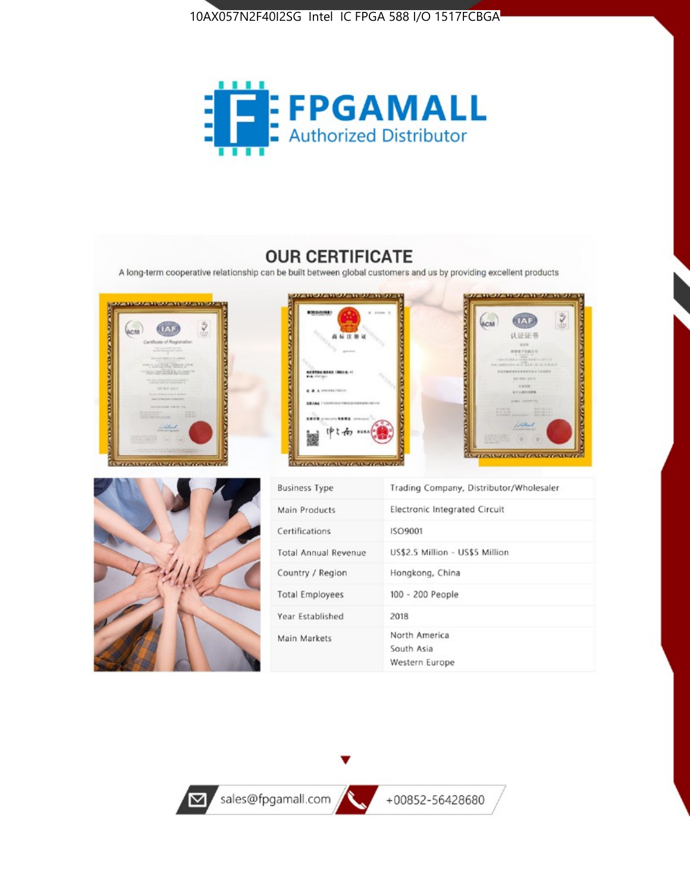FPGAMALL
Authorized Distributor

## OUR CERTIFICATE

A long-term cooperative relationship can be built between global customers and us by providing excellent products

| | |
|---|---|
| Business Type | Trading Company, Distributor/Wholesaler |
| Main Products | Electronic Integrated Circuit |
| Certifications | ISO9001 |
| Total Annual Revenue | US$2.5 Million - US$5 Million |
| Country / Region | Hongkong, China |
| Total Employees | 100 - 200 People |
| Year Established | 2018 |
| Main Markets | North America<br>South Asia<br>Western Europe |

sales@fpgamall.com +00852-56428680